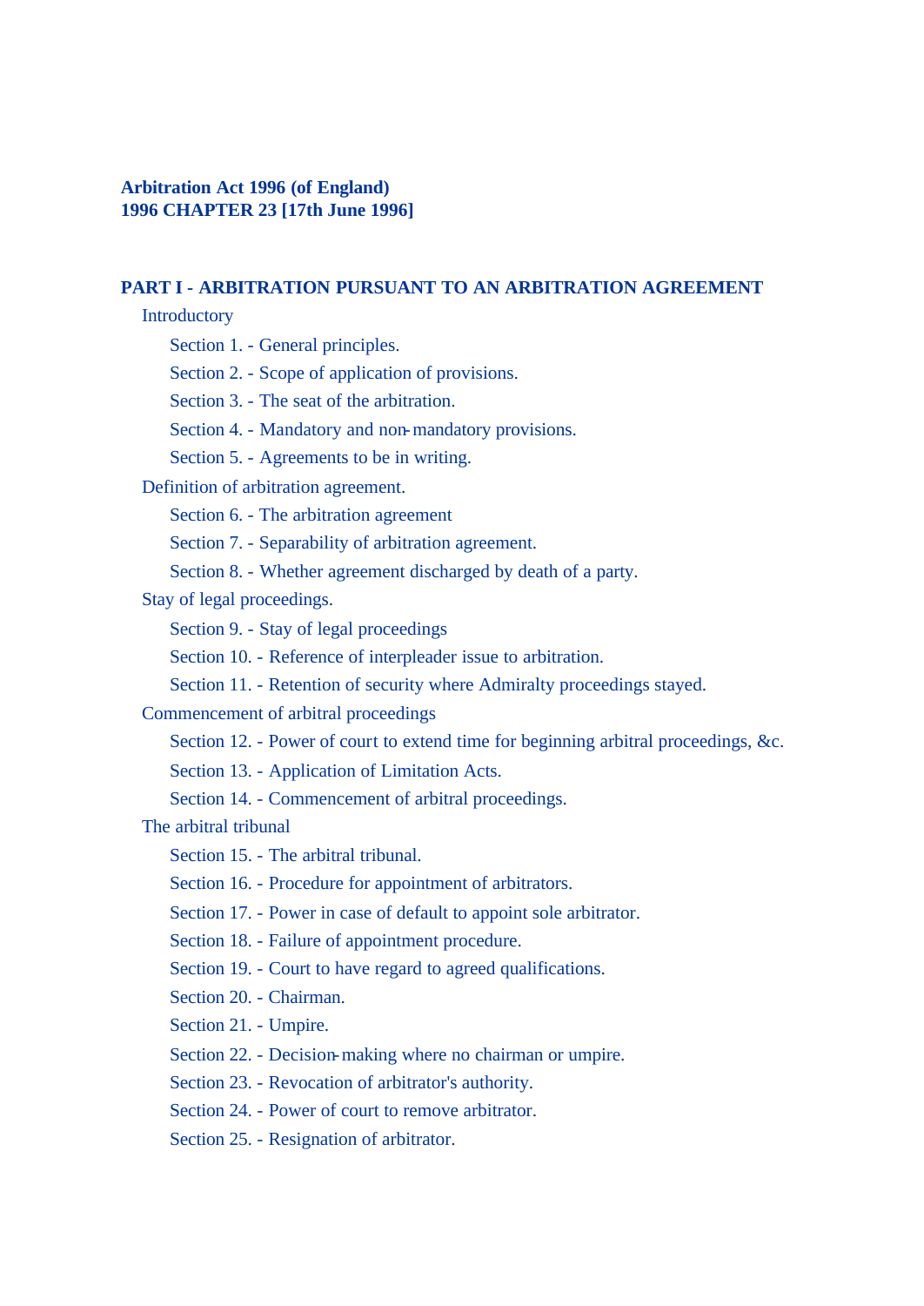# Arbitration Act 1996 (of England)

**1996 CHAPTER 23 [17th June 1996]**

## PART I - ARBITRATION PURSUANT TO AN ARBITRATION AGREEMENT

### Introductory

- Section 1. - General principles.
- Section 2. - Scope of application of provisions.
- Section 3. - The seat of the arbitration.
- Section 4. - Mandatory and non-mandatory provisions.
- Section 5. - Agreements to be in writing.

### Definition of arbitration agreement.

- Section 6. - The arbitration agreement
- Section 7. - Separability of arbitration agreement.
- Section 8. - Whether agreement discharged by death of a party.

### Stay of legal proceedings.

- Section 9. - Stay of legal proceedings
- Section 10. - Reference of interpleader issue to arbitration.
- Section 11. - Retention of security where Admiralty proceedings stayed.

### Commencement of arbitral proceedings

- Section 12. - Power of court to extend time for beginning arbitral proceedings, &c.
- Section 13. - Application of Limitation Acts.
- Section 14. - Commencement of arbitral proceedings.

### The arbitral tribunal

- Section 15. - The arbitral tribunal.
- Section 16. - Procedure for appointment of arbitrators.
- Section 17. - Power in case of default to appoint sole arbitrator.
- Section 18. - Failure of appointment procedure.
- Section 19. - Court to have regard to agreed qualifications.
- Section 20. - Chairman.
- Section 21. - Umpire.
- Section 22. - Decision-making where no chairman or umpire.
- Section 23. - Revocation of arbitrator's authority.
- Section 24. - Power of court to remove arbitrator.
- Section 25. - Resignation of arbitrator.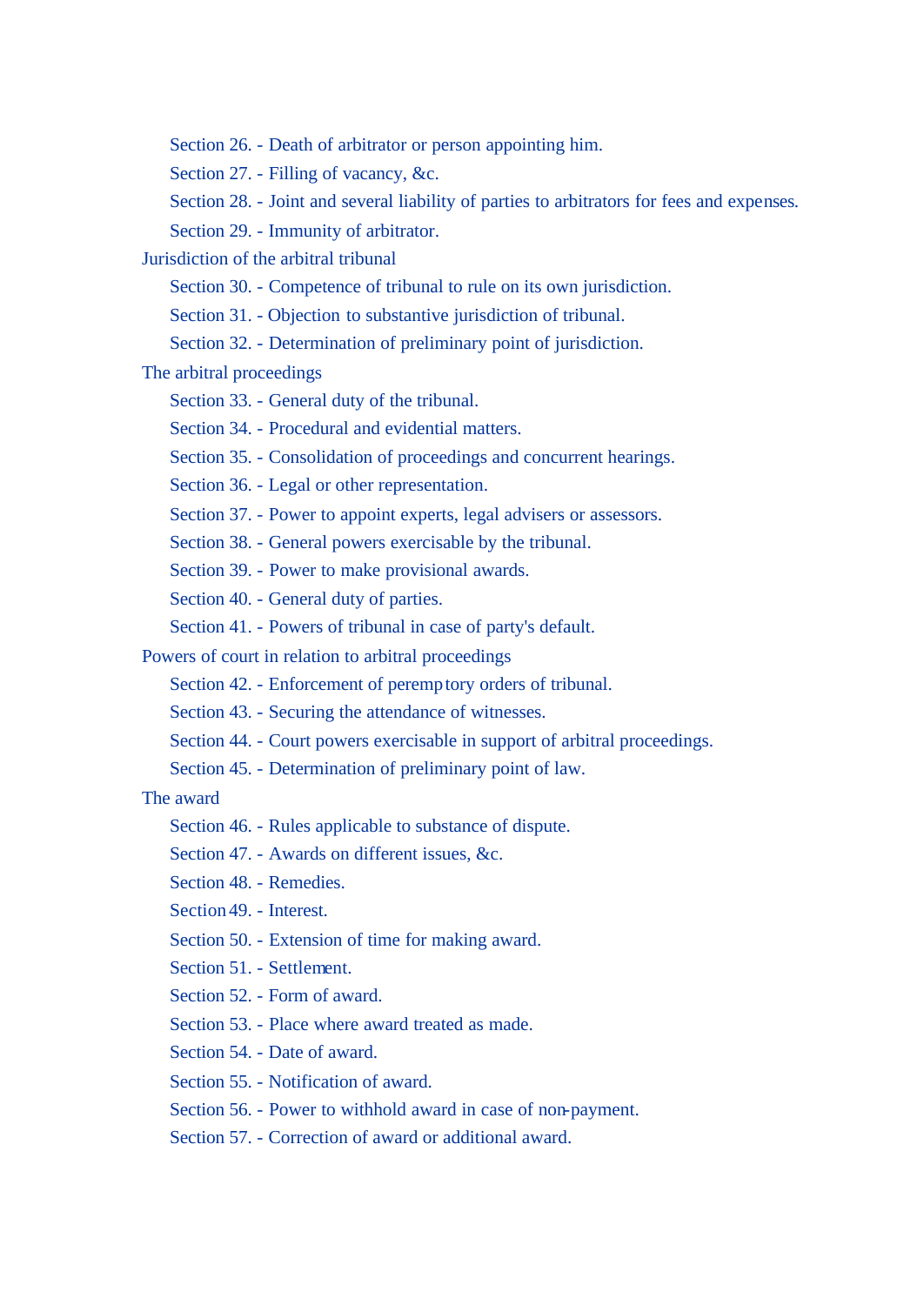Section 26. - Death of arbitrator or person appointing him.

Section 27. - Filling of vacancy, &c.

Section 28. - Joint and several liability of parties to arbitrators for fees and expenses.

Section 29. - Immunity of arbitrator.

Jurisdiction of the arbitral tribunal

Section 30. - Competence of tribunal to rule on its own jurisdiction.

Section 31. - Objection to substantive jurisdiction of tribunal.

Section 32. - Determination of preliminary point of jurisdiction.

The arbitral proceedings

Section 33. - General duty of the tribunal.

Section 34. - Procedural and evidential matters.

Section 35. - Consolidation of proceedings and concurrent hearings.

Section 36. - Legal or other representation.

Section 37. - Power to appoint experts, legal advisers or assessors.

Section 38. - General powers exercisable by the tribunal.

Section 39. - Power to make provisional awards.

Section 40. - General duty of parties.

Section 41. - Powers of tribunal in case of party's default.

Powers of court in relation to arbitral proceedings

Section 42. - Enforcement of peremptory orders of tribunal.

Section 43. - Securing the attendance of witnesses.

Section 44. - Court powers exercisable in support of arbitral proceedings.

Section 45. - Determination of preliminary point of law.

The award

Section 46. - Rules applicable to substance of dispute.

Section 47. - Awards on different issues, &c.

Section 48. - Remedies.

Section 49. - Interest.

Section 50. - Extension of time for making award.

Section 51. - Settlement.

Section 52. - Form of award.

Section 53. - Place where award treated as made.

Section 54. - Date of award.

Section 55. - Notification of award.

Section 56. - Power to withhold award in case of non-payment.

Section 57. - Correction of award or additional award.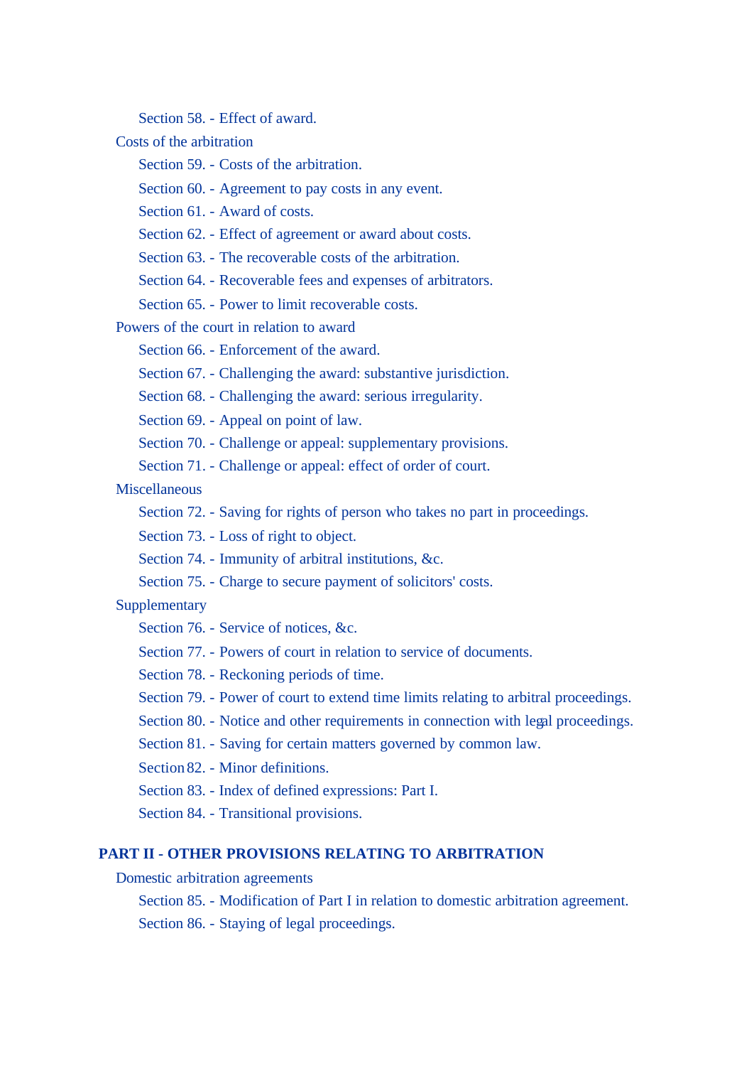Section 58. - Effect of award.

Costs of the arbitration

Section 59. - Costs of the arbitration.

Section 60. - Agreement to pay costs in any event.

Section 61. - Award of costs.

Section 62. - Effect of agreement or award about costs.

Section 63. - The recoverable costs of the arbitration.

Section 64. - Recoverable fees and expenses of arbitrators.

Section 65. - Power to limit recoverable costs.

Powers of the court in relation to award

Section 66. - Enforcement of the award.

Section 67. - Challenging the award: substantive jurisdiction.

Section 68. - Challenging the award: serious irregularity.

Section 69. - Appeal on point of law.

Section 70. - Challenge or appeal: supplementary provisions.

Section 71. - Challenge or appeal: effect of order of court.

Miscellaneous

Section 72. - Saving for rights of person who takes no part in proceedings.

Section 73. - Loss of right to object.

Section 74. - Immunity of arbitral institutions, &c.

Section 75. - Charge to secure payment of solicitors' costs.

Supplementary

Section 76. - Service of notices, &c.

Section 77. - Powers of court in relation to service of documents.

Section 78. - Reckoning periods of time.

Section 79. - Power of court to extend time limits relating to arbitral proceedings.

Section 80. - Notice and other requirements in connection with legal proceedings.

Section 81. - Saving for certain matters governed by common law.

Section 82. - Minor definitions.

Section 83. - Index of defined expressions: Part I.

Section 84. - Transitional provisions.

**PART II - OTHER PROVISIONS RELATING TO ARBITRATION**

Domestic arbitration agreements

Section 85. - Modification of Part I in relation to domestic arbitration agreement.

Section 86. - Staying of legal proceedings.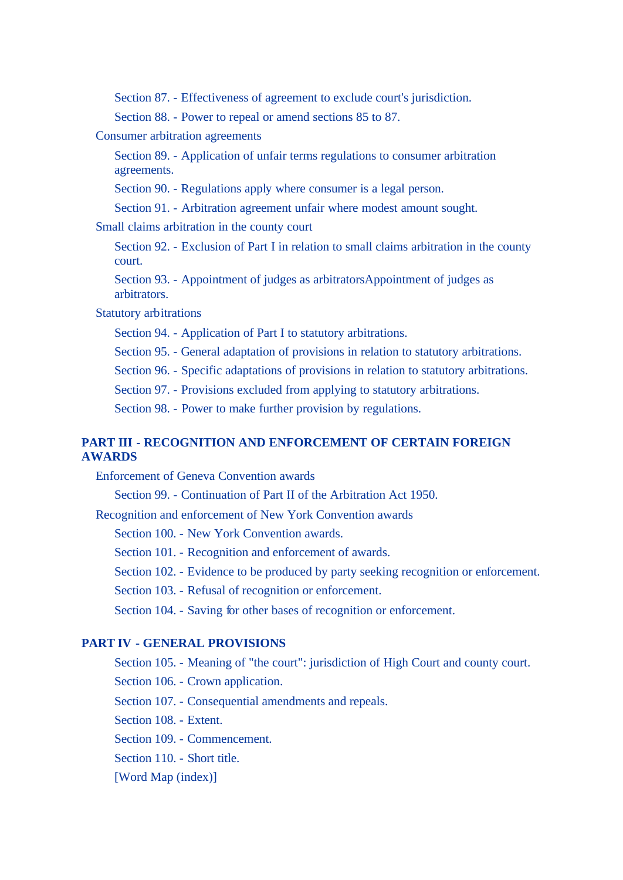Section 87. - Effectiveness of agreement to exclude court's jurisdiction.

Section 88. - Power to repeal or amend sections 85 to 87.

Consumer arbitration agreements

Section 89. - Application of unfair terms regulations to consumer arbitration agreements.

Section 90. - Regulations apply where consumer is a legal person.

Section 91. - Arbitration agreement unfair where modest amount sought.

Small claims arbitration in the county court

Section 92. - Exclusion of Part I in relation to small claims arbitration in the county court.

Section 93. - Appointment of judges as arbitratorsAppointment of judges as arbitrators.

Statutory arbitrations

Section 94. - Application of Part I to statutory arbitrations.

Section 95. - General adaptation of provisions in relation to statutory arbitrations.

Section 96. - Specific adaptations of provisions in relation to statutory arbitrations.

Section 97. - Provisions excluded from applying to statutory arbitrations.

Section 98. - Power to make further provision by regulations.

## PART III - RECOGNITION AND ENFORCEMENT OF CERTAIN FOREIGN AWARDS

Enforcement of Geneva Convention awards

Section 99. - Continuation of Part II of the Arbitration Act 1950.

Recognition and enforcement of New York Convention awards

Section 100. - New York Convention awards.

Section 101. - Recognition and enforcement of awards.

Section 102. - Evidence to be produced by party seeking recognition or enforcement.

Section 103. - Refusal of recognition or enforcement.

Section 104. - Saving for other bases of recognition or enforcement.

## PART IV - GENERAL PROVISIONS

Section 105. - Meaning of "the court": jurisdiction of High Court and county court.

Section 106. - Crown application.

Section 107. - Consequential amendments and repeals.

Section 108. - Extent.

Section 109. - Commencement.

Section 110. - Short title.

[Word Map (index)]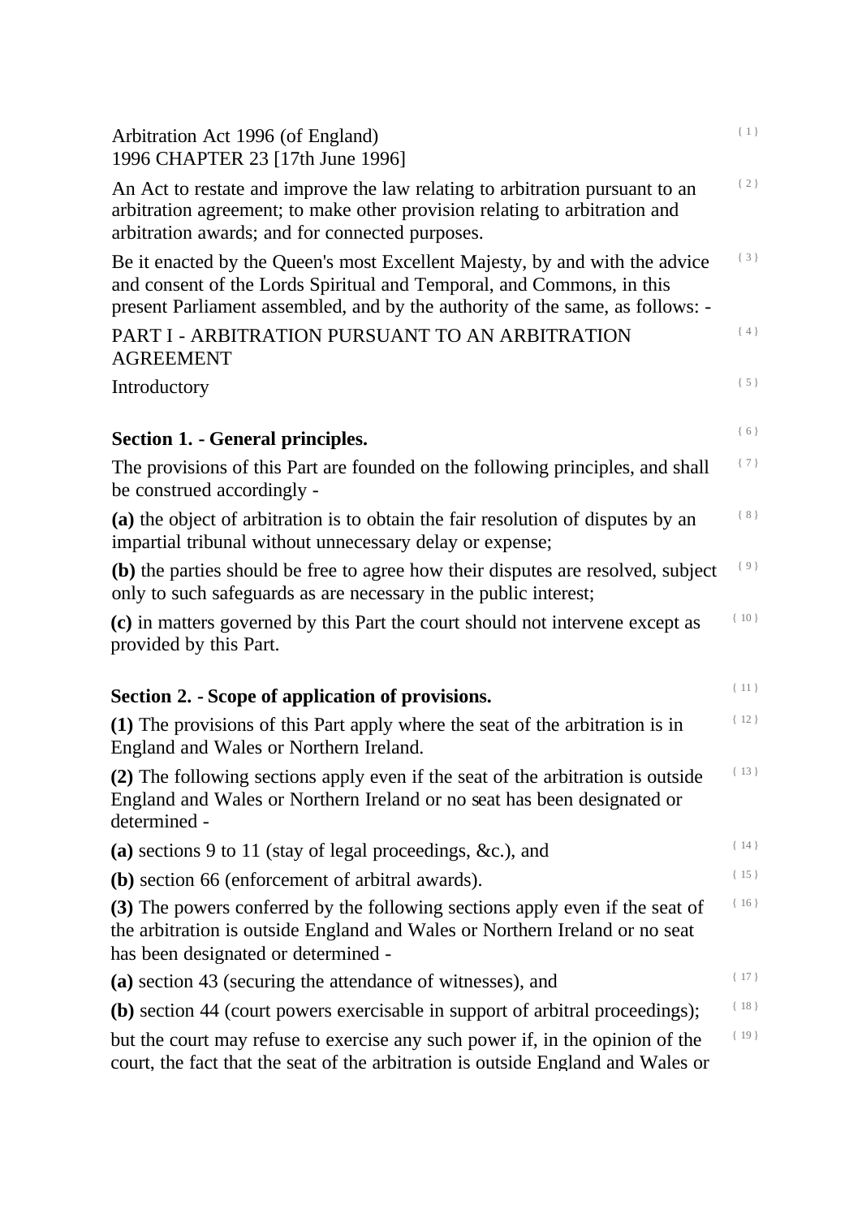Arbitration Act 1996 (of England)
1996 CHAPTER 23 [17th June 1996]

An Act to restate and improve the law relating to arbitration pursuant to an arbitration agreement; to make other provision relating to arbitration and arbitration awards; and for connected purposes.

Be it enacted by the Queen's most Excellent Majesty, by and with the advice and consent of the Lords Spiritual and Temporal, and Commons, in this present Parliament assembled, and by the authority of the same, as follows: -

PART I - ARBITRATION PURSUANT TO AN ARBITRATION AGREEMENT

Introductory

### Section 1. - General principles.

The provisions of this Part are founded on the following principles, and shall be construed accordingly -

**(a)** the object of arbitration is to obtain the fair resolution of disputes by an impartial tribunal without unnecessary delay or expense;

**(b)** the parties should be free to agree how their disputes are resolved, subject only to such safeguards as are necessary in the public interest;

**(c)** in matters governed by this Part the court should not intervene except as provided by this Part.

### Section 2. - Scope of application of provisions.

**(1)** The provisions of this Part apply where the seat of the arbitration is in England and Wales or Northern Ireland.

**(2)** The following sections apply even if the seat of the arbitration is outside England and Wales or Northern Ireland or no seat has been designated or determined -

**(a)** sections 9 to 11 (stay of legal proceedings, &c.), and

**(b)** section 66 (enforcement of arbitral awards).

**(3)** The powers conferred by the following sections apply even if the seat of the arbitration is outside England and Wales or Northern Ireland or no seat has been designated or determined -

**(a)** section 43 (securing the attendance of witnesses), and

**(b)** section 44 (court powers exercisable in support of arbitral proceedings);

but the court may refuse to exercise any such power if, in the opinion of the court, the fact that the seat of the arbitration is outside England and Wales or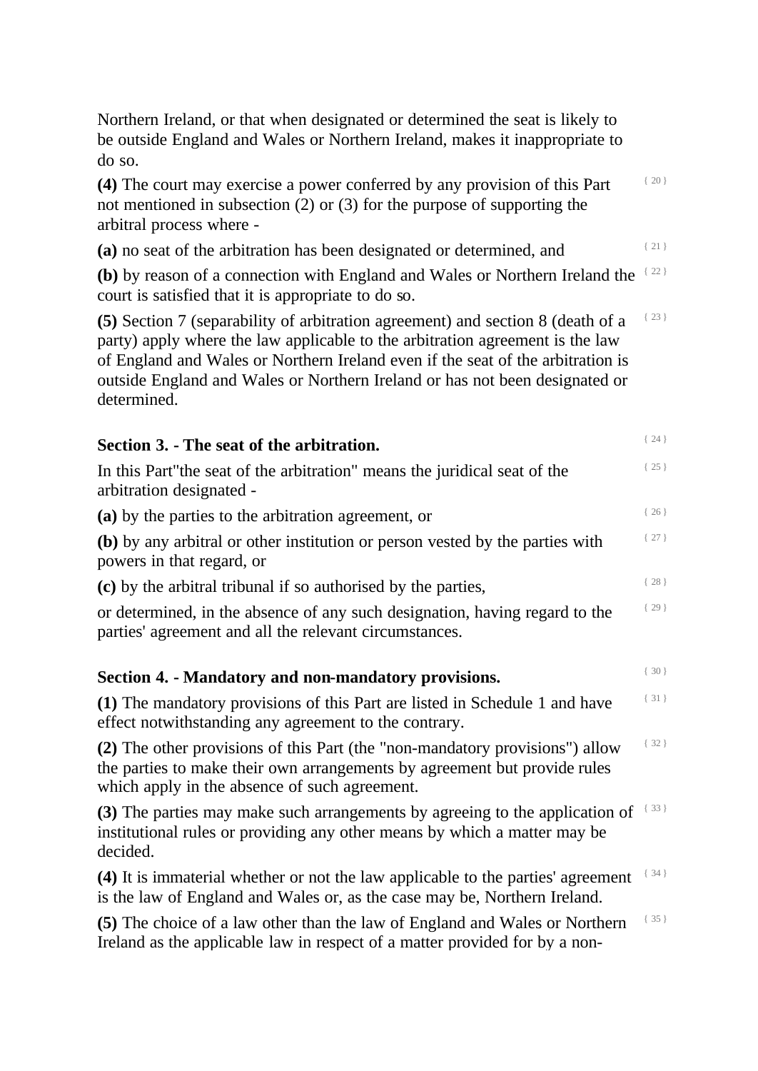Northern Ireland, or that when designated or determined the seat is likely to be outside England and Wales or Northern Ireland, makes it inappropriate to do so.

**(4)** The court may exercise a power conferred by any provision of this Part not mentioned in subsection (2) or (3) for the purpose of supporting the arbitral process where -

**(a)** no seat of the arbitration has been designated or determined, and

**(b)** by reason of a connection with England and Wales or Northern Ireland the court is satisfied that it is appropriate to do so.

**(5)** Section 7 (separability of arbitration agreement) and section 8 (death of a party) apply where the law applicable to the arbitration agreement is the law of England and Wales or Northern Ireland even if the seat of the arbitration is outside England and Wales or Northern Ireland or has not been designated or determined.

## Section 3. - The seat of the arbitration.

In this Part"the seat of the arbitration" means the juridical seat of the arbitration designated -

**(a)** by the parties to the arbitration agreement, or

**(b)** by any arbitral or other institution or person vested by the parties with powers in that regard, or

**(c)** by the arbitral tribunal if so authorised by the parties,

or determined, in the absence of any such designation, having regard to the parties' agreement and all the relevant circumstances.

## Section 4. - Mandatory and non-mandatory provisions.

**(1)** The mandatory provisions of this Part are listed in Schedule 1 and have effect notwithstanding any agreement to the contrary.

**(2)** The other provisions of this Part (the "non-mandatory provisions") allow the parties to make their own arrangements by agreement but provide rules which apply in the absence of such agreement.

**(3)** The parties may make such arrangements by agreeing to the application of institutional rules or providing any other means by which a matter may be decided.

**(4)** It is immaterial whether or not the law applicable to the parties' agreement is the law of England and Wales or, as the case may be, Northern Ireland.

**(5)** The choice of a law other than the law of England and Wales or Northern Ireland as the applicable law in respect of a matter provided for by a non-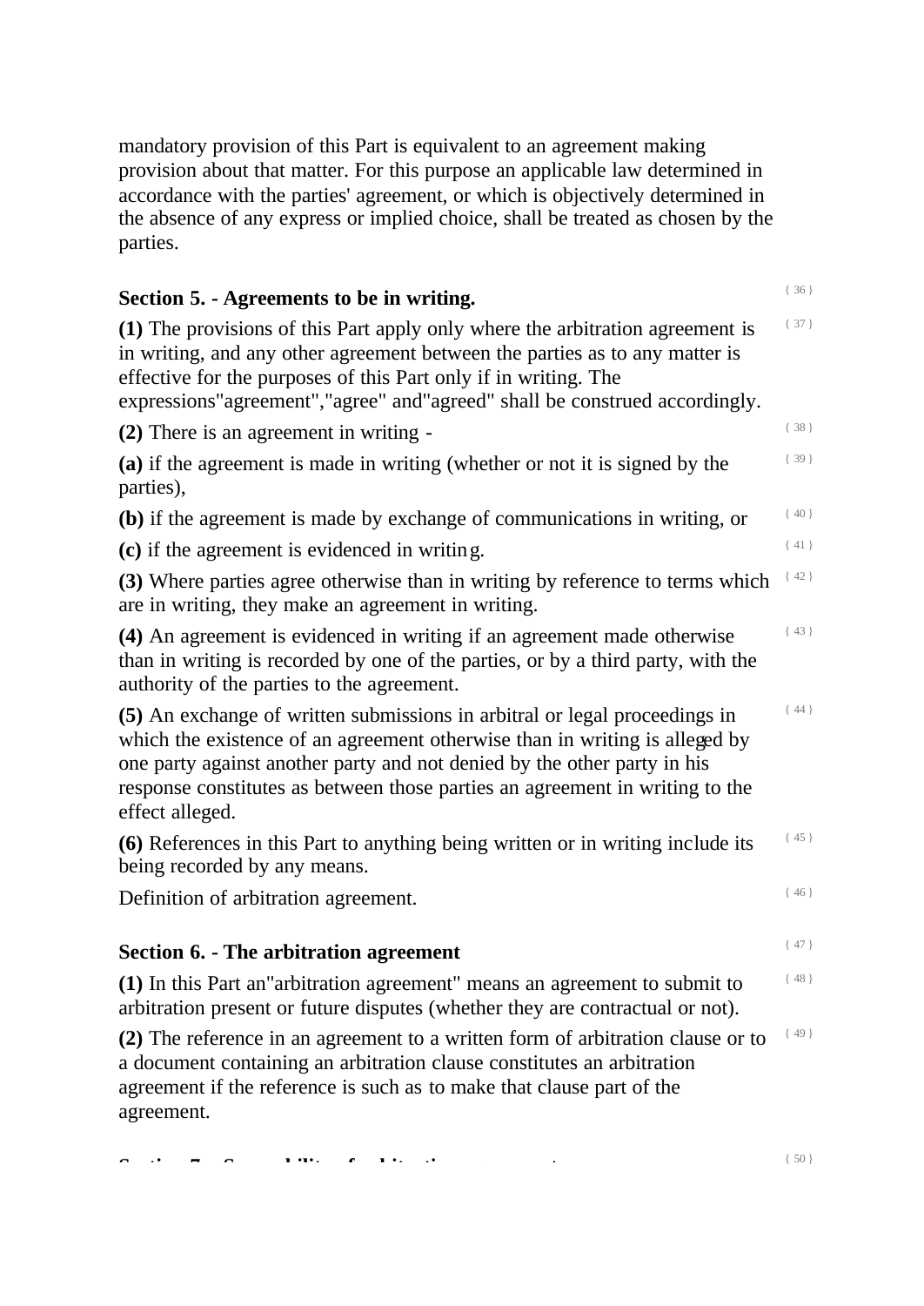mandatory provision of this Part is equivalent to an agreement making provision about that matter. For this purpose an applicable law determined in accordance with the parties' agreement, or which is objectively determined in the absence of any express or implied choice, shall be treated as chosen by the parties.

### Section 5. - Agreements to be in writing.

**(1)** The provisions of this Part apply only where the arbitration agreement is in writing, and any other agreement between the parties as to any matter is effective for the purposes of this Part only if in writing. The expressions"agreement","agree" and"agreed" shall be construed accordingly.

**(2)** There is an agreement in writing -

**(a)** if the agreement is made in writing (whether or not it is signed by the parties),

**(b)** if the agreement is made by exchange of communications in writing, or

**(c)** if the agreement is evidenced in writing.

**(3)** Where parties agree otherwise than in writing by reference to terms which are in writing, they make an agreement in writing.

**(4)** An agreement is evidenced in writing if an agreement made otherwise than in writing is recorded by one of the parties, or by a third party, with the authority of the parties to the agreement.

**(5)** An exchange of written submissions in arbitral or legal proceedings in which the existence of an agreement otherwise than in writing is alleged by one party against another party and not denied by the other party in his response constitutes as between those parties an agreement in writing to the effect alleged.

**(6)** References in this Part to anything being written or in writing include its being recorded by any means.

Definition of arbitration agreement.

### Section 6. - The arbitration agreement

**(1)** In this Part an"arbitration agreement" means an agreement to submit to arbitration present or future disputes (whether they are contractual or not).

**(2)** The reference in an agreement to a written form of arbitration clause or to a document containing an arbitration clause constitutes an arbitration agreement if the reference is such as to make that clause part of the agreement.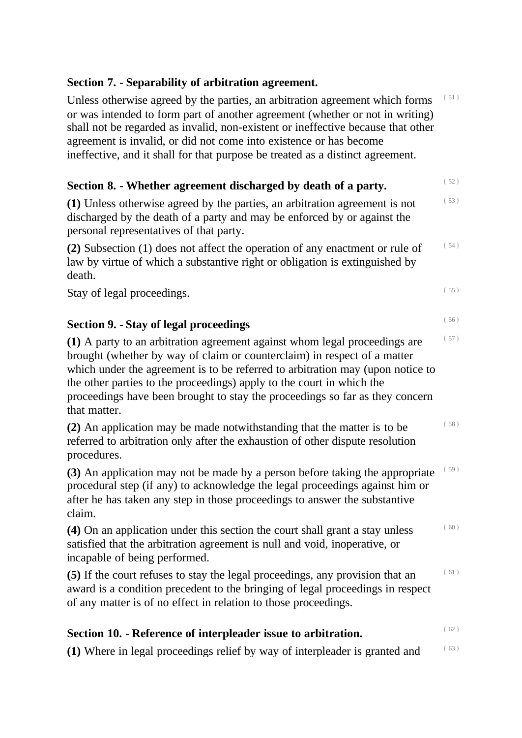### Section 7. - Separability of arbitration agreement.

Unless otherwise agreed by the parties, an arbitration agreement which forms or was intended to form part of another agreement (whether or not in writing) shall not be regarded as invalid, non-existent or ineffective because that other agreement is invalid, or did not come into existence or has become ineffective, and it shall for that purpose be treated as a distinct agreement.

### Section 8. - Whether agreement discharged by death of a party.

**(1)** Unless otherwise agreed by the parties, an arbitration agreement is not discharged by the death of a party and may be enforced by or against the personal representatives of that party.

**(2)** Subsection (1) does not affect the operation of any enactment or rule of law by virtue of which a substantive right or obligation is extinguished by death.

Stay of legal proceedings.

### Section 9. - Stay of legal proceedings

**(1)** A party to an arbitration agreement against whom legal proceedings are brought (whether by way of claim or counterclaim) in respect of a matter which under the agreement is to be referred to arbitration may (upon notice to the other parties to the proceedings) apply to the court in which the proceedings have been brought to stay the proceedings so far as they concern that matter.

**(2)** An application may be made notwithstanding that the matter is to be referred to arbitration only after the exhaustion of other dispute resolution procedures.

**(3)** An application may not be made by a person before taking the appropriate procedural step (if any) to acknowledge the legal proceedings against him or after he has taken any step in those proceedings to answer the substantive claim.

**(4)** On an application under this section the court shall grant a stay unless satisfied that the arbitration agreement is null and void, inoperative, or incapable of being performed.

**(5)** If the court refuses to stay the legal proceedings, any provision that an award is a condition precedent to the bringing of legal proceedings in respect of any matter is of no effect in relation to those proceedings.

### Section 10. - Reference of interpleader issue to arbitration.

**(1)** Where in legal proceedings relief by way of interpleader is granted and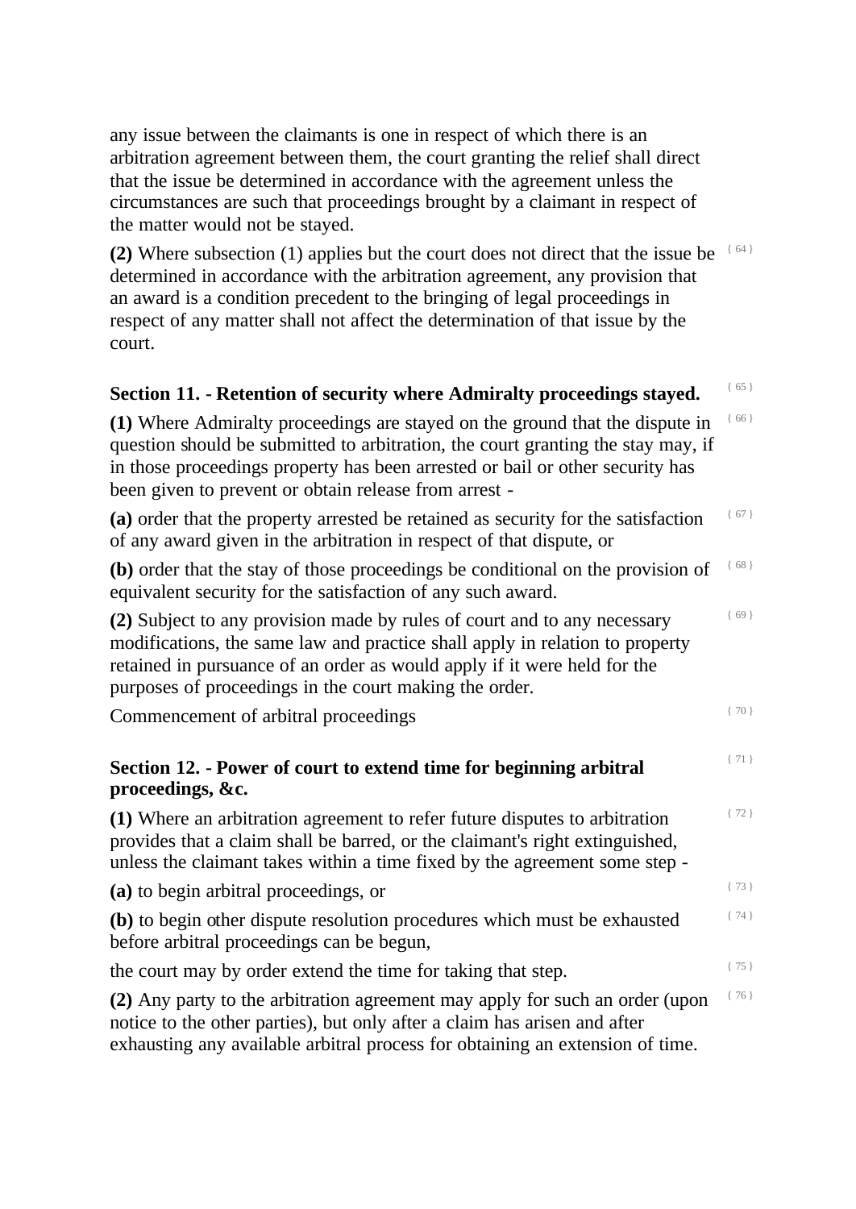any issue between the claimants is one in respect of which there is an arbitration agreement between them, the court granting the relief shall direct that the issue be determined in accordance with the agreement unless the circumstances are such that proceedings brought by a claimant in respect of the matter would not be stayed.

**(2)** Where subsection (1) applies but the court does not direct that the issue be determined in accordance with the arbitration agreement, any provision that an award is a condition precedent to the bringing of legal proceedings in respect of any matter shall not affect the determination of that issue by the court. { 64 }

### Section 11. - Retention of security where Admiralty proceedings stayed. { 65 }

**(1)** Where Admiralty proceedings are stayed on the ground that the dispute in question should be submitted to arbitration, the court granting the stay may, if in those proceedings property has been arrested or bail or other security has been given to prevent or obtain release from arrest - { 66 }

**(a)** order that the property arrested be retained as security for the satisfaction of any award given in the arbitration in respect of that dispute, or { 67 }

**(b)** order that the stay of those proceedings be conditional on the provision of equivalent security for the satisfaction of any such award. { 68 }

**(2)** Subject to any provision made by rules of court and to any necessary modifications, the same law and practice shall apply in relation to property retained in pursuance of an order as would apply if it were held for the purposes of proceedings in the court making the order. { 69 }

Commencement of arbitral proceedings { 70 }

### Section 12. - Power of court to extend time for beginning arbitral proceedings, &c. { 71 }

**(1)** Where an arbitration agreement to refer future disputes to arbitration provides that a claim shall be barred, or the claimant's right extinguished, unless the claimant takes within a time fixed by the agreement some step - { 72 }

**(a)** to begin arbitral proceedings, or { 73 }

**(b)** to begin other dispute resolution procedures which must be exhausted before arbitral proceedings can be begun, { 74 }

the court may by order extend the time for taking that step. { 75 }

**(2)** Any party to the arbitration agreement may apply for such an order (upon notice to the other parties), but only after a claim has arisen and after exhausting any available arbitral process for obtaining an extension of time. { 76 }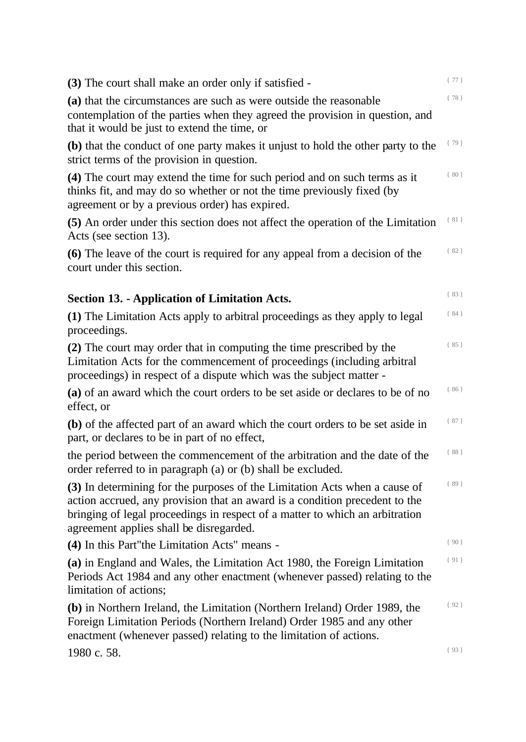**(3)** The court shall make an order only if satisfied -

**(a)** that the circumstances are such as were outside the reasonable contemplation of the parties when they agreed the provision in question, and that it would be just to extend the time, or

**(b)** that the conduct of one party makes it unjust to hold the other party to the strict terms of the provision in question.

**(4)** The court may extend the time for such period and on such terms as it thinks fit, and may do so whether or not the time previously fixed (by agreement or by a previous order) has expired.

**(5)** An order under this section does not affect the operation of the Limitation Acts (see section 13).

**(6)** The leave of the court is required for any appeal from a decision of the court under this section.

## Section 13. - Application of Limitation Acts.

**(1)** The Limitation Acts apply to arbitral proceedings as they apply to legal proceedings.

**(2)** The court may order that in computing the time prescribed by the Limitation Acts for the commencement of proceedings (including arbitral proceedings) in respect of a dispute which was the subject matter -

**(a)** of an award which the court orders to be set aside or declares to be of no effect, or

**(b)** of the affected part of an award which the court orders to be set aside in part, or declares to be in part of no effect,

the period between the commencement of the arbitration and the date of the order referred to in paragraph (a) or (b) shall be excluded.

**(3)** In determining for the purposes of the Limitation Acts when a cause of action accrued, any provision that an award is a condition precedent to the bringing of legal proceedings in respect of a matter to which an arbitration agreement applies shall be disregarded.

**(4)** In this Part"the Limitation Acts" means -

**(a)** in England and Wales, the Limitation Act 1980, the Foreign Limitation Periods Act 1984 and any other enactment (whenever passed) relating to the limitation of actions;

**(b)** in Northern Ireland, the Limitation (Northern Ireland) Order 1989, the Foreign Limitation Periods (Northern Ireland) Order 1985 and any other enactment (whenever passed) relating to the limitation of actions.

1980 c. 58.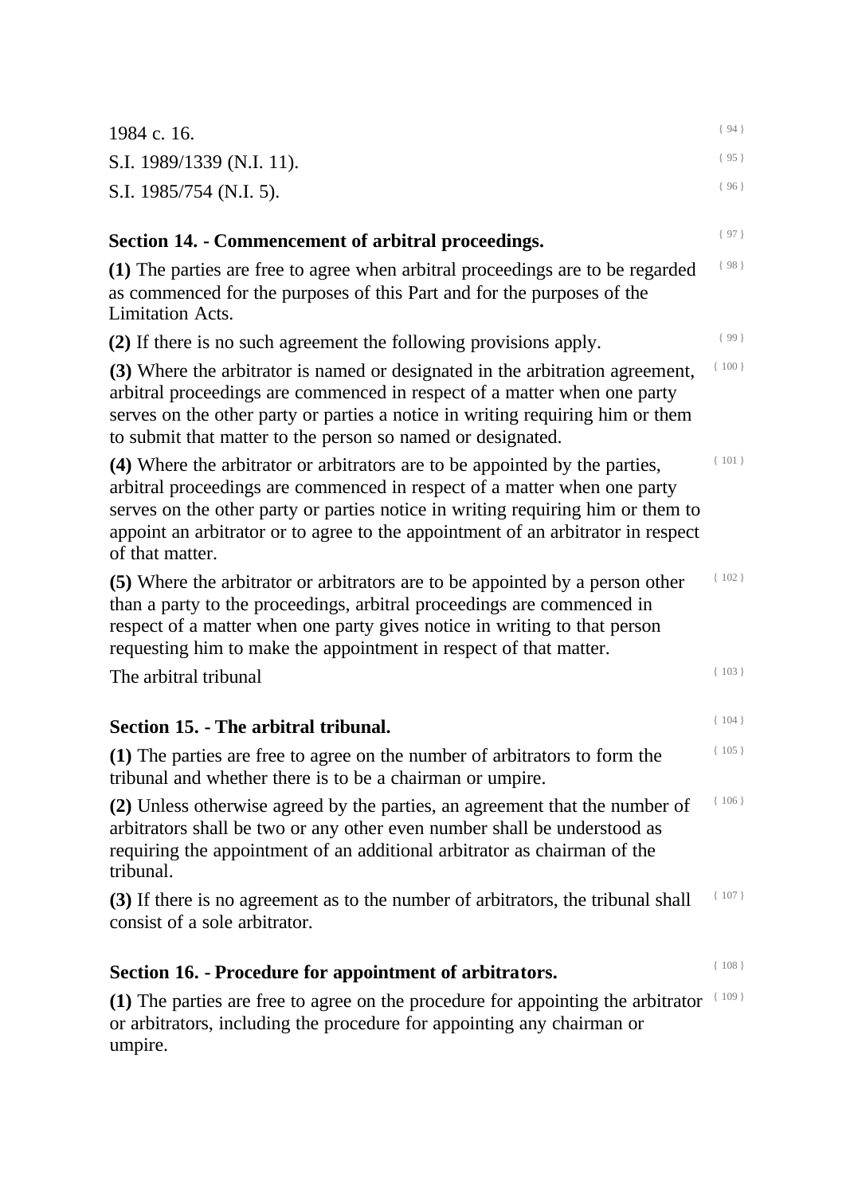1984 c. 16.

S.I. 1989/1339 (N.I. 11).

S.I. 1985/754 (N.I. 5).

## Section 14. - Commencement of arbitral proceedings.

**(1)** The parties are free to agree when arbitral proceedings are to be regarded as commenced for the purposes of this Part and for the purposes of the Limitation Acts.

**(2)** If there is no such agreement the following provisions apply.

**(3)** Where the arbitrator is named or designated in the arbitration agreement, arbitral proceedings are commenced in respect of a matter when one party serves on the other party or parties a notice in writing requiring him or them to submit that matter to the person so named or designated.

**(4)** Where the arbitrator or arbitrators are to be appointed by the parties, arbitral proceedings are commenced in respect of a matter when one party serves on the other party or parties notice in writing requiring him or them to appoint an arbitrator or to agree to the appointment of an arbitrator in respect of that matter.

**(5)** Where the arbitrator or arbitrators are to be appointed by a person other than a party to the proceedings, arbitral proceedings are commenced in respect of a matter when one party gives notice in writing to that person requesting him to make the appointment in respect of that matter.

The arbitral tribunal

## Section 15. - The arbitral tribunal.

**(1)** The parties are free to agree on the number of arbitrators to form the tribunal and whether there is to be a chairman or umpire.

**(2)** Unless otherwise agreed by the parties, an agreement that the number of arbitrators shall be two or any other even number shall be understood as requiring the appointment of an additional arbitrator as chairman of the tribunal.

**(3)** If there is no agreement as to the number of arbitrators, the tribunal shall consist of a sole arbitrator.

## Section 16. - Procedure for appointment of arbitrators.

**(1)** The parties are free to agree on the procedure for appointing the arbitrator or arbitrators, including the procedure for appointing any chairman or umpire.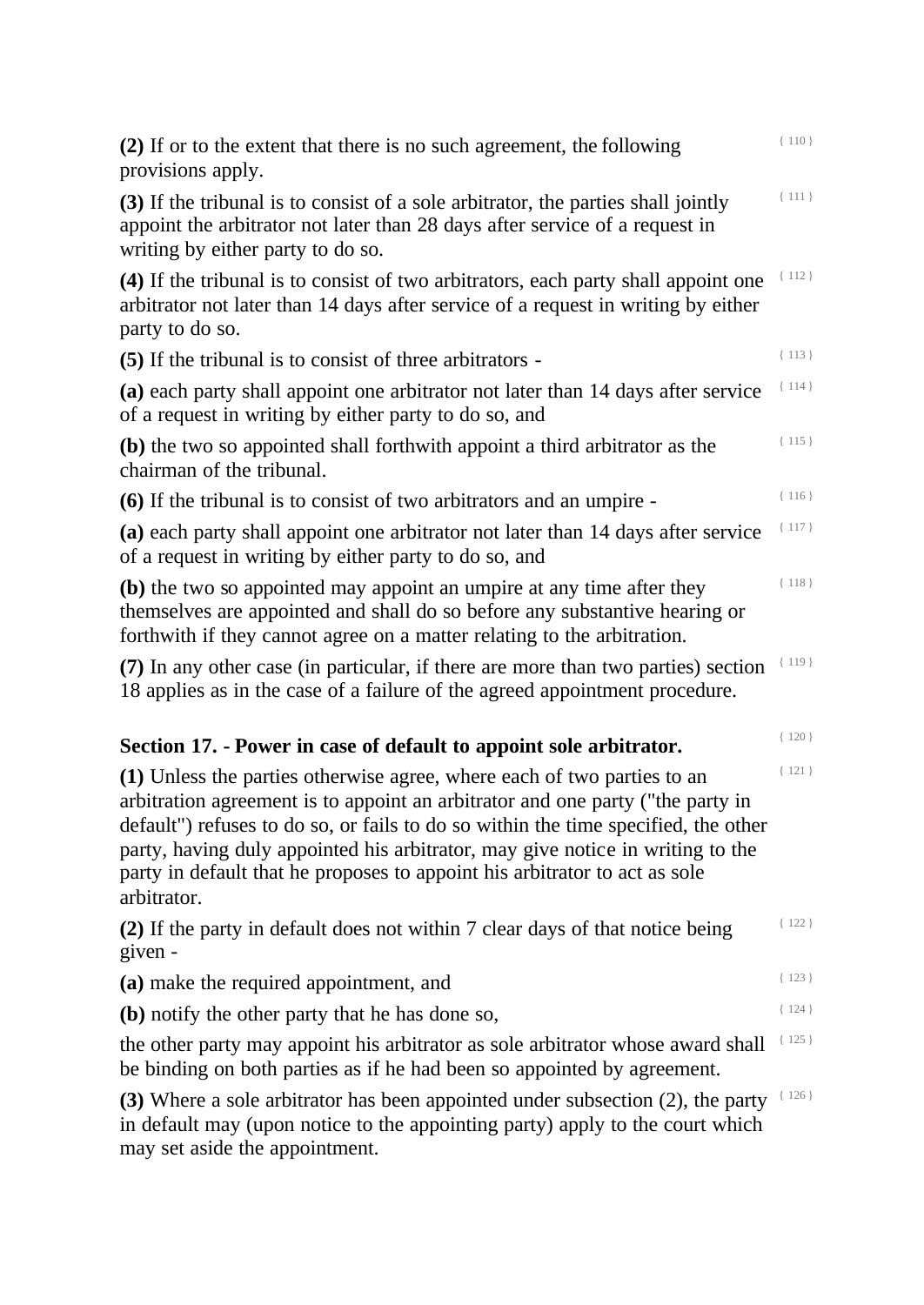**(2)** If or to the extent that there is no such agreement, the following provisions apply.

**(3)** If the tribunal is to consist of a sole arbitrator, the parties shall jointly appoint the arbitrator not later than 28 days after service of a request in writing by either party to do so.

**(4)** If the tribunal is to consist of two arbitrators, each party shall appoint one arbitrator not later than 14 days after service of a request in writing by either party to do so.

**(5)** If the tribunal is to consist of three arbitrators -

**(a)** each party shall appoint one arbitrator not later than 14 days after service of a request in writing by either party to do so, and

**(b)** the two so appointed shall forthwith appoint a third arbitrator as the chairman of the tribunal.

**(6)** If the tribunal is to consist of two arbitrators and an umpire -

**(a)** each party shall appoint one arbitrator not later than 14 days after service of a request in writing by either party to do so, and

**(b)** the two so appointed may appoint an umpire at any time after they themselves are appointed and shall do so before any substantive hearing or forthwith if they cannot agree on a matter relating to the arbitration.

**(7)** In any other case (in particular, if there are more than two parties) section 18 applies as in the case of a failure of the agreed appointment procedure.

### Section 17. - Power in case of default to appoint sole arbitrator.

**(1)** Unless the parties otherwise agree, where each of two parties to an arbitration agreement is to appoint an arbitrator and one party ("the party in default") refuses to do so, or fails to do so within the time specified, the other party, having duly appointed his arbitrator, may give notice in writing to the party in default that he proposes to appoint his arbitrator to act as sole arbitrator.

**(2)** If the party in default does not within 7 clear days of that notice being given -

**(a)** make the required appointment, and

**(b)** notify the other party that he has done so,

the other party may appoint his arbitrator as sole arbitrator whose award shall be binding on both parties as if he had been so appointed by agreement.

**(3)** Where a sole arbitrator has been appointed under subsection (2), the party in default may (upon notice to the appointing party) apply to the court which may set aside the appointment.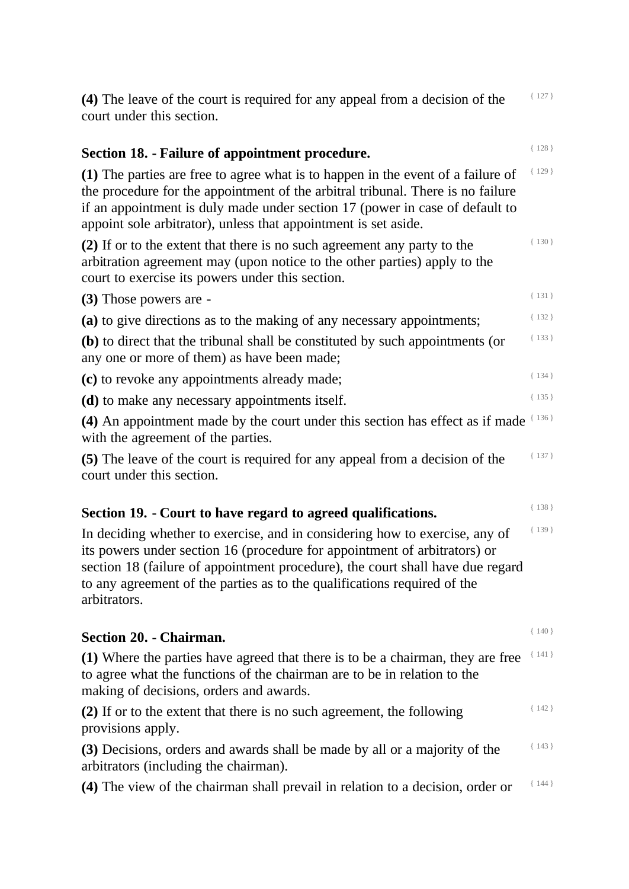**(4)** The leave of the court is required for any appeal from a decision of the court under this section.

## Section 18. - Failure of appointment procedure.

**(1)** The parties are free to agree what is to happen in the event of a failure of the procedure for the appointment of the arbitral tribunal. There is no failure if an appointment is duly made under section 17 (power in case of default to appoint sole arbitrator), unless that appointment is set aside.

**(2)** If or to the extent that there is no such agreement any party to the arbitration agreement may (upon notice to the other parties) apply to the court to exercise its powers under this section.

**(3)** Those powers are -

**(a)** to give directions as to the making of any necessary appointments;

**(b)** to direct that the tribunal shall be constituted by such appointments (or any one or more of them) as have been made;

**(c)** to revoke any appointments already made;

**(d)** to make any necessary appointments itself.

**(4)** An appointment made by the court under this section has effect as if made with the agreement of the parties.

**(5)** The leave of the court is required for any appeal from a decision of the court under this section.

## Section 19. - Court to have regard to agreed qualifications.

In deciding whether to exercise, and in considering how to exercise, any of its powers under section 16 (procedure for appointment of arbitrators) or section 18 (failure of appointment procedure), the court shall have due regard to any agreement of the parties as to the qualifications required of the arbitrators.

## Section 20. - Chairman.

**(1)** Where the parties have agreed that there is to be a chairman, they are free to agree what the functions of the chairman are to be in relation to the making of decisions, orders and awards.

**(2)** If or to the extent that there is no such agreement, the following provisions apply.

**(3)** Decisions, orders and awards shall be made by all or a majority of the arbitrators (including the chairman).

**(4)** The view of the chairman shall prevail in relation to a decision, order or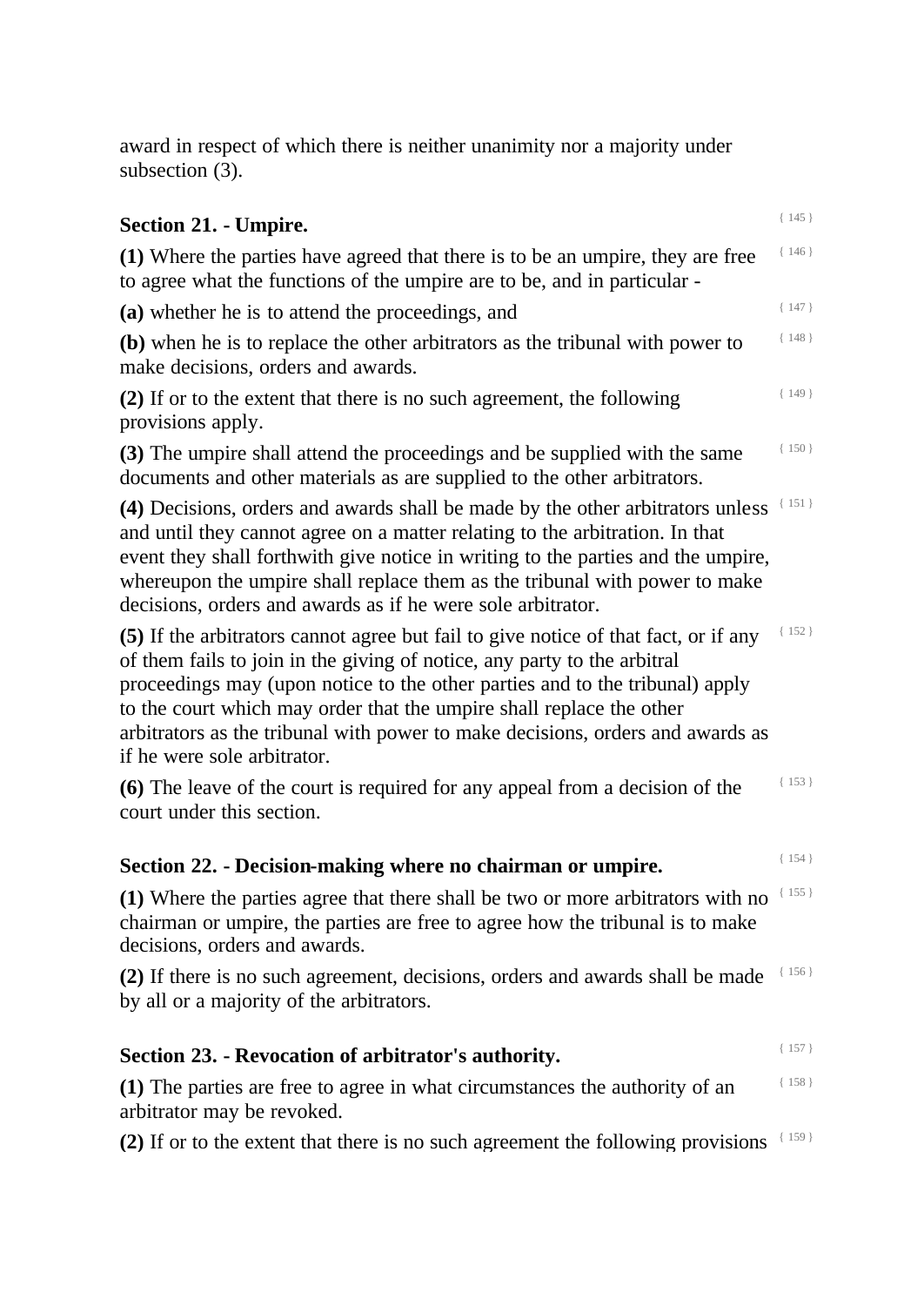award in respect of which there is neither unanimity nor a majority under subsection (3).

### Section 21. - Umpire.

**(1)** Where the parties have agreed that there is to be an umpire, they are free to agree what the functions of the umpire are to be, and in particular -

**(a)** whether he is to attend the proceedings, and

**(b)** when he is to replace the other arbitrators as the tribunal with power to make decisions, orders and awards.

**(2)** If or to the extent that there is no such agreement, the following provisions apply.

**(3)** The umpire shall attend the proceedings and be supplied with the same documents and other materials as are supplied to the other arbitrators.

**(4)** Decisions, orders and awards shall be made by the other arbitrators unless and until they cannot agree on a matter relating to the arbitration. In that event they shall forthwith give notice in writing to the parties and the umpire, whereupon the umpire shall replace them as the tribunal with power to make decisions, orders and awards as if he were sole arbitrator.

**(5)** If the arbitrators cannot agree but fail to give notice of that fact, or if any of them fails to join in the giving of notice, any party to the arbitral proceedings may (upon notice to the other parties and to the tribunal) apply to the court which may order that the umpire shall replace the other arbitrators as the tribunal with power to make decisions, orders and awards as if he were sole arbitrator.

**(6)** The leave of the court is required for any appeal from a decision of the court under this section.

### Section 22. - Decision-making where no chairman or umpire.

**(1)** Where the parties agree that there shall be two or more arbitrators with no chairman or umpire, the parties are free to agree how the tribunal is to make decisions, orders and awards.

**(2)** If there is no such agreement, decisions, orders and awards shall be made by all or a majority of the arbitrators.

### Section 23. - Revocation of arbitrator's authority.

**(1)** The parties are free to agree in what circumstances the authority of an arbitrator may be revoked.

**(2)** If or to the extent that there is no such agreement the following provisions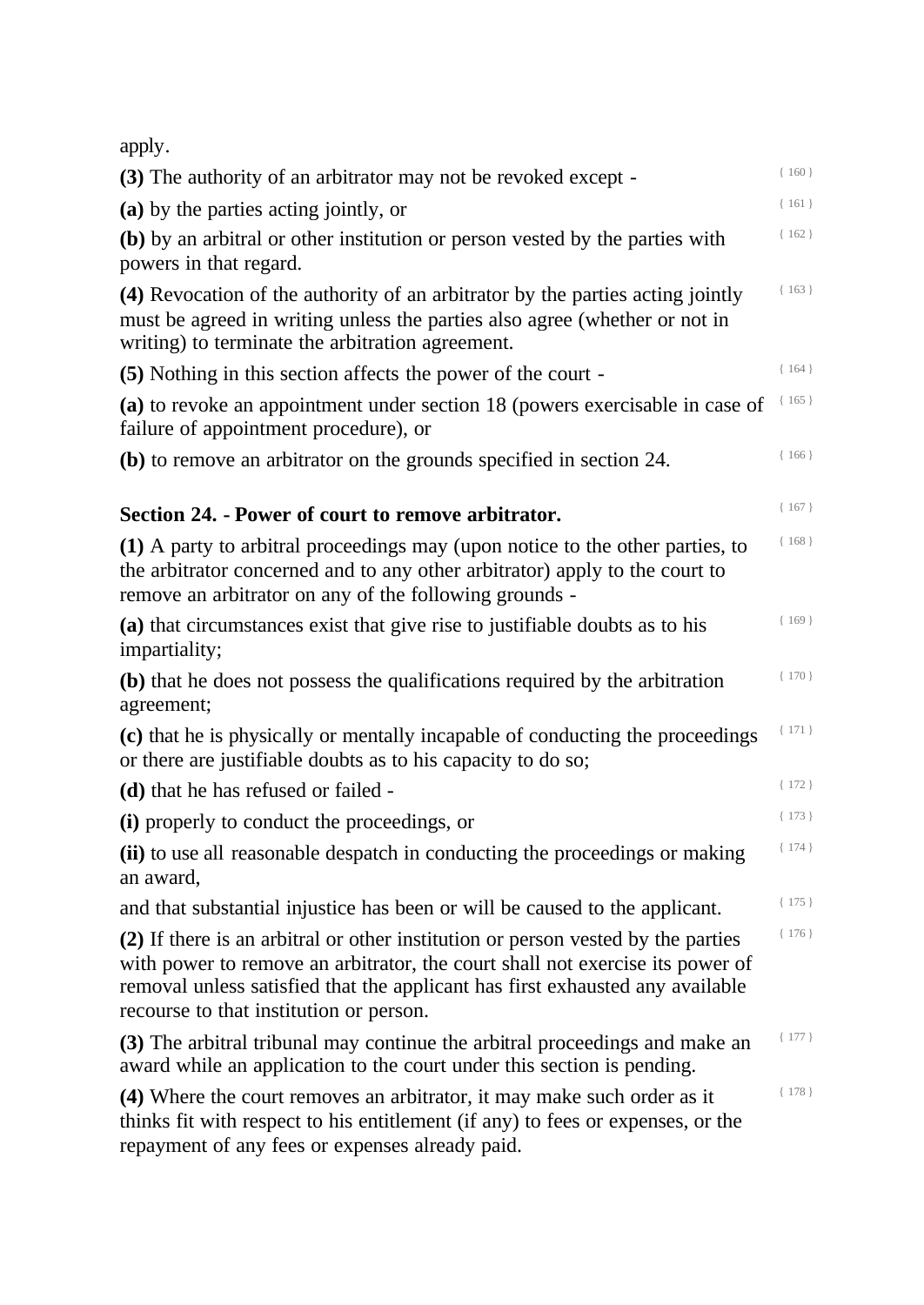apply.

**(3)** The authority of an arbitrator may not be revoked except -

**(a)** by the parties acting jointly, or

**(b)** by an arbitral or other institution or person vested by the parties with powers in that regard.

**(4)** Revocation of the authority of an arbitrator by the parties acting jointly must be agreed in writing unless the parties also agree (whether or not in writing) to terminate the arbitration agreement.

**(5)** Nothing in this section affects the power of the court -

**(a)** to revoke an appointment under section 18 (powers exercisable in case of failure of appointment procedure), or

**(b)** to remove an arbitrator on the grounds specified in section 24.

## Section 24. - Power of court to remove arbitrator.

**(1)** A party to arbitral proceedings may (upon notice to the other parties, to the arbitrator concerned and to any other arbitrator) apply to the court to remove an arbitrator on any of the following grounds -

**(a)** that circumstances exist that give rise to justifiable doubts as to his impartiality;

**(b)** that he does not possess the qualifications required by the arbitration agreement;

**(c)** that he is physically or mentally incapable of conducting the proceedings or there are justifiable doubts as to his capacity to do so;

**(d)** that he has refused or failed -

**(i)** properly to conduct the proceedings, or

**(ii)** to use all reasonable despatch in conducting the proceedings or making an award,

and that substantial injustice has been or will be caused to the applicant.

**(2)** If there is an arbitral or other institution or person vested by the parties with power to remove an arbitrator, the court shall not exercise its power of removal unless satisfied that the applicant has first exhausted any available recourse to that institution or person.

**(3)** The arbitral tribunal may continue the arbitral proceedings and make an award while an application to the court under this section is pending.

**(4)** Where the court removes an arbitrator, it may make such order as it thinks fit with respect to his entitlement (if any) to fees or expenses, or the repayment of any fees or expenses already paid.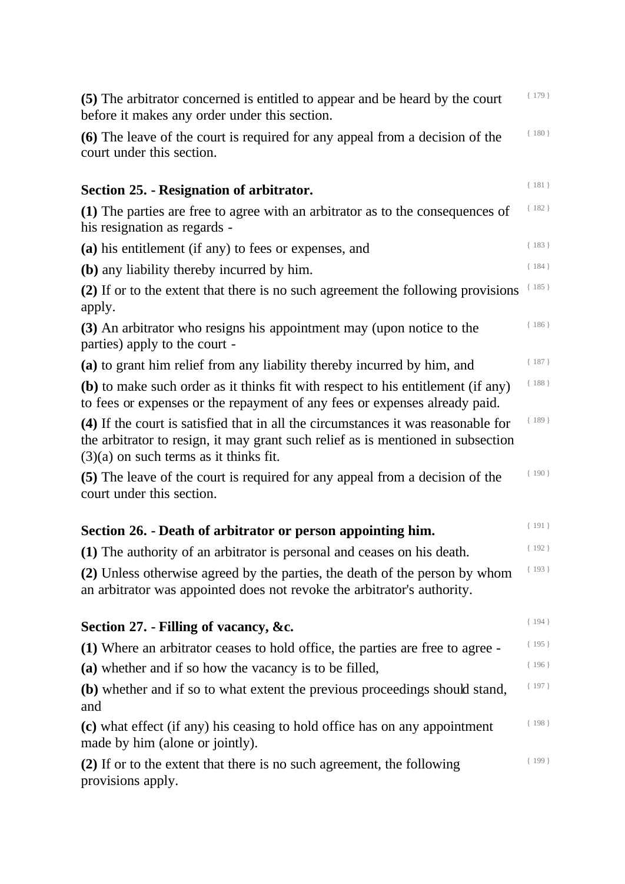**(5)** The arbitrator concerned is entitled to appear and be heard by the court before it makes any order under this section.

**(6)** The leave of the court is required for any appeal from a decision of the court under this section.

## Section 25. - Resignation of arbitrator.

**(1)** The parties are free to agree with an arbitrator as to the consequences of his resignation as regards -

**(a)** his entitlement (if any) to fees or expenses, and

**(b)** any liability thereby incurred by him.

**(2)** If or to the extent that there is no such agreement the following provisions apply.

**(3)** An arbitrator who resigns his appointment may (upon notice to the parties) apply to the court -

**(a)** to grant him relief from any liability thereby incurred by him, and

**(b)** to make such order as it thinks fit with respect to his entitlement (if any) to fees or expenses or the repayment of any fees or expenses already paid.

**(4)** If the court is satisfied that in all the circumstances it was reasonable for the arbitrator to resign, it may grant such relief as is mentioned in subsection (3)(a) on such terms as it thinks fit.

**(5)** The leave of the court is required for any appeal from a decision of the court under this section.

## Section 26. - Death of arbitrator or person appointing him.

**(1)** The authority of an arbitrator is personal and ceases on his death.

**(2)** Unless otherwise agreed by the parties, the death of the person by whom an arbitrator was appointed does not revoke the arbitrator's authority.

## Section 27. - Filling of vacancy, &c.

**(1)** Where an arbitrator ceases to hold office, the parties are free to agree -

**(a)** whether and if so how the vacancy is to be filled,

**(b)** whether and if so to what extent the previous proceedings should stand, and

**(c)** what effect (if any) his ceasing to hold office has on any appointment made by him (alone or jointly).

**(2)** If or to the extent that there is no such agreement, the following provisions apply.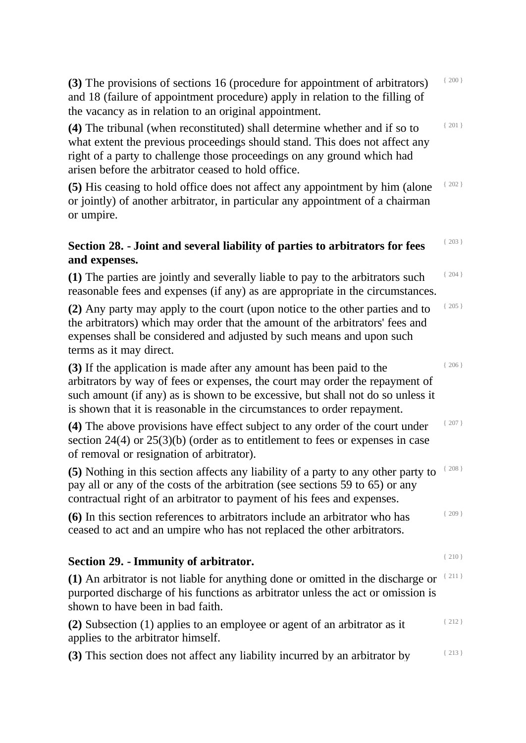**(3)** The provisions of sections 16 (procedure for appointment of arbitrators) and 18 (failure of appointment procedure) apply in relation to the filling of the vacancy as in relation to an original appointment.

**(4)** The tribunal (when reconstituted) shall determine whether and if so to what extent the previous proceedings should stand. This does not affect any right of a party to challenge those proceedings on any ground which had arisen before the arbitrator ceased to hold office.

**(5)** His ceasing to hold office does not affect any appointment by him (alone or jointly) of another arbitrator, in particular any appointment of a chairman or umpire.

### Section 28. - Joint and several liability of parties to arbitrators for fees and expenses.

**(1)** The parties are jointly and severally liable to pay to the arbitrators such reasonable fees and expenses (if any) as are appropriate in the circumstances.

**(2)** Any party may apply to the court (upon notice to the other parties and to the arbitrators) which may order that the amount of the arbitrators' fees and expenses shall be considered and adjusted by such means and upon such terms as it may direct.

**(3)** If the application is made after any amount has been paid to the arbitrators by way of fees or expenses, the court may order the repayment of such amount (if any) as is shown to be excessive, but shall not do so unless it is shown that it is reasonable in the circumstances to order repayment.

**(4)** The above provisions have effect subject to any order of the court under section 24(4) or 25(3)(b) (order as to entitlement to fees or expenses in case of removal or resignation of arbitrator).

**(5)** Nothing in this section affects any liability of a party to any other party to pay all or any of the costs of the arbitration (see sections 59 to 65) or any contractual right of an arbitrator to payment of his fees and expenses.

**(6)** In this section references to arbitrators include an arbitrator who has ceased to act and an umpire who has not replaced the other arbitrators.

### Section 29. - Immunity of arbitrator.

**(1)** An arbitrator is not liable for anything done or omitted in the discharge or purported discharge of his functions as arbitrator unless the act or omission is shown to have been in bad faith.

**(2)** Subsection (1) applies to an employee or agent of an arbitrator as it applies to the arbitrator himself.

**(3)** This section does not affect any liability incurred by an arbitrator by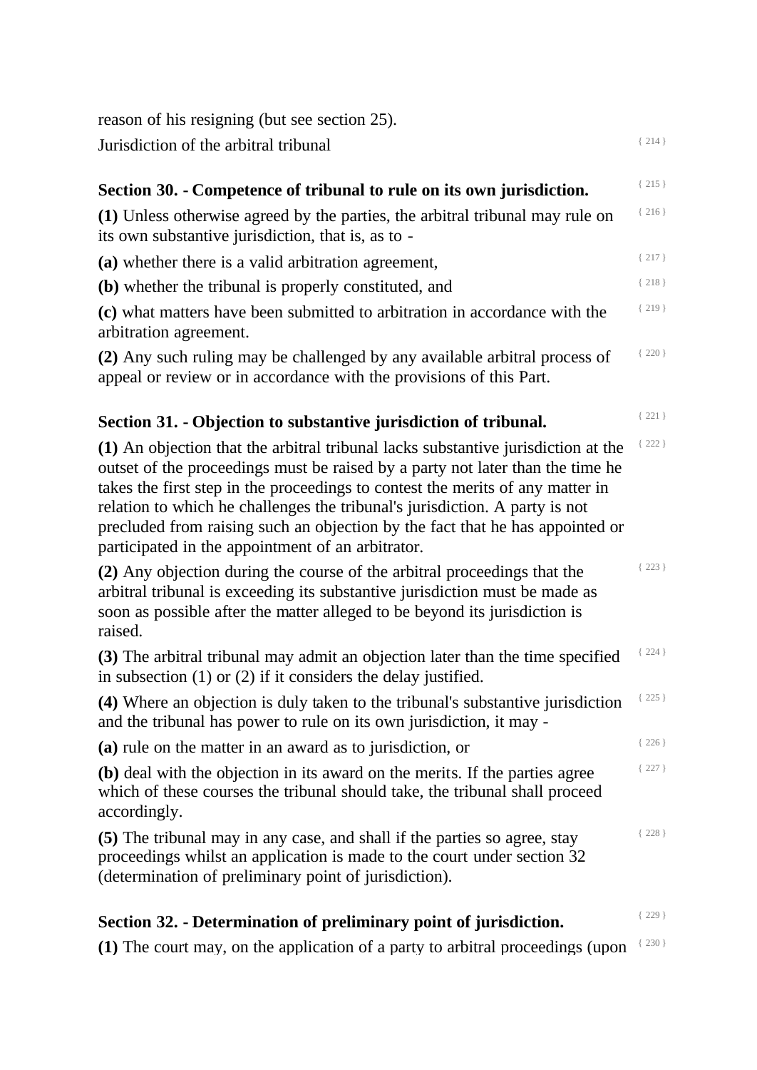reason of his resigning (but see section 25).

Jurisdiction of the arbitral tribunal

### Section 30. - Competence of tribunal to rule on its own jurisdiction.

**(1)** Unless otherwise agreed by the parties, the arbitral tribunal may rule on its own substantive jurisdiction, that is, as to -

**(a)** whether there is a valid arbitration agreement,

**(b)** whether the tribunal is properly constituted, and

**(c)** what matters have been submitted to arbitration in accordance with the arbitration agreement.

**(2)** Any such ruling may be challenged by any available arbitral process of appeal or review or in accordance with the provisions of this Part.

### Section 31. - Objection to substantive jurisdiction of tribunal.

**(1)** An objection that the arbitral tribunal lacks substantive jurisdiction at the outset of the proceedings must be raised by a party not later than the time he takes the first step in the proceedings to contest the merits of any matter in relation to which he challenges the tribunal's jurisdiction. A party is not precluded from raising such an objection by the fact that he has appointed or participated in the appointment of an arbitrator.

**(2)** Any objection during the course of the arbitral proceedings that the arbitral tribunal is exceeding its substantive jurisdiction must be made as soon as possible after the matter alleged to be beyond its jurisdiction is raised.

**(3)** The arbitral tribunal may admit an objection later than the time specified in subsection (1) or (2) if it considers the delay justified.

**(4)** Where an objection is duly taken to the tribunal's substantive jurisdiction and the tribunal has power to rule on its own jurisdiction, it may -

**(a)** rule on the matter in an award as to jurisdiction, or

**(b)** deal with the objection in its award on the merits. If the parties agree which of these courses the tribunal should take, the tribunal shall proceed accordingly.

**(5)** The tribunal may in any case, and shall if the parties so agree, stay proceedings whilst an application is made to the court under section 32 (determination of preliminary point of jurisdiction).

### Section 32. - Determination of preliminary point of jurisdiction.

**(1)** The court may, on the application of a party to arbitral proceedings (upon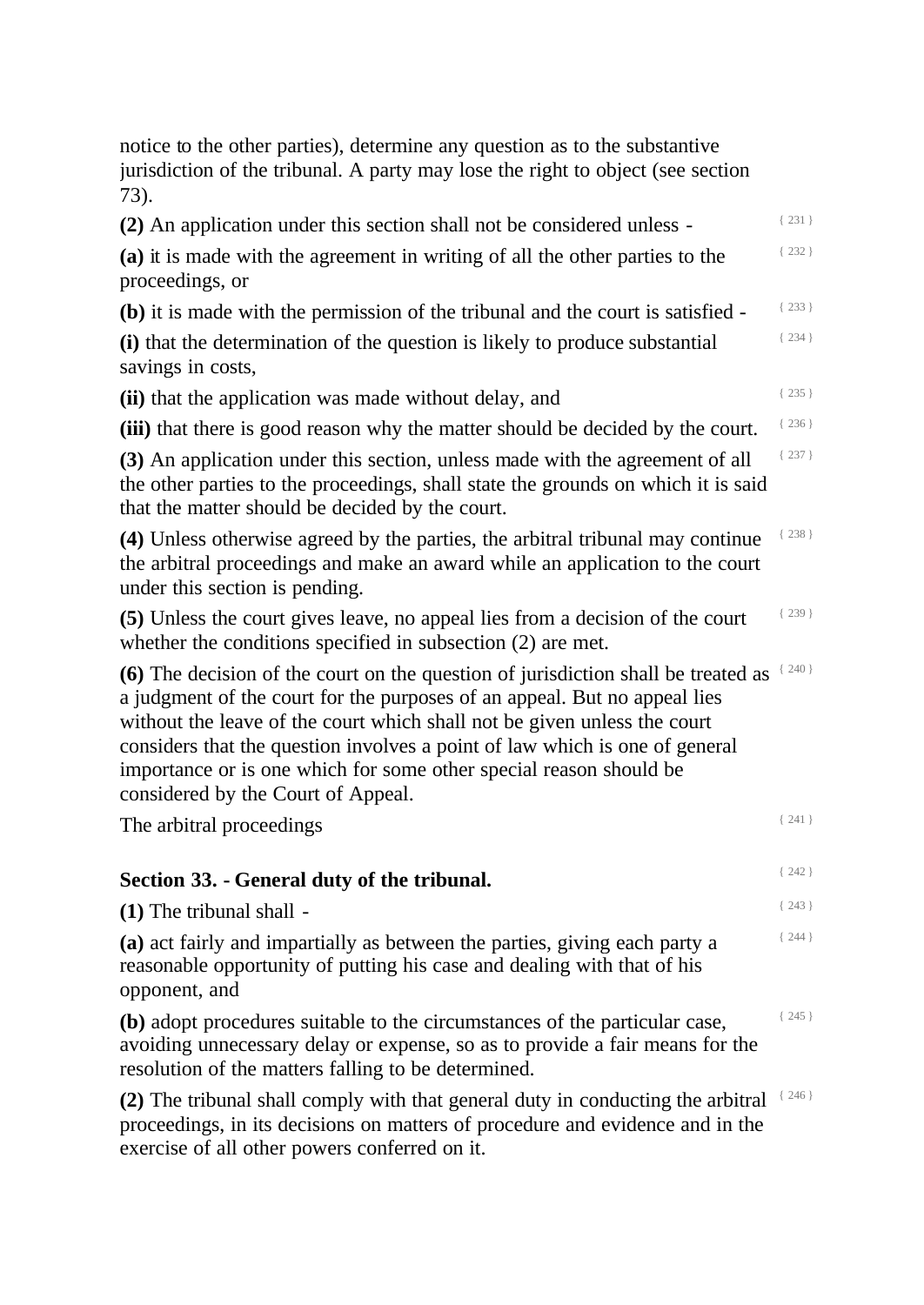notice to the other parties), determine any question as to the substantive jurisdiction of the tribunal. A party may lose the right to object (see section 73).

**(2)** An application under this section shall not be considered unless - { 231 }

**(a)** it is made with the agreement in writing of all the other parties to the proceedings, or { 232 }

**(b)** it is made with the permission of the tribunal and the court is satisfied - { 233 }

**(i)** that the determination of the question is likely to produce substantial savings in costs, { 234 }

**(ii)** that the application was made without delay, and { 235 }

**(iii)** that there is good reason why the matter should be decided by the court. { 236 }

**(3)** An application under this section, unless made with the agreement of all the other parties to the proceedings, shall state the grounds on which it is said that the matter should be decided by the court. { 237 }

**(4)** Unless otherwise agreed by the parties, the arbitral tribunal may continue the arbitral proceedings and make an award while an application to the court under this section is pending. { 238 }

**(5)** Unless the court gives leave, no appeal lies from a decision of the court whether the conditions specified in subsection (2) are met. { 239 }

**(6)** The decision of the court on the question of jurisdiction shall be treated as a judgment of the court for the purposes of an appeal. But no appeal lies without the leave of the court which shall not be given unless the court considers that the question involves a point of law which is one of general importance or is one which for some other special reason should be considered by the Court of Appeal. { 240 }

The arbitral proceedings { 241 }

## Section 33. - General duty of the tribunal. { 242 }

**(1)** The tribunal shall - { 243 }

**(a)** act fairly and impartially as between the parties, giving each party a reasonable opportunity of putting his case and dealing with that of his opponent, and { 244 }

**(b)** adopt procedures suitable to the circumstances of the particular case, avoiding unnecessary delay or expense, so as to provide a fair means for the resolution of the matters falling to be determined. { 245 }

**(2)** The tribunal shall comply with that general duty in conducting the arbitral proceedings, in its decisions on matters of procedure and evidence and in the exercise of all other powers conferred on it. { 246 }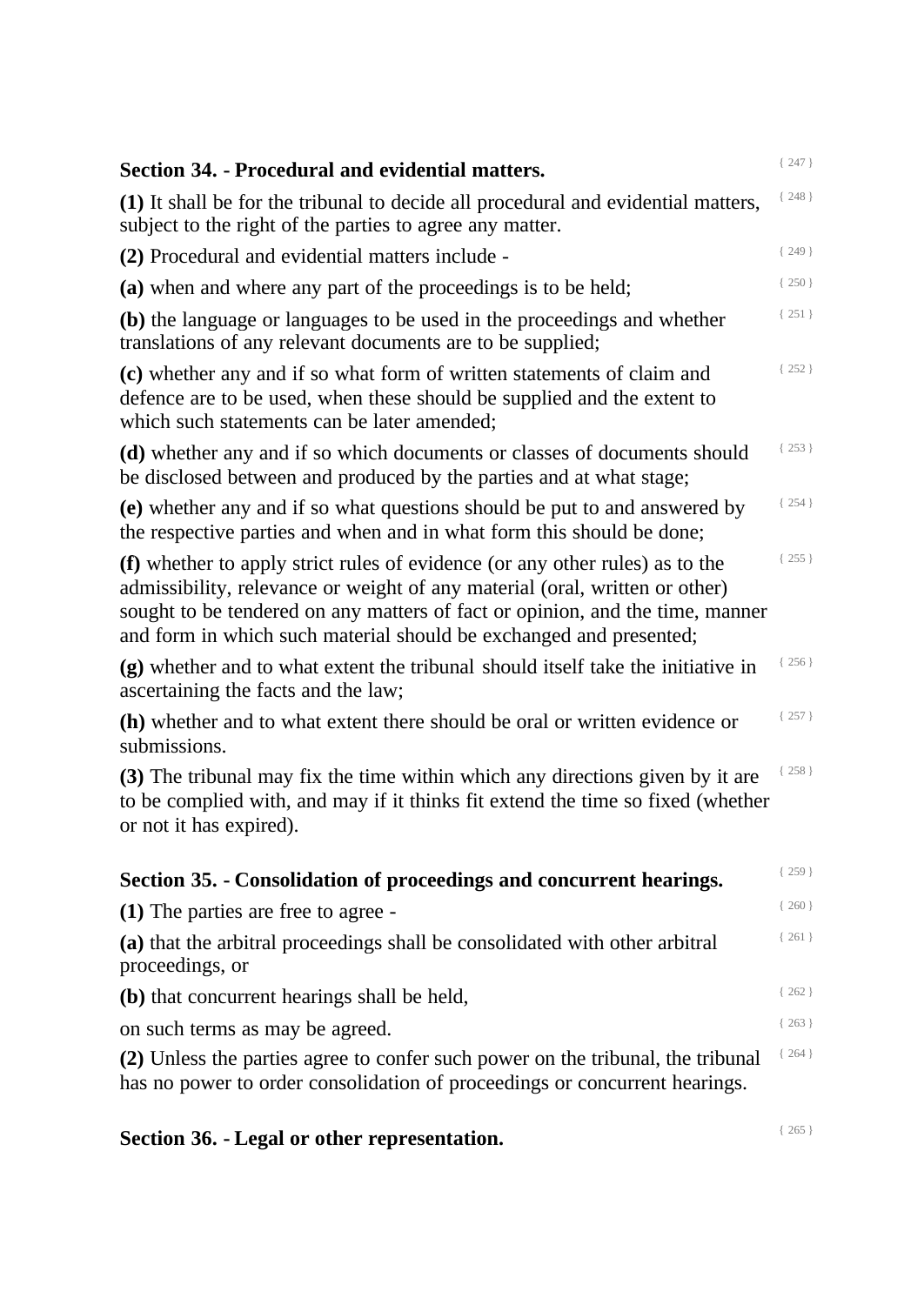## Section 34. - Procedural and evidential matters.

**(1)** It shall be for the tribunal to decide all procedural and evidential matters, subject to the right of the parties to agree any matter.

**(2)** Procedural and evidential matters include -

**(a)** when and where any part of the proceedings is to be held;

**(b)** the language or languages to be used in the proceedings and whether translations of any relevant documents are to be supplied;

**(c)** whether any and if so what form of written statements of claim and defence are to be used, when these should be supplied and the extent to which such statements can be later amended;

**(d)** whether any and if so which documents or classes of documents should be disclosed between and produced by the parties and at what stage;

**(e)** whether any and if so what questions should be put to and answered by the respective parties and when and in what form this should be done;

**(f)** whether to apply strict rules of evidence (or any other rules) as to the admissibility, relevance or weight of any material (oral, written or other) sought to be tendered on any matters of fact or opinion, and the time, manner and form in which such material should be exchanged and presented;

**(g)** whether and to what extent the tribunal should itself take the initiative in ascertaining the facts and the law;

**(h)** whether and to what extent there should be oral or written evidence or submissions.

**(3)** The tribunal may fix the time within which any directions given by it are to be complied with, and may if it thinks fit extend the time so fixed (whether or not it has expired).

## Section 35. - Consolidation of proceedings and concurrent hearings.

**(1)** The parties are free to agree -

**(a)** that the arbitral proceedings shall be consolidated with other arbitral proceedings, or

**(b)** that concurrent hearings shall be held,

on such terms as may be agreed.

**(2)** Unless the parties agree to confer such power on the tribunal, the tribunal has no power to order consolidation of proceedings or concurrent hearings.

## Section 36. - Legal or other representation.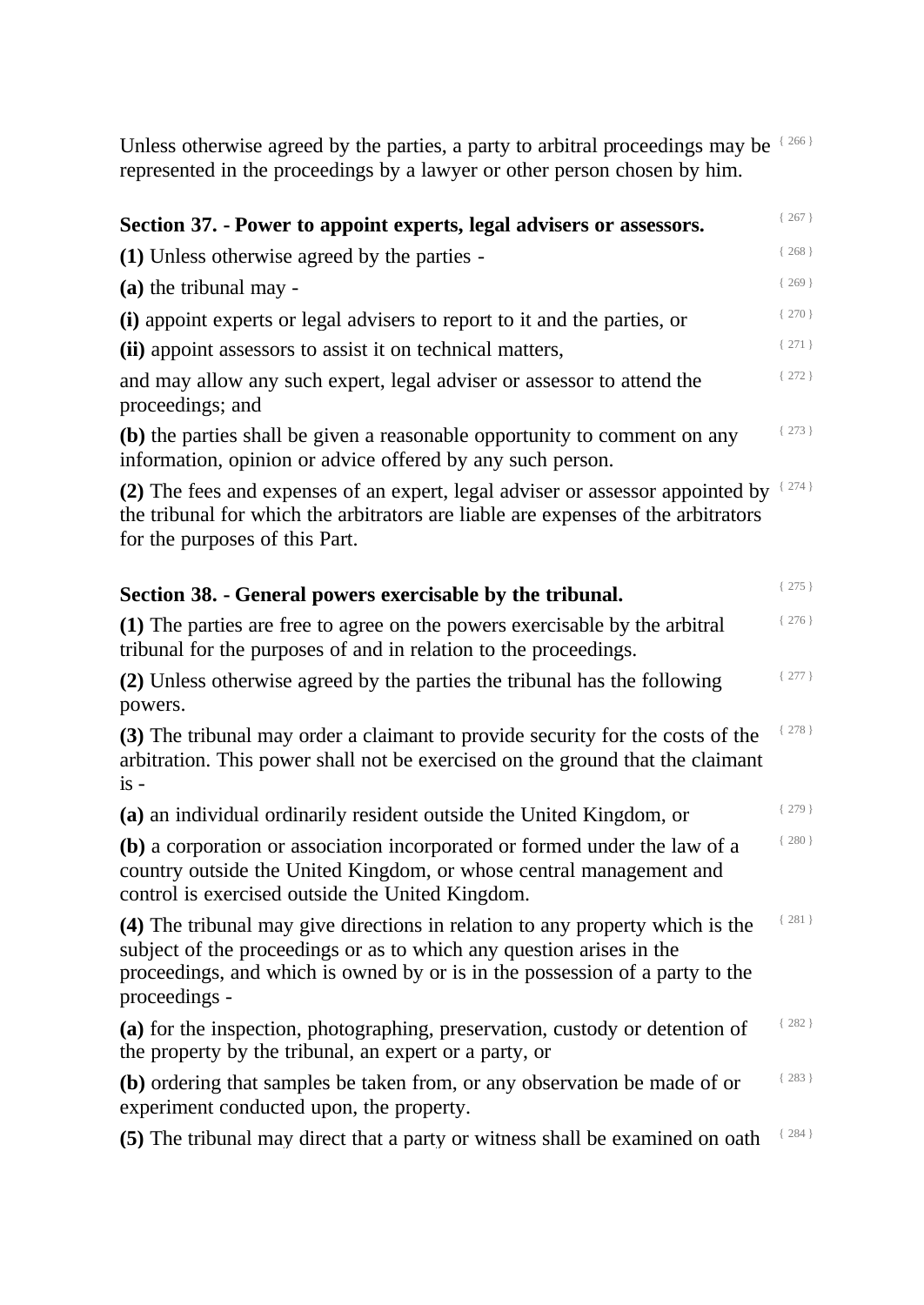Unless otherwise agreed by the parties, a party to arbitral proceedings may be represented in the proceedings by a lawyer or other person chosen by him. { 266 }

### Section 37. - Power to appoint experts, legal advisers or assessors. { 267 }

**(1)** Unless otherwise agreed by the parties - { 268 }

**(a)** the tribunal may - { 269 }

**(i)** appoint experts or legal advisers to report to it and the parties, or { 270 }

**(ii)** appoint assessors to assist it on technical matters, { 271 }

and may allow any such expert, legal adviser or assessor to attend the proceedings; and { 272 }

**(b)** the parties shall be given a reasonable opportunity to comment on any information, opinion or advice offered by any such person. { 273 }

**(2)** The fees and expenses of an expert, legal adviser or assessor appointed by the tribunal for which the arbitrators are liable are expenses of the arbitrators for the purposes of this Part. { 274 }

### Section 38. - General powers exercisable by the tribunal. { 275 }

**(1)** The parties are free to agree on the powers exercisable by the arbitral tribunal for the purposes of and in relation to the proceedings. { 276 }

**(2)** Unless otherwise agreed by the parties the tribunal has the following powers. { 277 }

**(3)** The tribunal may order a claimant to provide security for the costs of the arbitration. This power shall not be exercised on the ground that the claimant is - { 278 }

**(a)** an individual ordinarily resident outside the United Kingdom, or { 279 }

**(b)** a corporation or association incorporated or formed under the law of a country outside the United Kingdom, or whose central management and control is exercised outside the United Kingdom. { 280 }

**(4)** The tribunal may give directions in relation to any property which is the subject of the proceedings or as to which any question arises in the proceedings, and which is owned by or is in the possession of a party to the proceedings - { 281 }

**(a)** for the inspection, photographing, preservation, custody or detention of the property by the tribunal, an expert or a party, or { 282 }

**(b)** ordering that samples be taken from, or any observation be made of or experiment conducted upon, the property. { 283 }

**(5)** The tribunal may direct that a party or witness shall be examined on oath { 284 }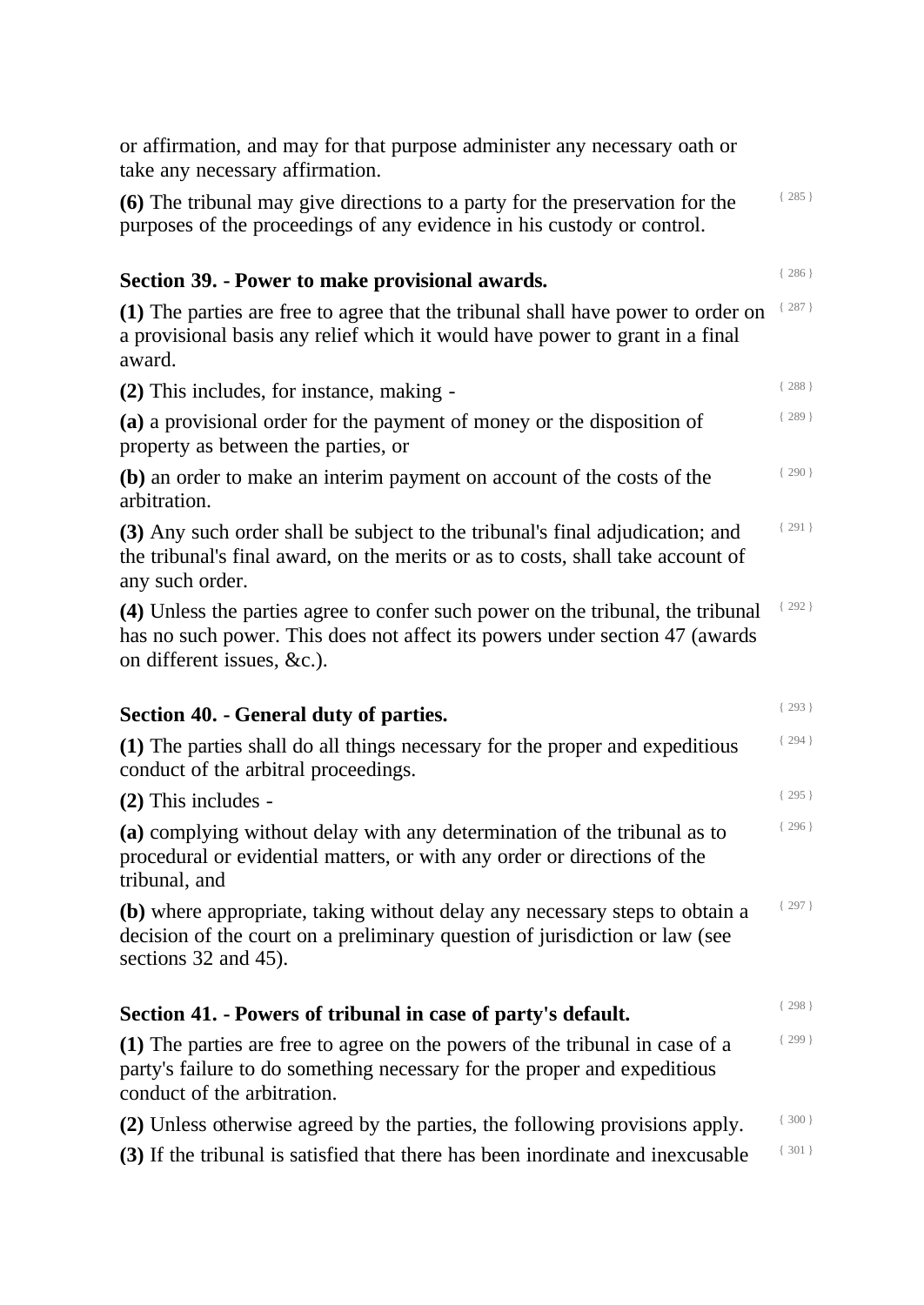or affirmation, and may for that purpose administer any necessary oath or take any necessary affirmation.

**(6)** The tribunal may give directions to a party for the preservation for the purposes of the proceedings of any evidence in his custody or control.

### Section 39. - Power to make provisional awards.

**(1)** The parties are free to agree that the tribunal shall have power to order on a provisional basis any relief which it would have power to grant in a final award.

**(2)** This includes, for instance, making -

**(a)** a provisional order for the payment of money or the disposition of property as between the parties, or

**(b)** an order to make an interim payment on account of the costs of the arbitration.

**(3)** Any such order shall be subject to the tribunal's final adjudication; and the tribunal's final award, on the merits or as to costs, shall take account of any such order.

**(4)** Unless the parties agree to confer such power on the tribunal, the tribunal has no such power. This does not affect its powers under section 47 (awards on different issues, &c.).

### Section 40. - General duty of parties.

**(1)** The parties shall do all things necessary for the proper and expeditious conduct of the arbitral proceedings.

**(2)** This includes -

**(a)** complying without delay with any determination of the tribunal as to procedural or evidential matters, or with any order or directions of the tribunal, and

**(b)** where appropriate, taking without delay any necessary steps to obtain a decision of the court on a preliminary question of jurisdiction or law (see sections 32 and 45).

### Section 41. - Powers of tribunal in case of party's default.

**(1)** The parties are free to agree on the powers of the tribunal in case of a party's failure to do something necessary for the proper and expeditious conduct of the arbitration.

**(2)** Unless otherwise agreed by the parties, the following provisions apply.

**(3)** If the tribunal is satisfied that there has been inordinate and inexcusable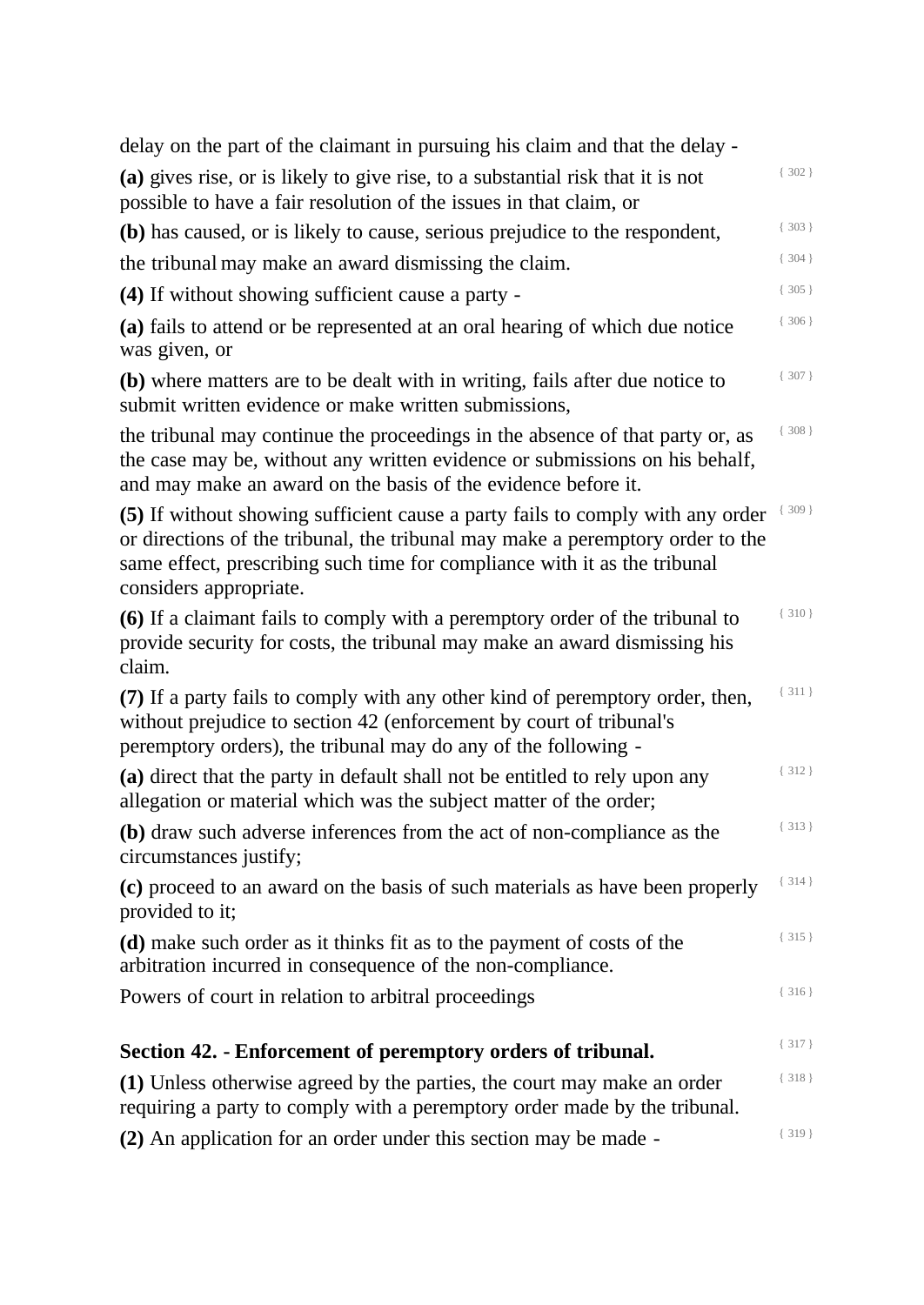delay on the part of the claimant in pursuing his claim and that the delay -

**(a)** gives rise, or is likely to give rise, to a substantial risk that it is not possible to have a fair resolution of the issues in that claim, or { 302 }

**(b)** has caused, or is likely to cause, serious prejudice to the respondent, { 303 }

the tribunal may make an award dismissing the claim. { 304 }

**(4)** If without showing sufficient cause a party - { 305 }

**(a)** fails to attend or be represented at an oral hearing of which due notice was given, or { 306 }

**(b)** where matters are to be dealt with in writing, fails after due notice to submit written evidence or make written submissions, { 307 }

the tribunal may continue the proceedings in the absence of that party or, as the case may be, without any written evidence or submissions on his behalf, and may make an award on the basis of the evidence before it. { 308 }

**(5)** If without showing sufficient cause a party fails to comply with any order or directions of the tribunal, the tribunal may make a peremptory order to the same effect, prescribing such time for compliance with it as the tribunal considers appropriate. { 309 }

**(6)** If a claimant fails to comply with a peremptory order of the tribunal to provide security for costs, the tribunal may make an award dismissing his claim. { 310 }

**(7)** If a party fails to comply with any other kind of peremptory order, then, without prejudice to section 42 (enforcement by court of tribunal's peremptory orders), the tribunal may do any of the following - { 311 }

**(a)** direct that the party in default shall not be entitled to rely upon any allegation or material which was the subject matter of the order; { 312 }

**(b)** draw such adverse inferences from the act of non-compliance as the circumstances justify; { 313 }

**(c)** proceed to an award on the basis of such materials as have been properly provided to it; { 314 }

**(d)** make such order as it thinks fit as to the payment of costs of the arbitration incurred in consequence of the non-compliance. { 315 }

Powers of court in relation to arbitral proceedings { 316 }

### Section 42. - Enforcement of peremptory orders of tribunal. { 317 }

**(1)** Unless otherwise agreed by the parties, the court may make an order requiring a party to comply with a peremptory order made by the tribunal. { 318 }

**(2)** An application for an order under this section may be made - { 319 }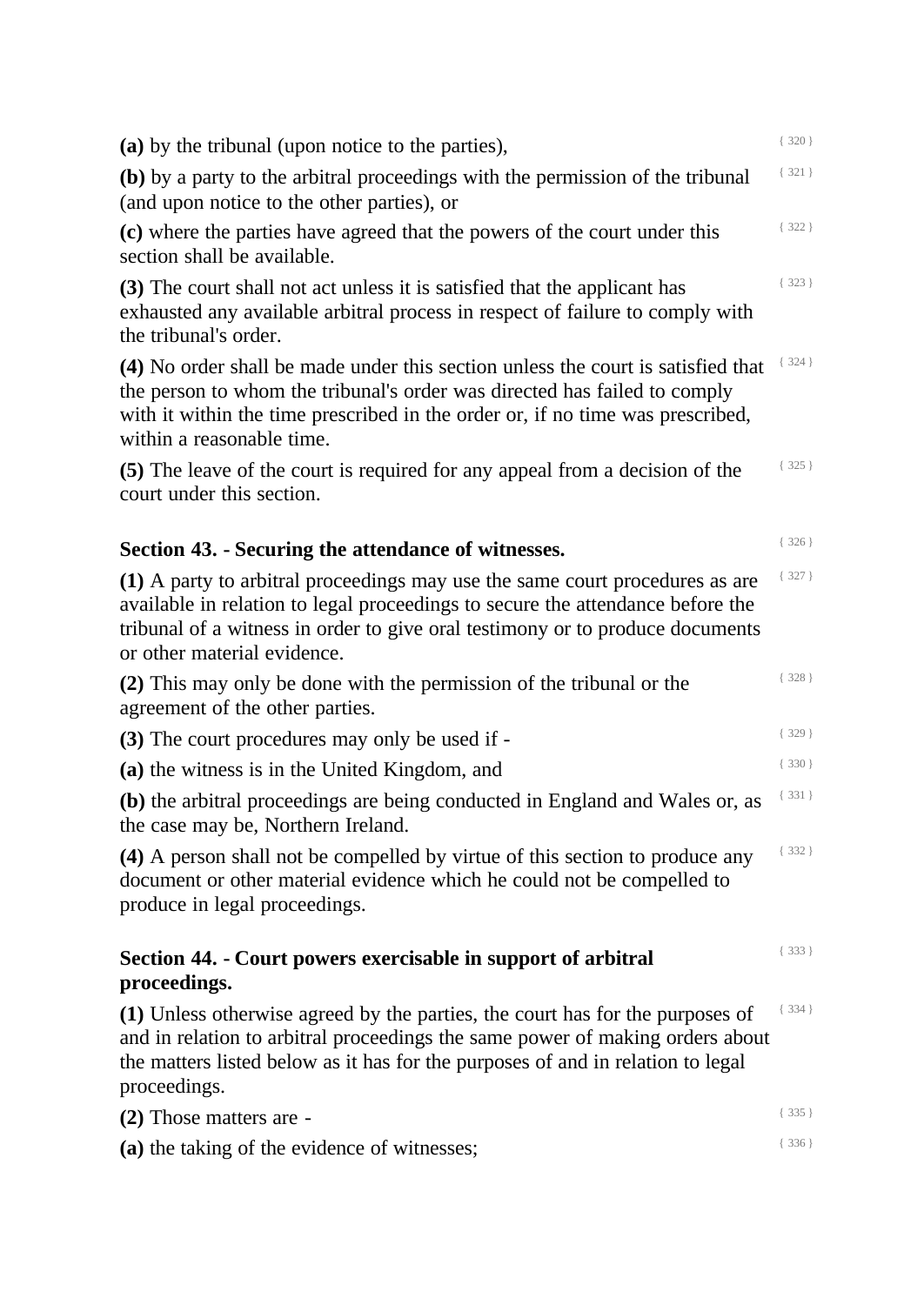**(a)** by the tribunal (upon notice to the parties),

**(b)** by a party to the arbitral proceedings with the permission of the tribunal (and upon notice to the other parties), or

**(c)** where the parties have agreed that the powers of the court under this section shall be available.

**(3)** The court shall not act unless it is satisfied that the applicant has exhausted any available arbitral process in respect of failure to comply with the tribunal's order.

**(4)** No order shall be made under this section unless the court is satisfied that the person to whom the tribunal's order was directed has failed to comply with it within the time prescribed in the order or, if no time was prescribed, within a reasonable time.

**(5)** The leave of the court is required for any appeal from a decision of the court under this section.

## Section 43. - Securing the attendance of witnesses.

**(1)** A party to arbitral proceedings may use the same court procedures as are available in relation to legal proceedings to secure the attendance before the tribunal of a witness in order to give oral testimony or to produce documents or other material evidence.

**(2)** This may only be done with the permission of the tribunal or the agreement of the other parties.

**(3)** The court procedures may only be used if -

**(a)** the witness is in the United Kingdom, and

**(b)** the arbitral proceedings are being conducted in England and Wales or, as the case may be, Northern Ireland.

**(4)** A person shall not be compelled by virtue of this section to produce any document or other material evidence which he could not be compelled to produce in legal proceedings.

## Section 44. - Court powers exercisable in support of arbitral proceedings.

**(1)** Unless otherwise agreed by the parties, the court has for the purposes of and in relation to arbitral proceedings the same power of making orders about the matters listed below as it has for the purposes of and in relation to legal proceedings.

**(2)** Those matters are -

**(a)** the taking of the evidence of witnesses;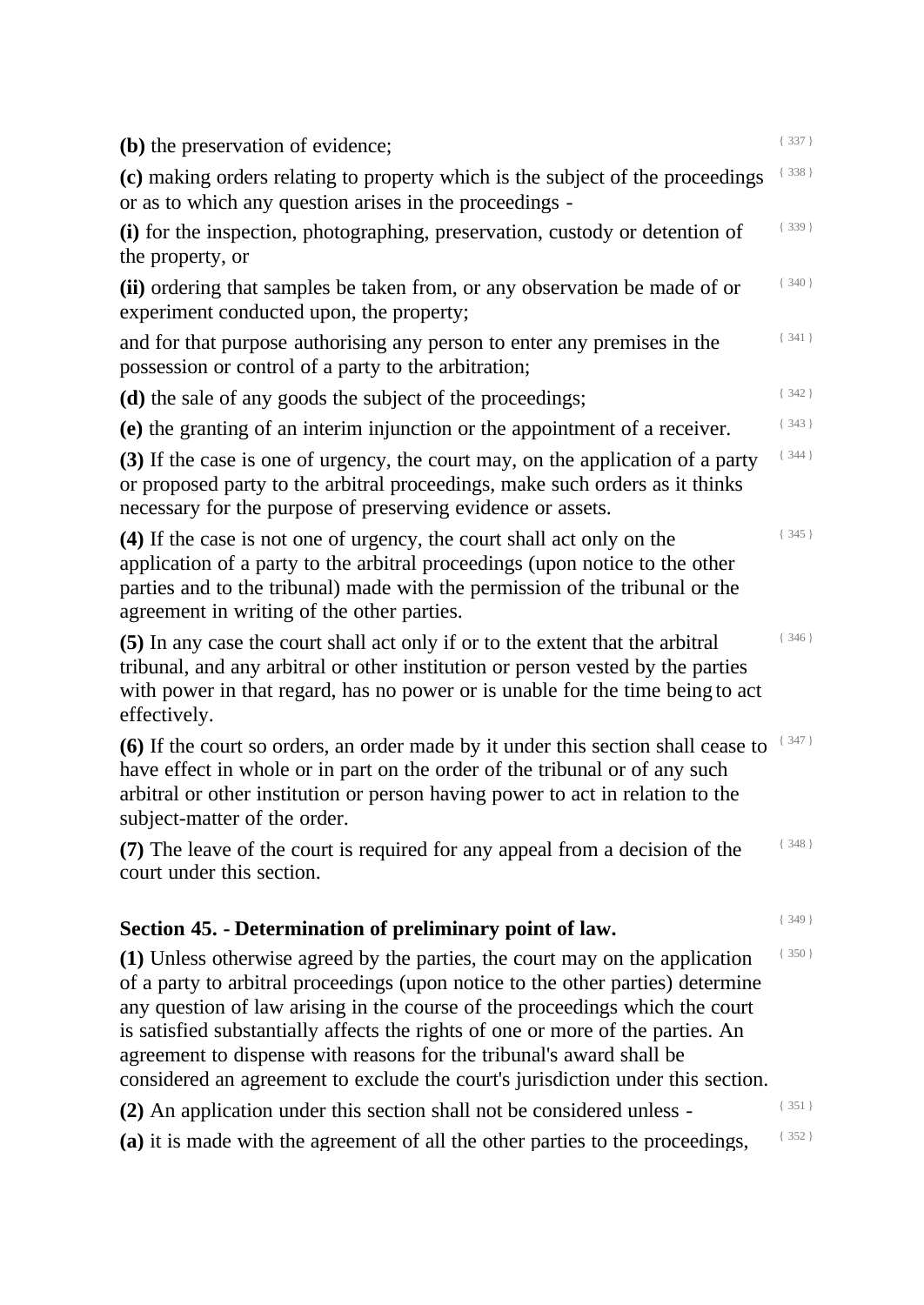**(b)** the preservation of evidence;

**(c)** making orders relating to property which is the subject of the proceedings or as to which any question arises in the proceedings -

**(i)** for the inspection, photographing, preservation, custody or detention of the property, or

**(ii)** ordering that samples be taken from, or any observation be made of or experiment conducted upon, the property;

and for that purpose authorising any person to enter any premises in the possession or control of a party to the arbitration;

**(d)** the sale of any goods the subject of the proceedings;

**(e)** the granting of an interim injunction or the appointment of a receiver.

**(3)** If the case is one of urgency, the court may, on the application of a party or proposed party to the arbitral proceedings, make such orders as it thinks necessary for the purpose of preserving evidence or assets.

**(4)** If the case is not one of urgency, the court shall act only on the application of a party to the arbitral proceedings (upon notice to the other parties and to the tribunal) made with the permission of the tribunal or the agreement in writing of the other parties.

**(5)** In any case the court shall act only if or to the extent that the arbitral tribunal, and any arbitral or other institution or person vested by the parties with power in that regard, has no power or is unable for the time being to act effectively.

**(6)** If the court so orders, an order made by it under this section shall cease to have effect in whole or in part on the order of the tribunal or of any such arbitral or other institution or person having power to act in relation to the subject-matter of the order.

**(7)** The leave of the court is required for any appeal from a decision of the court under this section.

## Section 45. - Determination of preliminary point of law.

**(1)** Unless otherwise agreed by the parties, the court may on the application of a party to arbitral proceedings (upon notice to the other parties) determine any question of law arising in the course of the proceedings which the court is satisfied substantially affects the rights of one or more of the parties. An agreement to dispense with reasons for the tribunal's award shall be considered an agreement to exclude the court's jurisdiction under this section.

**(2)** An application under this section shall not be considered unless -

**(a)** it is made with the agreement of all the other parties to the proceedings,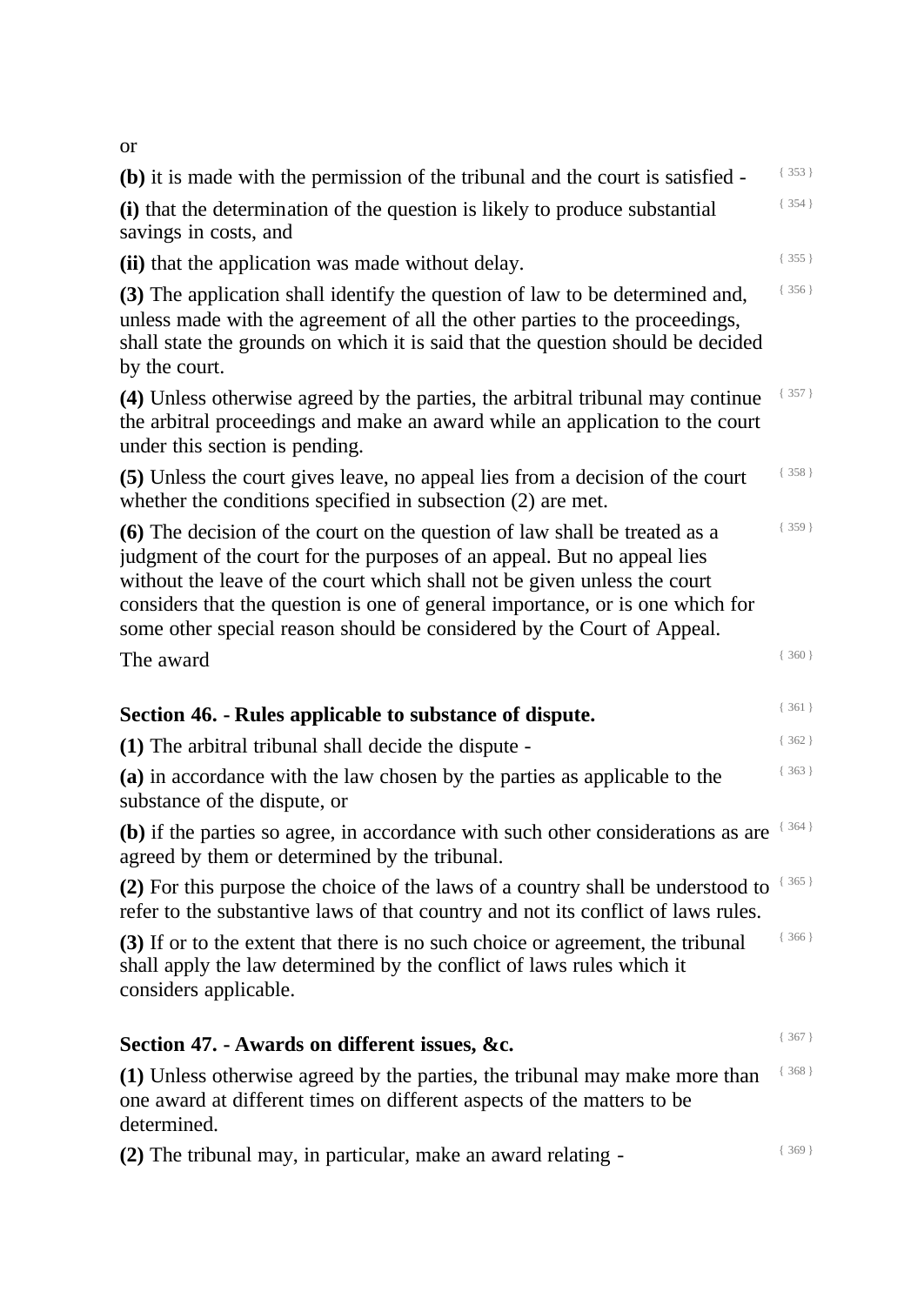or

**(b)** it is made with the permission of the tribunal and the court is satisfied - { 353 }

**(i)** that the determination of the question is likely to produce substantial savings in costs, and { 354 }

**(ii)** that the application was made without delay. { 355 }

**(3)** The application shall identify the question of law to be determined and, unless made with the agreement of all the other parties to the proceedings, shall state the grounds on which it is said that the question should be decided by the court. { 356 }

**(4)** Unless otherwise agreed by the parties, the arbitral tribunal may continue the arbitral proceedings and make an award while an application to the court under this section is pending. { 357 }

**(5)** Unless the court gives leave, no appeal lies from a decision of the court whether the conditions specified in subsection (2) are met. { 358 }

**(6)** The decision of the court on the question of law shall be treated as a judgment of the court for the purposes of an appeal. But no appeal lies without the leave of the court which shall not be given unless the court considers that the question is one of general importance, or is one which for some other special reason should be considered by the Court of Appeal. { 359 }

The award { 360 }

## Section 46. - Rules applicable to substance of dispute. { 361 }

**(1)** The arbitral tribunal shall decide the dispute - { 362 }

**(a)** in accordance with the law chosen by the parties as applicable to the substance of the dispute, or { 363 }

**(b)** if the parties so agree, in accordance with such other considerations as are agreed by them or determined by the tribunal. { 364 }

**(2)** For this purpose the choice of the laws of a country shall be understood to refer to the substantive laws of that country and not its conflict of laws rules. { 365 }

**(3)** If or to the extent that there is no such choice or agreement, the tribunal shall apply the law determined by the conflict of laws rules which it considers applicable. { 366 }

## Section 47. - Awards on different issues, &c. { 367 }

**(1)** Unless otherwise agreed by the parties, the tribunal may make more than one award at different times on different aspects of the matters to be determined. { 368 }

**(2)** The tribunal may, in particular, make an award relating - { 369 }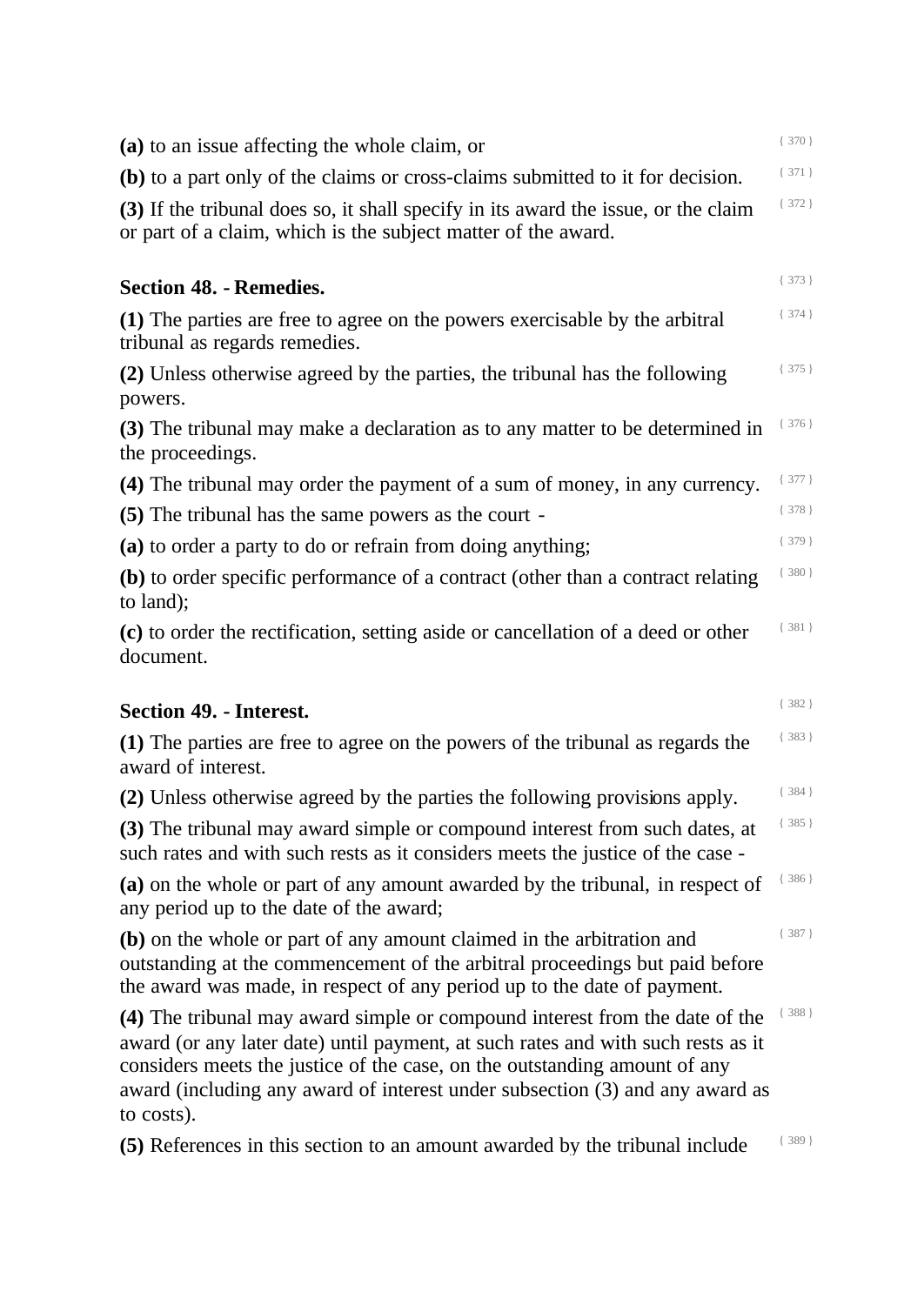**(a)** to an issue affecting the whole claim, or

**(b)** to a part only of the claims or cross-claims submitted to it for decision.

**(3)** If the tribunal does so, it shall specify in its award the issue, or the claim or part of a claim, which is the subject matter of the award.

### Section 48. - Remedies.

**(1)** The parties are free to agree on the powers exercisable by the arbitral tribunal as regards remedies.

**(2)** Unless otherwise agreed by the parties, the tribunal has the following powers.

**(3)** The tribunal may make a declaration as to any matter to be determined in the proceedings.

**(4)** The tribunal may order the payment of a sum of money, in any currency.

**(5)** The tribunal has the same powers as the court -

**(a)** to order a party to do or refrain from doing anything;

**(b)** to order specific performance of a contract (other than a contract relating to land);

**(c)** to order the rectification, setting aside or cancellation of a deed or other document.

### Section 49. - Interest.

**(1)** The parties are free to agree on the powers of the tribunal as regards the award of interest.

**(2)** Unless otherwise agreed by the parties the following provisions apply.

**(3)** The tribunal may award simple or compound interest from such dates, at such rates and with such rests as it considers meets the justice of the case -

**(a)** on the whole or part of any amount awarded by the tribunal, in respect of any period up to the date of the award;

**(b)** on the whole or part of any amount claimed in the arbitration and outstanding at the commencement of the arbitral proceedings but paid before the award was made, in respect of any period up to the date of payment.

**(4)** The tribunal may award simple or compound interest from the date of the award (or any later date) until payment, at such rates and with such rests as it considers meets the justice of the case, on the outstanding amount of any award (including any award of interest under subsection (3) and any award as to costs).

**(5)** References in this section to an amount awarded by the tribunal include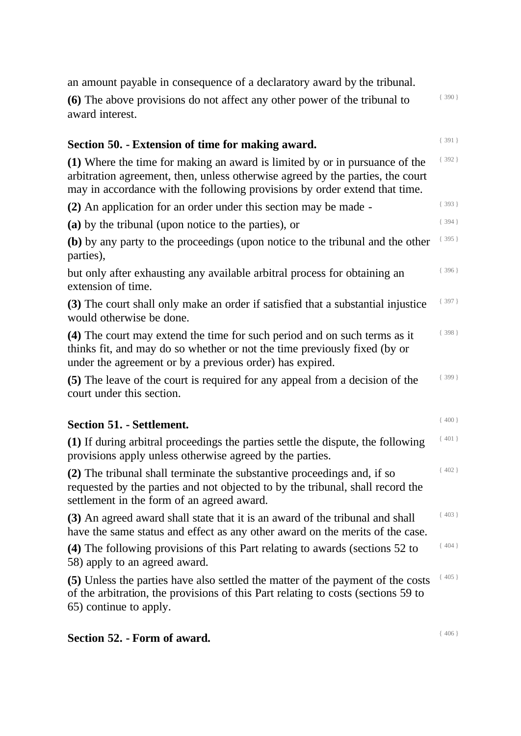an amount payable in consequence of a declaratory award by the tribunal.

**(6)** The above provisions do not affect any other power of the tribunal to award interest.

{ 390 }

## Section 50. - Extension of time for making award.

{ 391 }

**(1)** Where the time for making an award is limited by or in pursuance of the arbitration agreement, then, unless otherwise agreed by the parties, the court may in accordance with the following provisions by order extend that time.

{ 392 }

**(2)** An application for an order under this section may be made -

{ 393 }

**(a)** by the tribunal (upon notice to the parties), or

{ 394 }

**(b)** by any party to the proceedings (upon notice to the tribunal and the other parties),

{ 395 }

but only after exhausting any available arbitral process for obtaining an extension of time.

{ 396 }

**(3)** The court shall only make an order if satisfied that a substantial injustice would otherwise be done.

{ 397 }

**(4)** The court may extend the time for such period and on such terms as it thinks fit, and may do so whether or not the time previously fixed (by or under the agreement or by a previous order) has expired.

{ 398 }

**(5)** The leave of the court is required for any appeal from a decision of the court under this section.

{ 399 }

## Section 51. - Settlement.

{ 400 }

**(1)** If during arbitral proceedings the parties settle the dispute, the following provisions apply unless otherwise agreed by the parties.

{ 401 }

**(2)** The tribunal shall terminate the substantive proceedings and, if so requested by the parties and not objected to by the tribunal, shall record the settlement in the form of an agreed award.

{ 402 }

**(3)** An agreed award shall state that it is an award of the tribunal and shall have the same status and effect as any other award on the merits of the case.

{ 403 }

**(4)** The following provisions of this Part relating to awards (sections 52 to 58) apply to an agreed award.

{ 404 }

**(5)** Unless the parties have also settled the matter of the payment of the costs of the arbitration, the provisions of this Part relating to costs (sections 59 to 65) continue to apply.

{ 405 }

## Section 52. - Form of award.

{ 406 }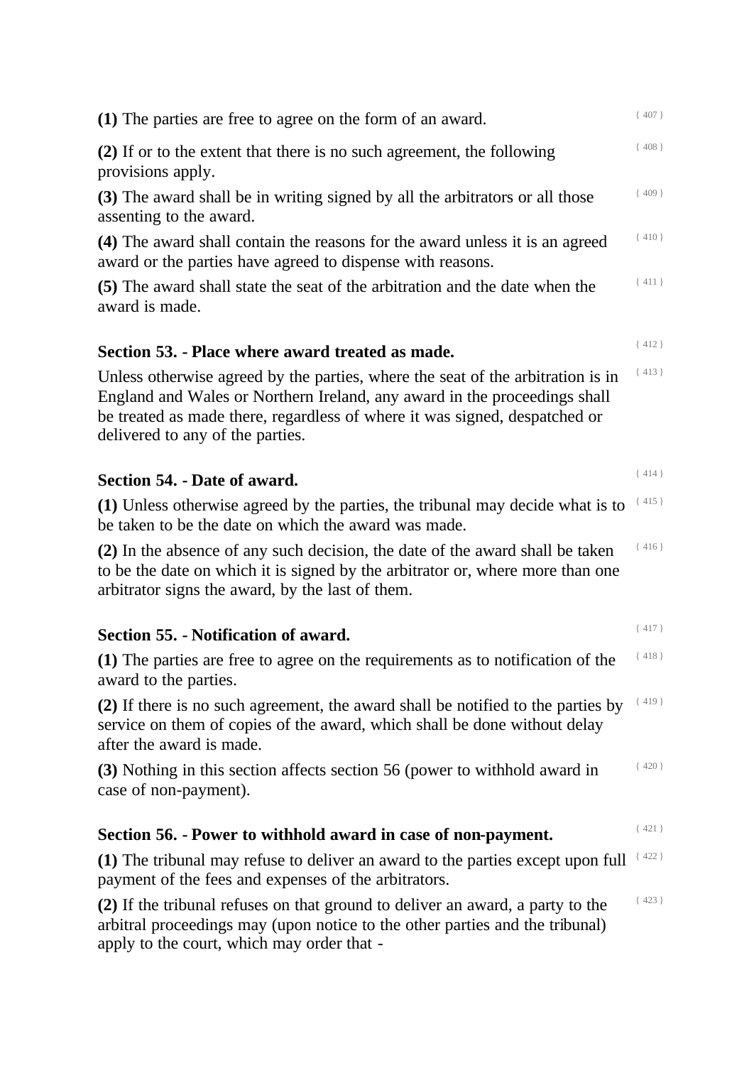**(1)** The parties are free to agree on the form of an award.

**(2)** If or to the extent that there is no such agreement, the following provisions apply.

**(3)** The award shall be in writing signed by all the arbitrators or all those assenting to the award.

**(4)** The award shall contain the reasons for the award unless it is an agreed award or the parties have agreed to dispense with reasons.

**(5)** The award shall state the seat of the arbitration and the date when the award is made.

### Section 53. - Place where award treated as made.

Unless otherwise agreed by the parties, where the seat of the arbitration is in England and Wales or Northern Ireland, any award in the proceedings shall be treated as made there, regardless of where it was signed, despatched or delivered to any of the parties.

### Section 54. - Date of award.

**(1)** Unless otherwise agreed by the parties, the tribunal may decide what is to be taken to be the date on which the award was made.

**(2)** In the absence of any such decision, the date of the award shall be taken to be the date on which it is signed by the arbitrator or, where more than one arbitrator signs the award, by the last of them.

### Section 55. - Notification of award.

**(1)** The parties are free to agree on the requirements as to notification of the award to the parties.

**(2)** If there is no such agreement, the award shall be notified to the parties by service on them of copies of the award, which shall be done without delay after the award is made.

**(3)** Nothing in this section affects section 56 (power to withhold award in case of non-payment).

### Section 56. - Power to withhold award in case of non-payment.

**(1)** The tribunal may refuse to deliver an award to the parties except upon full payment of the fees and expenses of the arbitrators.

**(2)** If the tribunal refuses on that ground to deliver an award, a party to the arbitral proceedings may (upon notice to the other parties and the tribunal) apply to the court, which may order that -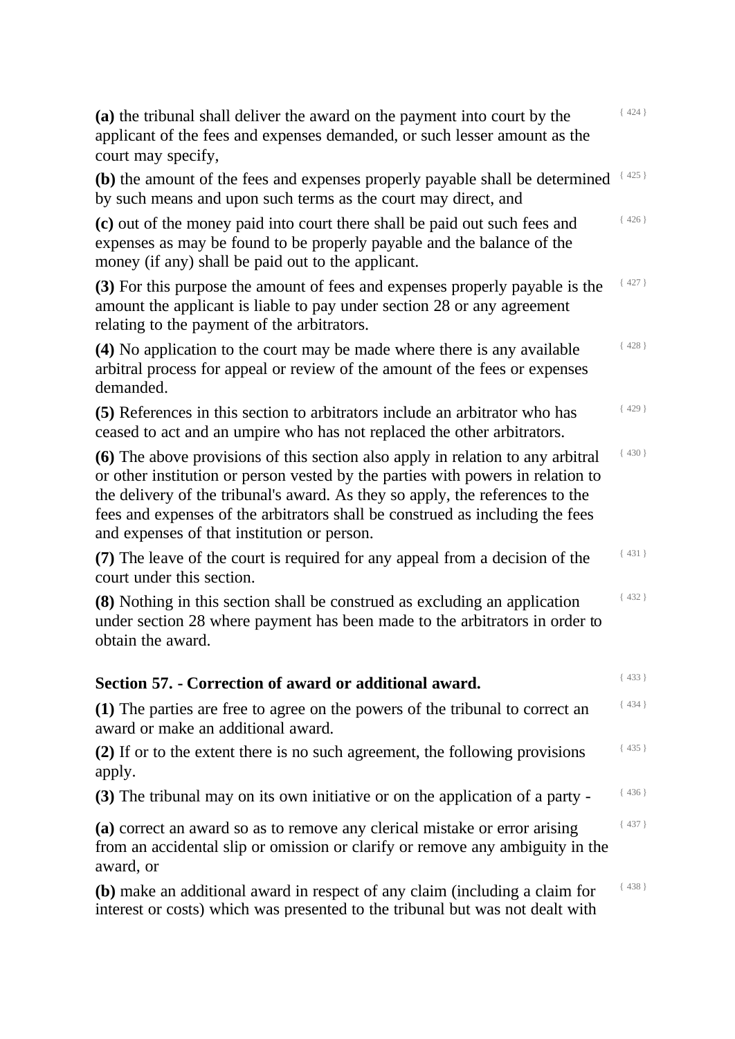**(a)** the tribunal shall deliver the award on the payment into court by the applicant of the fees and expenses demanded, or such lesser amount as the court may specify,

**(b)** the amount of the fees and expenses properly payable shall be determined by such means and upon such terms as the court may direct, and

**(c)** out of the money paid into court there shall be paid out such fees and expenses as may be found to be properly payable and the balance of the money (if any) shall be paid out to the applicant.

**(3)** For this purpose the amount of fees and expenses properly payable is the amount the applicant is liable to pay under section 28 or any agreement relating to the payment of the arbitrators.

**(4)** No application to the court may be made where there is any available arbitral process for appeal or review of the amount of the fees or expenses demanded.

**(5)** References in this section to arbitrators include an arbitrator who has ceased to act and an umpire who has not replaced the other arbitrators.

**(6)** The above provisions of this section also apply in relation to any arbitral or other institution or person vested by the parties with powers in relation to the delivery of the tribunal's award. As they so apply, the references to the fees and expenses of the arbitrators shall be construed as including the fees and expenses of that institution or person.

**(7)** The leave of the court is required for any appeal from a decision of the court under this section.

**(8)** Nothing in this section shall be construed as excluding an application under section 28 where payment has been made to the arbitrators in order to obtain the award.

## Section 57. - Correction of award or additional award.

**(1)** The parties are free to agree on the powers of the tribunal to correct an award or make an additional award.

**(2)** If or to the extent there is no such agreement, the following provisions apply.

**(3)** The tribunal may on its own initiative or on the application of a party -

**(a)** correct an award so as to remove any clerical mistake or error arising from an accidental slip or omission or clarify or remove any ambiguity in the award, or

**(b)** make an additional award in respect of any claim (including a claim for interest or costs) which was presented to the tribunal but was not dealt with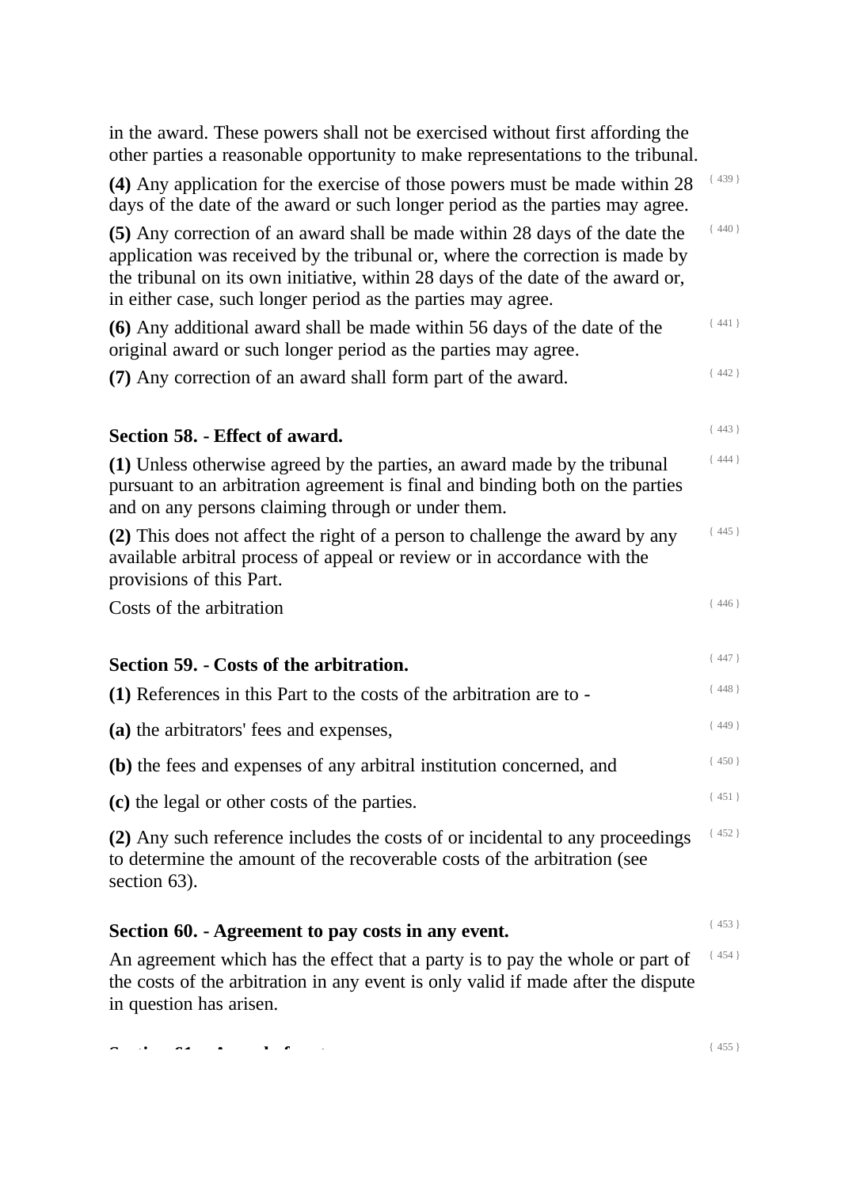in the award. These powers shall not be exercised without first affording the other parties a reasonable opportunity to make representations to the tribunal.

**(4)** Any application for the exercise of those powers must be made within 28 days of the date of the award or such longer period as the parties may agree.

**(5)** Any correction of an award shall be made within 28 days of the date the application was received by the tribunal or, where the correction is made by the tribunal on its own initiative, within 28 days of the date of the award or, in either case, such longer period as the parties may agree.

**(6)** Any additional award shall be made within 56 days of the date of the original award or such longer period as the parties may agree.

**(7)** Any correction of an award shall form part of the award.

### Section 58. - Effect of award.

**(1)** Unless otherwise agreed by the parties, an award made by the tribunal pursuant to an arbitration agreement is final and binding both on the parties and on any persons claiming through or under them.

**(2)** This does not affect the right of a person to challenge the award by any available arbitral process of appeal or review or in accordance with the provisions of this Part.

Costs of the arbitration

### Section 59. - Costs of the arbitration.

**(1)** References in this Part to the costs of the arbitration are to -

**(a)** the arbitrators' fees and expenses,

**(b)** the fees and expenses of any arbitral institution concerned, and

**(c)** the legal or other costs of the parties.

**(2)** Any such reference includes the costs of or incidental to any proceedings to determine the amount of the recoverable costs of the arbitration (see section 63).

### Section 60. - Agreement to pay costs in any event.

An agreement which has the effect that a party is to pay the whole or part of the costs of the arbitration in any event is only valid if made after the dispute in question has arisen.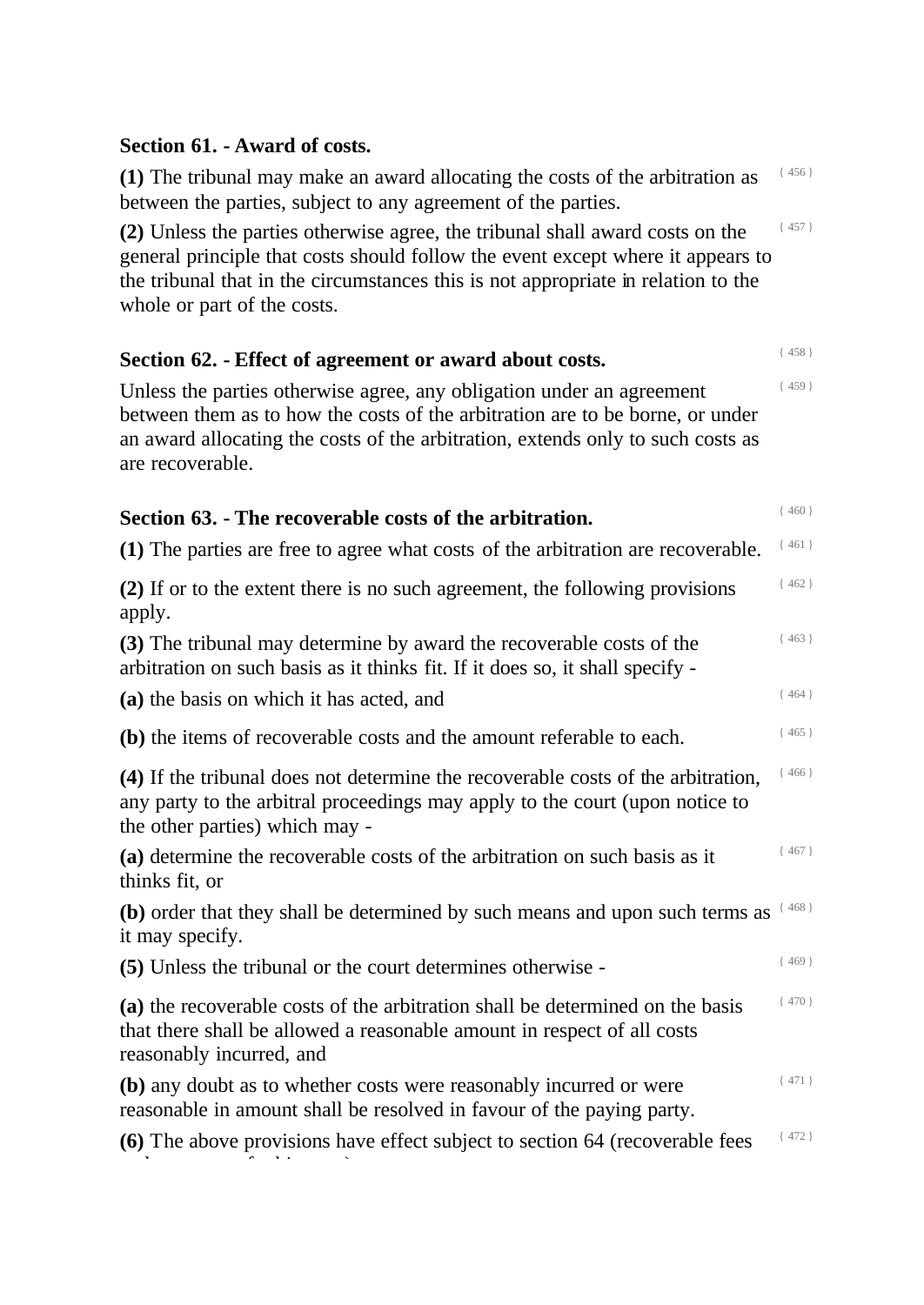### Section 61. - Award of costs.

**(1)** The tribunal may make an award allocating the costs of the arbitration as between the parties, subject to any agreement of the parties.

**(2)** Unless the parties otherwise agree, the tribunal shall award costs on the general principle that costs should follow the event except where it appears to the tribunal that in the circumstances this is not appropriate in relation to the whole or part of the costs.

### Section 62. - Effect of agreement or award about costs.

Unless the parties otherwise agree, any obligation under an agreement between them as to how the costs of the arbitration are to be borne, or under an award allocating the costs of the arbitration, extends only to such costs as are recoverable.

### Section 63. - The recoverable costs of the arbitration.

**(1)** The parties are free to agree what costs of the arbitration are recoverable.

**(2)** If or to the extent there is no such agreement, the following provisions apply.

**(3)** The tribunal may determine by award the recoverable costs of the arbitration on such basis as it thinks fit. If it does so, it shall specify -

**(a)** the basis on which it has acted, and

**(b)** the items of recoverable costs and the amount referable to each.

**(4)** If the tribunal does not determine the recoverable costs of the arbitration, any party to the arbitral proceedings may apply to the court (upon notice to the other parties) which may -

**(a)** determine the recoverable costs of the arbitration on such basis as it thinks fit, or

**(b)** order that they shall be determined by such means and upon such terms as it may specify.

**(5)** Unless the tribunal or the court determines otherwise -

**(a)** the recoverable costs of the arbitration shall be determined on the basis that there shall be allowed a reasonable amount in respect of all costs reasonably incurred, and

**(b)** any doubt as to whether costs were reasonably incurred or were reasonable in amount shall be resolved in favour of the paying party.

**(6)** The above provisions have effect subject to section 64 (recoverable fees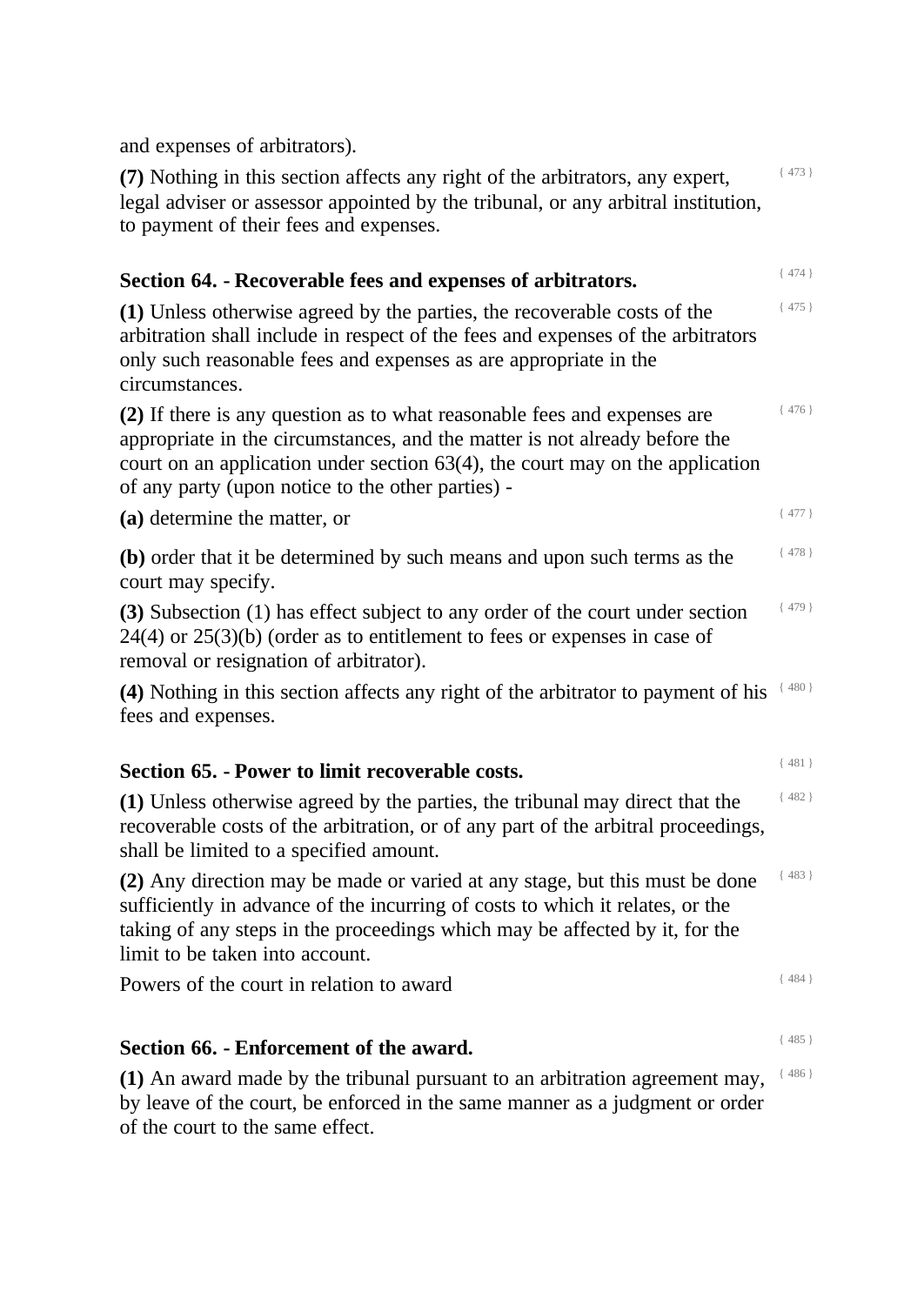and expenses of arbitrators).

**(7)** Nothing in this section affects any right of the arbitrators, any expert, legal adviser or assessor appointed by the tribunal, or any arbitral institution, to payment of their fees and expenses.

### Section 64. - Recoverable fees and expenses of arbitrators.

**(1)** Unless otherwise agreed by the parties, the recoverable costs of the arbitration shall include in respect of the fees and expenses of the arbitrators only such reasonable fees and expenses as are appropriate in the circumstances.

**(2)** If there is any question as to what reasonable fees and expenses are appropriate in the circumstances, and the matter is not already before the court on an application under section 63(4), the court may on the application of any party (upon notice to the other parties) -

**(a)** determine the matter, or

**(b)** order that it be determined by such means and upon such terms as the court may specify.

**(3)** Subsection (1) has effect subject to any order of the court under section 24(4) or 25(3)(b) (order as to entitlement to fees or expenses in case of removal or resignation of arbitrator).

**(4)** Nothing in this section affects any right of the arbitrator to payment of his fees and expenses.

### Section 65. - Power to limit recoverable costs.

**(1)** Unless otherwise agreed by the parties, the tribunal may direct that the recoverable costs of the arbitration, or of any part of the arbitral proceedings, shall be limited to a specified amount.

**(2)** Any direction may be made or varied at any stage, but this must be done sufficiently in advance of the incurring of costs to which it relates, or the taking of any steps in the proceedings which may be affected by it, for the limit to be taken into account.

Powers of the court in relation to award

### Section 66. - Enforcement of the award.

**(1)** An award made by the tribunal pursuant to an arbitration agreement may, by leave of the court, be enforced in the same manner as a judgment or order of the court to the same effect.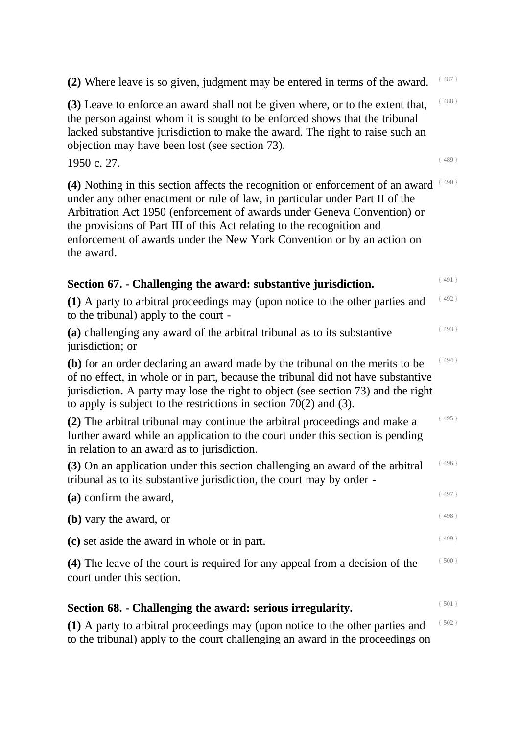**(2)** Where leave is so given, judgment may be entered in terms of the award. { 487 }

**(3)** Leave to enforce an award shall not be given where, or to the extent that, the person against whom it is sought to be enforced shows that the tribunal lacked substantive jurisdiction to make the award. The right to raise such an objection may have been lost (see section 73). { 488 }

1950 c. 27. { 489 }

**(4)** Nothing in this section affects the recognition or enforcement of an award under any other enactment or rule of law, in particular under Part II of the Arbitration Act 1950 (enforcement of awards under Geneva Convention) or the provisions of Part III of this Act relating to the recognition and enforcement of awards under the New York Convention or by an action on the award. { 490 }

### Section 67. - Challenging the award: substantive jurisdiction. { 491 }

**(1)** A party to arbitral proceedings may (upon notice to the other parties and to the tribunal) apply to the court - { 492 }

**(a)** challenging any award of the arbitral tribunal as to its substantive jurisdiction; or { 493 }

**(b)** for an order declaring an award made by the tribunal on the merits to be of no effect, in whole or in part, because the tribunal did not have substantive jurisdiction. A party may lose the right to object (see section 73) and the right to apply is subject to the restrictions in section 70(2) and (3). { 494 }

**(2)** The arbitral tribunal may continue the arbitral proceedings and make a further award while an application to the court under this section is pending in relation to an award as to jurisdiction. { 495 }

**(3)** On an application under this section challenging an award of the arbitral tribunal as to its substantive jurisdiction, the court may by order - { 496 }

**(a)** confirm the award, { 497 }

**(b)** vary the award, or { 498 }

**(c)** set aside the award in whole or in part. { 499 }

**(4)** The leave of the court is required for any appeal from a decision of the court under this section. { 500 }

### Section 68. - Challenging the award: serious irregularity. { 501 }

**(1)** A party to arbitral proceedings may (upon notice to the other parties and to the tribunal) apply to the court challenging an award in the proceedings on { 502 }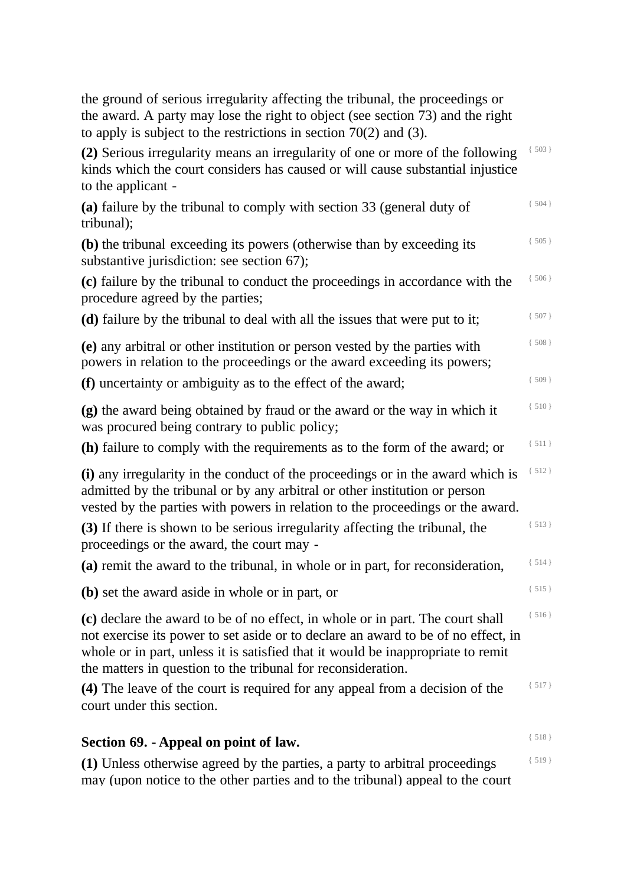the ground of serious irregularity affecting the tribunal, the proceedings or the award. A party may lose the right to object (see section 73) and the right to apply is subject to the restrictions in section 70(2) and (3).

**(2)** Serious irregularity means an irregularity of one or more of the following kinds which the court considers has caused or will cause substantial injustice to the applicant - { 503 }

**(a)** failure by the tribunal to comply with section 33 (general duty of tribunal); { 504 }

**(b)** the tribunal exceeding its powers (otherwise than by exceeding its substantive jurisdiction: see section 67); { 505 }

**(c)** failure by the tribunal to conduct the proceedings in accordance with the procedure agreed by the parties; { 506 }

**(d)** failure by the tribunal to deal with all the issues that were put to it; { 507 }

**(e)** any arbitral or other institution or person vested by the parties with powers in relation to the proceedings or the award exceeding its powers; { 508 }

**(f)** uncertainty or ambiguity as to the effect of the award; { 509 }

**(g)** the award being obtained by fraud or the award or the way in which it was procured being contrary to public policy; { 510 }

**(h)** failure to comply with the requirements as to the form of the award; or { 511 }

**(i)** any irregularity in the conduct of the proceedings or in the award which is admitted by the tribunal or by any arbitral or other institution or person vested by the parties with powers in relation to the proceedings or the award. { 512 }

**(3)** If there is shown to be serious irregularity affecting the tribunal, the proceedings or the award, the court may - { 513 }

**(a)** remit the award to the tribunal, in whole or in part, for reconsideration, { 514 }

**(b)** set the award aside in whole or in part, or { 515 }

**(c)** declare the award to be of no effect, in whole or in part. The court shall not exercise its power to set aside or to declare an award to be of no effect, in whole or in part, unless it is satisfied that it would be inappropriate to remit the matters in question to the tribunal for reconsideration. { 516 }

**(4)** The leave of the court is required for any appeal from a decision of the court under this section. { 517 }

## Section 69. - Appeal on point of law. { 518 }

**(1)** Unless otherwise agreed by the parties, a party to arbitral proceedings may (upon notice to the other parties and to the tribunal) appeal to the court { 519 }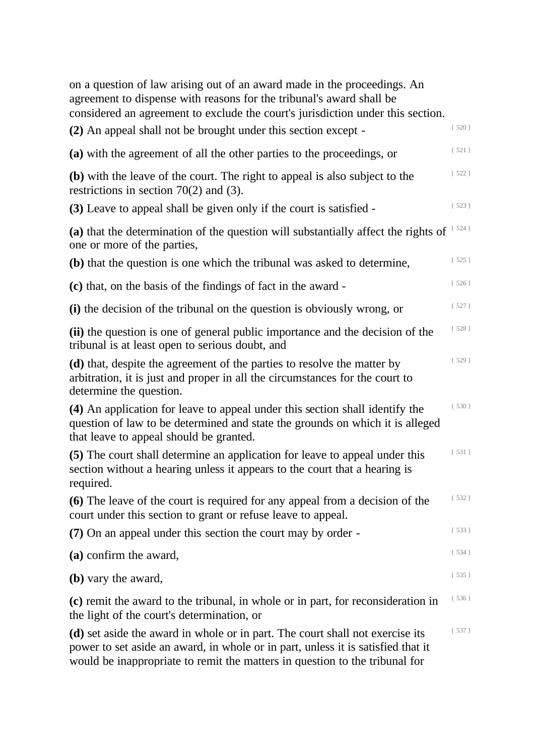on a question of law arising out of an award made in the proceedings. An agreement to dispense with reasons for the tribunal's award shall be considered an agreement to exclude the court's jurisdiction under this section.

**(2)** An appeal shall not be brought under this section except - { 520 }

**(a)** with the agreement of all the other parties to the proceedings, or { 521 }

**(b)** with the leave of the court. The right to appeal is also subject to the restrictions in section 70(2) and (3). { 522 }

**(3)** Leave to appeal shall be given only if the court is satisfied - { 523 }

**(a)** that the determination of the question will substantially affect the rights of one or more of the parties, { 524 }

**(b)** that the question is one which the tribunal was asked to determine, { 525 }

**(c)** that, on the basis of the findings of fact in the award - { 526 }

**(i)** the decision of the tribunal on the question is obviously wrong, or { 527 }

**(ii)** the question is one of general public importance and the decision of the tribunal is at least open to serious doubt, and { 528 }

**(d)** that, despite the agreement of the parties to resolve the matter by arbitration, it is just and proper in all the circumstances for the court to determine the question. { 529 }

**(4)** An application for leave to appeal under this section shall identify the question of law to be determined and state the grounds on which it is alleged that leave to appeal should be granted. { 530 }

**(5)** The court shall determine an application for leave to appeal under this section without a hearing unless it appears to the court that a hearing is required. { 531 }

**(6)** The leave of the court is required for any appeal from a decision of the court under this section to grant or refuse leave to appeal. { 532 }

**(7)** On an appeal under this section the court may by order - { 533 }

**(a)** confirm the award, { 534 }

**(b)** vary the award, { 535 }

**(c)** remit the award to the tribunal, in whole or in part, for reconsideration in the light of the court's determination, or { 536 }

**(d)** set aside the award in whole or in part. The court shall not exercise its power to set aside an award, in whole or in part, unless it is satisfied that it would be inappropriate to remit the matters in question to the tribunal for { 537 }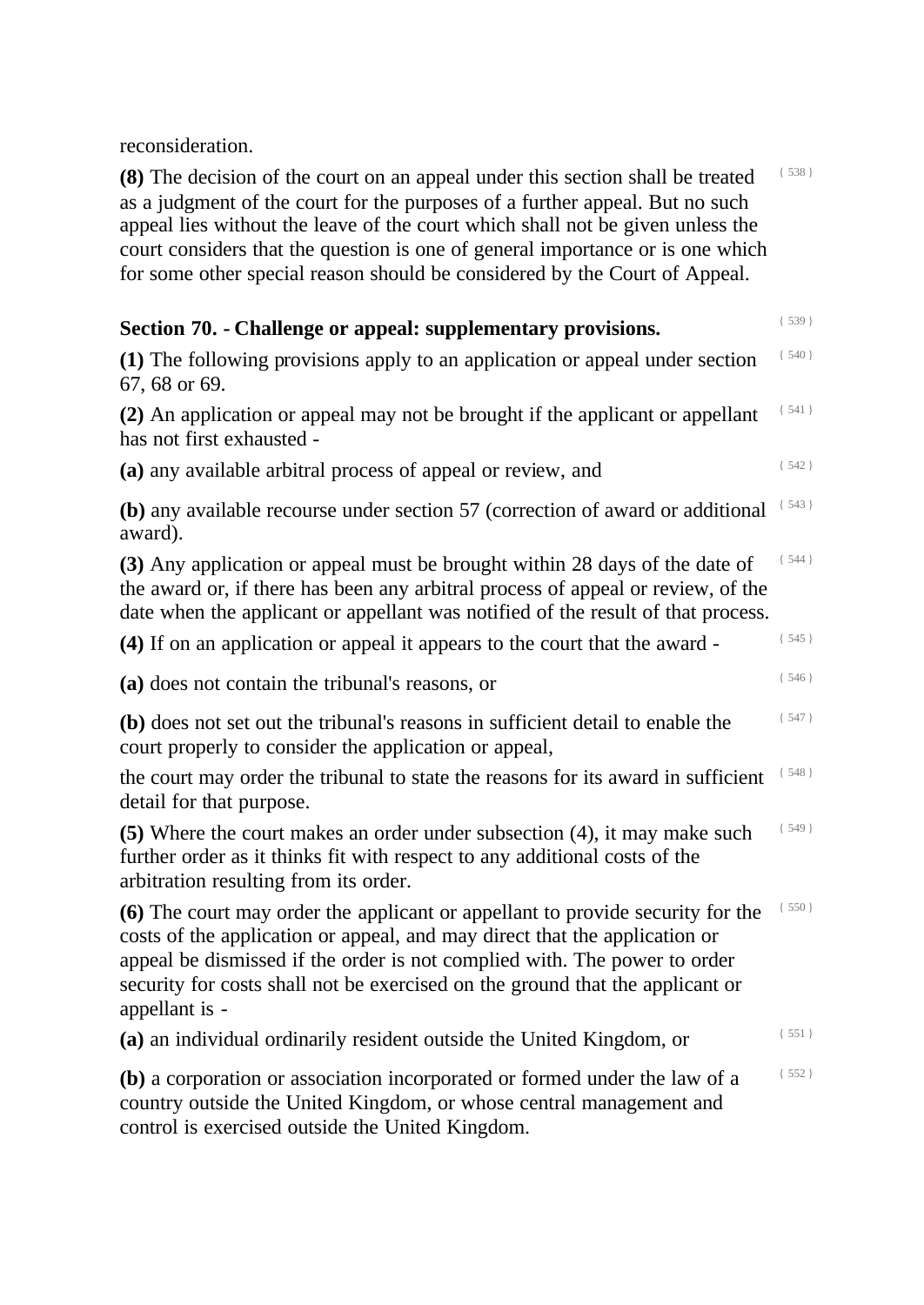reconsideration.

**(8)** The decision of the court on an appeal under this section shall be treated as a judgment of the court for the purposes of a further appeal. But no such appeal lies without the leave of the court which shall not be given unless the court considers that the question is one of general importance or is one which for some other special reason should be considered by the Court of Appeal. { 538 }

## Section 70. - Challenge or appeal: supplementary provisions. { 539 }

**(1)** The following provisions apply to an application or appeal under section 67, 68 or 69. { 540 }

**(2)** An application or appeal may not be brought if the applicant or appellant has not first exhausted - { 541 }

**(a)** any available arbitral process of appeal or review, and { 542 }

**(b)** any available recourse under section 57 (correction of award or additional award). { 543 }

**(3)** Any application or appeal must be brought within 28 days of the date of the award or, if there has been any arbitral process of appeal or review, of the date when the applicant or appellant was notified of the result of that process. { 544 }

**(4)** If on an application or appeal it appears to the court that the award - { 545 }

**(a)** does not contain the tribunal's reasons, or { 546 }

**(b)** does not set out the tribunal's reasons in sufficient detail to enable the court properly to consider the application or appeal, { 547 }

the court may order the tribunal to state the reasons for its award in sufficient detail for that purpose. { 548 }

**(5)** Where the court makes an order under subsection (4), it may make such further order as it thinks fit with respect to any additional costs of the arbitration resulting from its order. { 549 }

**(6)** The court may order the applicant or appellant to provide security for the costs of the application or appeal, and may direct that the application or appeal be dismissed if the order is not complied with. The power to order security for costs shall not be exercised on the ground that the applicant or appellant is - { 550 }

**(a)** an individual ordinarily resident outside the United Kingdom, or { 551 }

**(b)** a corporation or association incorporated or formed under the law of a country outside the United Kingdom, or whose central management and control is exercised outside the United Kingdom. { 552 }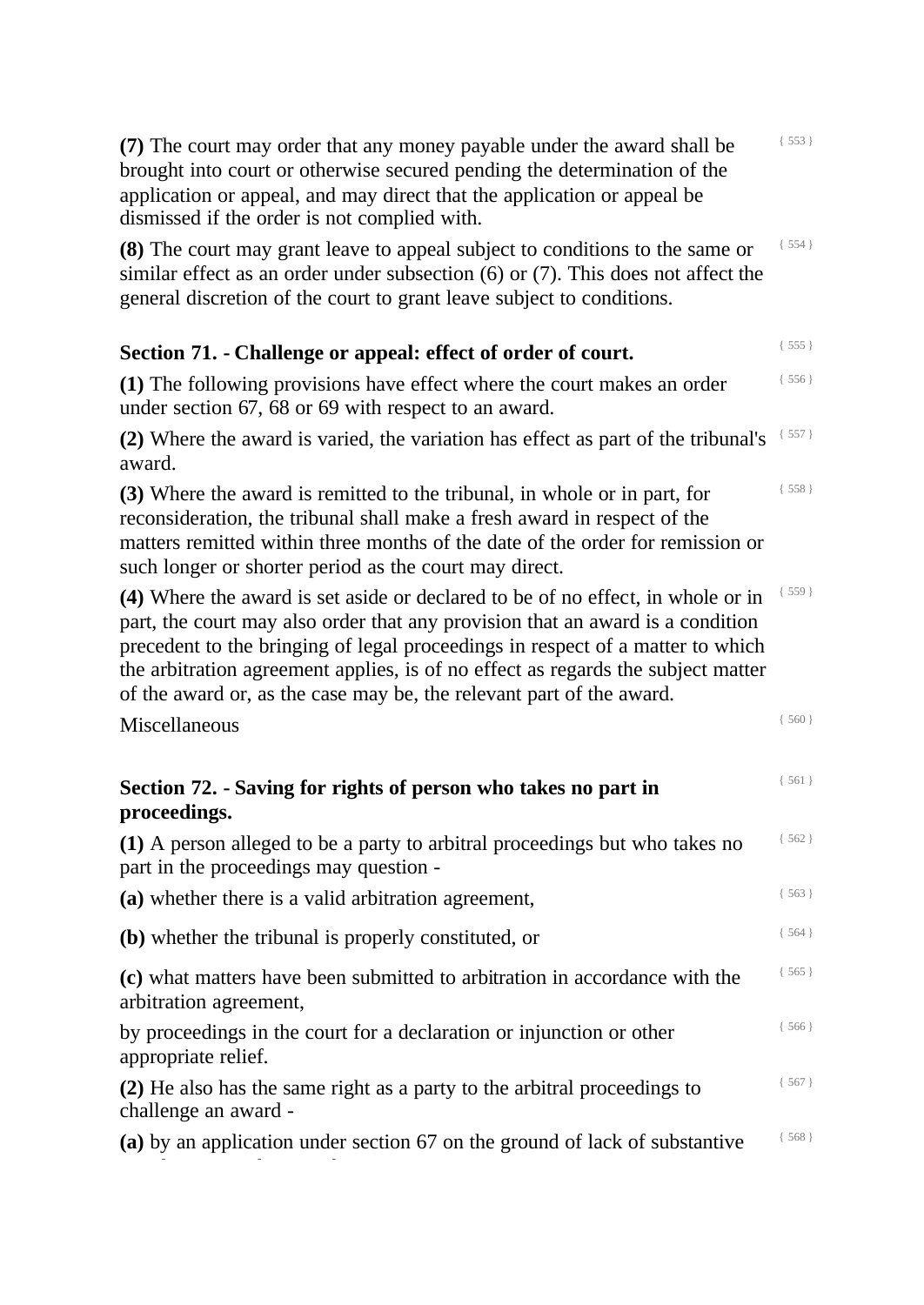**(7)** The court may order that any money payable under the award shall be brought into court or otherwise secured pending the determination of the application or appeal, and may direct that the application or appeal be dismissed if the order is not complied with.

**(8)** The court may grant leave to appeal subject to conditions to the same or similar effect as an order under subsection (6) or (7). This does not affect the general discretion of the court to grant leave subject to conditions.

### Section 71. - Challenge or appeal: effect of order of court.

**(1)** The following provisions have effect where the court makes an order under section 67, 68 or 69 with respect to an award.

**(2)** Where the award is varied, the variation has effect as part of the tribunal's award.

**(3)** Where the award is remitted to the tribunal, in whole or in part, for reconsideration, the tribunal shall make a fresh award in respect of the matters remitted within three months of the date of the order for remission or such longer or shorter period as the court may direct.

**(4)** Where the award is set aside or declared to be of no effect, in whole or in part, the court may also order that any provision that an award is a condition precedent to the bringing of legal proceedings in respect of a matter to which the arbitration agreement applies, is of no effect as regards the subject matter of the award or, as the case may be, the relevant part of the award.

Miscellaneous

### Section 72. - Saving for rights of person who takes no part in proceedings.

**(1)** A person alleged to be a party to arbitral proceedings but who takes no part in the proceedings may question -

**(a)** whether there is a valid arbitration agreement,

**(b)** whether the tribunal is properly constituted, or

**(c)** what matters have been submitted to arbitration in accordance with the arbitration agreement,

by proceedings in the court for a declaration or injunction or other appropriate relief.

**(2)** He also has the same right as a party to the arbitral proceedings to challenge an award -

**(a)** by an application under section 67 on the ground of lack of substantive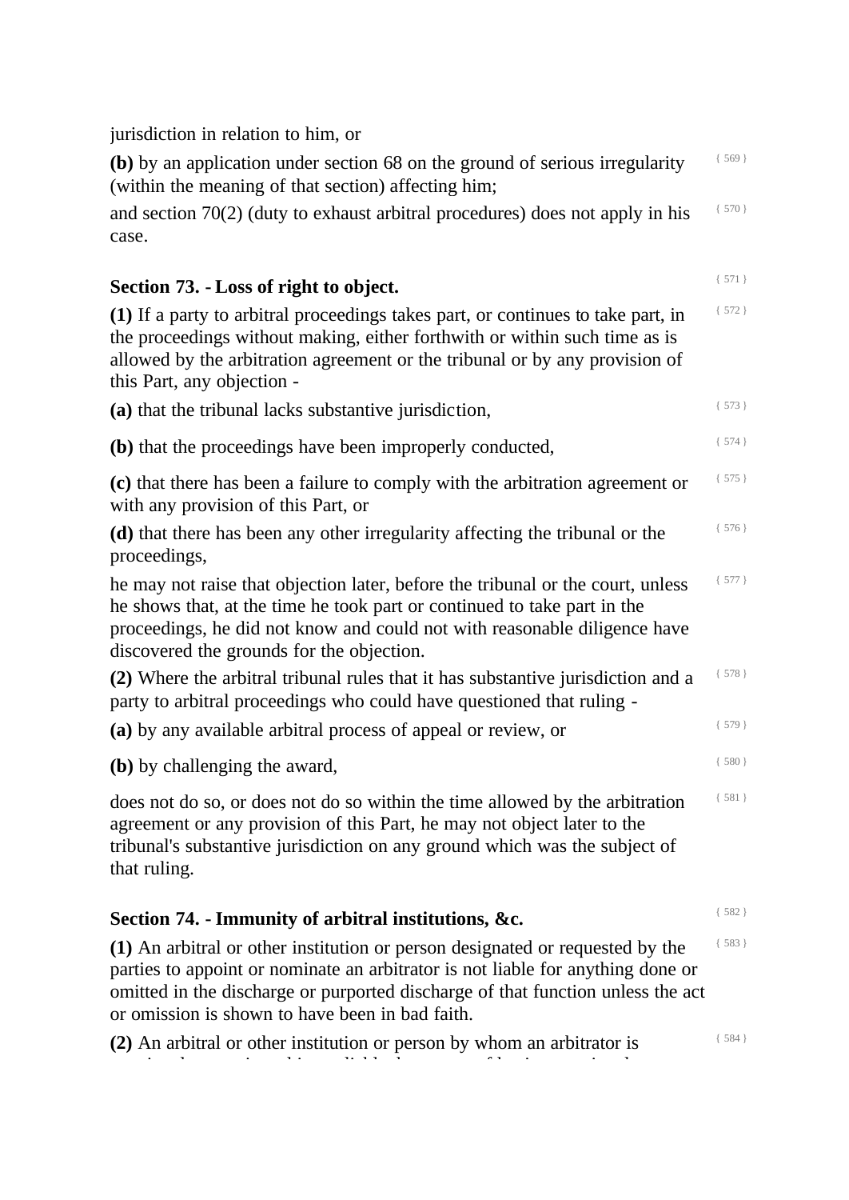jurisdiction in relation to him, or

**(b)** by an application under section 68 on the ground of serious irregularity (within the meaning of that section) affecting him;

and section 70(2) (duty to exhaust arbitral procedures) does not apply in his case.

### Section 73. - Loss of right to object.

**(1)** If a party to arbitral proceedings takes part, or continues to take part, in the proceedings without making, either forthwith or within such time as is allowed by the arbitration agreement or the tribunal or by any provision of this Part, any objection -

**(a)** that the tribunal lacks substantive jurisdiction,

**(b)** that the proceedings have been improperly conducted,

**(c)** that there has been a failure to comply with the arbitration agreement or with any provision of this Part, or

**(d)** that there has been any other irregularity affecting the tribunal or the proceedings,

he may not raise that objection later, before the tribunal or the court, unless he shows that, at the time he took part or continued to take part in the proceedings, he did not know and could not with reasonable diligence have discovered the grounds for the objection.

**(2)** Where the arbitral tribunal rules that it has substantive jurisdiction and a party to arbitral proceedings who could have questioned that ruling -

**(a)** by any available arbitral process of appeal or review, or

**(b)** by challenging the award,

does not do so, or does not do so within the time allowed by the arbitration agreement or any provision of this Part, he may not object later to the tribunal's substantive jurisdiction on any ground which was the subject of that ruling.

### Section 74. - Immunity of arbitral institutions, &c.

**(1)** An arbitral or other institution or person designated or requested by the parties to appoint or nominate an arbitrator is not liable for anything done or omitted in the discharge or purported discharge of that function unless the act or omission is shown to have been in bad faith.

**(2)** An arbitral or other institution or person by whom an arbitrator is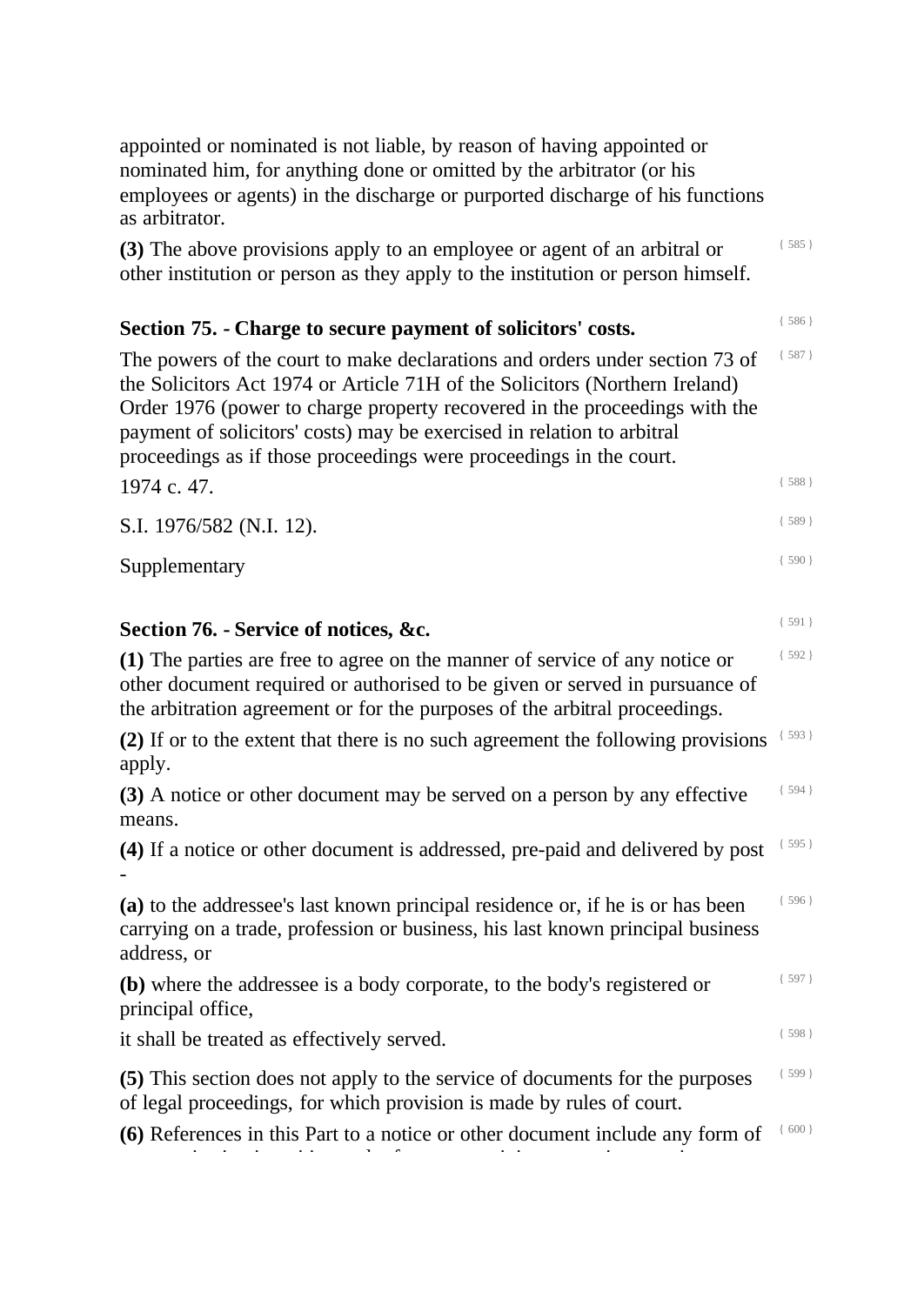appointed or nominated is not liable, by reason of having appointed or nominated him, for anything done or omitted by the arbitrator (or his employees or agents) in the discharge or purported discharge of his functions as arbitrator.

**(3)** The above provisions apply to an employee or agent of an arbitral or other institution or person as they apply to the institution or person himself.

### Section 75. - Charge to secure payment of solicitors' costs.

The powers of the court to make declarations and orders under section 73 of the Solicitors Act 1974 or Article 71H of the Solicitors (Northern Ireland) Order 1976 (power to charge property recovered in the proceedings with the payment of solicitors' costs) may be exercised in relation to arbitral proceedings as if those proceedings were proceedings in the court.

1974 c. 47.

S.I. 1976/582 (N.I. 12).

Supplementary

### Section 76. - Service of notices, &c.

**(1)** The parties are free to agree on the manner of service of any notice or other document required or authorised to be given or served in pursuance of the arbitration agreement or for the purposes of the arbitral proceedings.

**(2)** If or to the extent that there is no such agreement the following provisions apply.

**(3)** A notice or other document may be served on a person by any effective means.

**(4)** If a notice or other document is addressed, pre-paid and delivered by post -

**(a)** to the addressee's last known principal residence or, if he is or has been carrying on a trade, profession or business, his last known principal business address, or

**(b)** where the addressee is a body corporate, to the body's registered or principal office,

it shall be treated as effectively served.

**(5)** This section does not apply to the service of documents for the purposes of legal proceedings, for which provision is made by rules of court.

**(6)** References in this Part to a notice or other document include any form of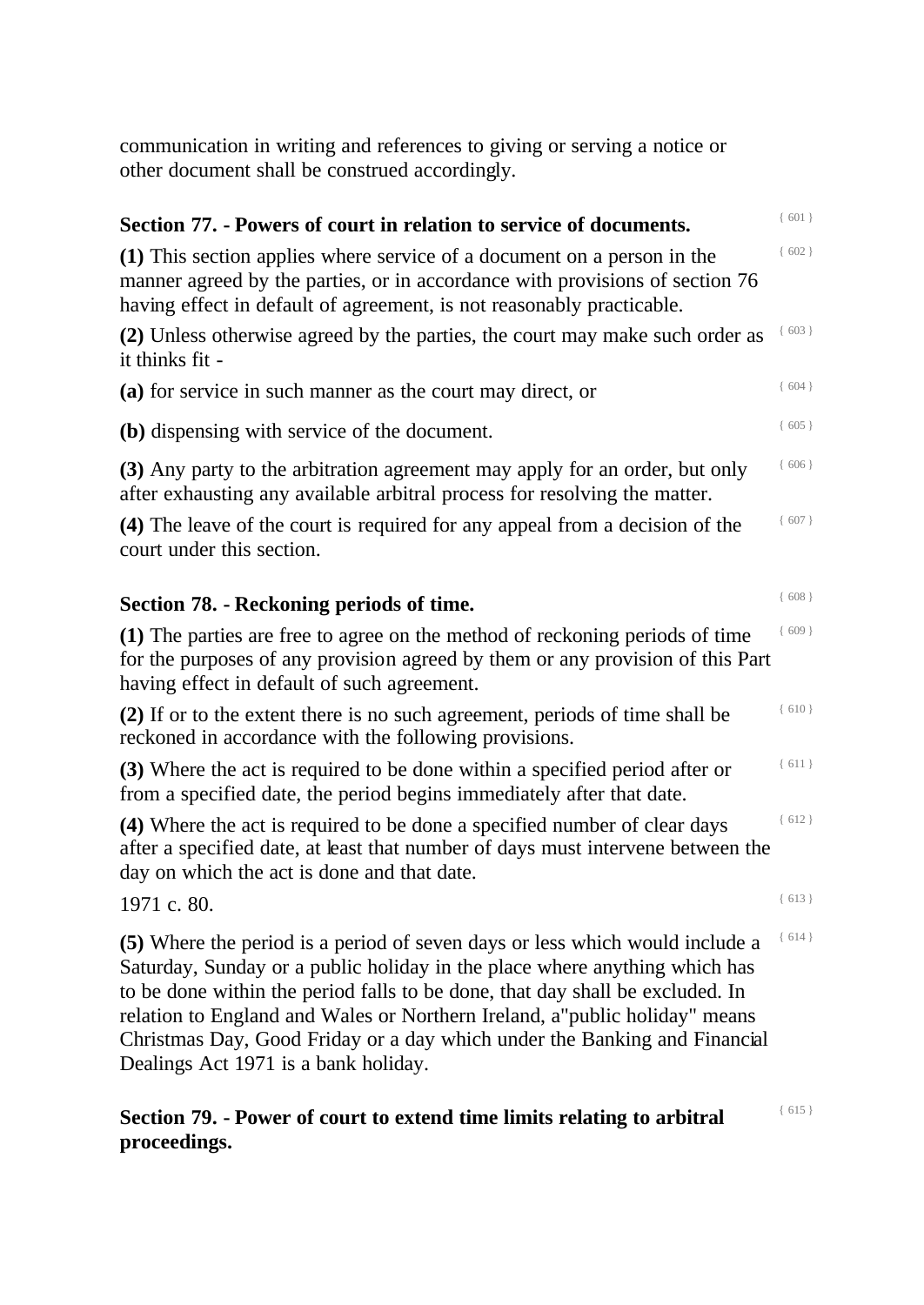communication in writing and references to giving or serving a notice or other document shall be construed accordingly.

### Section 77. - Powers of court in relation to service of documents.

**(1)** This section applies where service of a document on a person in the manner agreed by the parties, or in accordance with provisions of section 76 having effect in default of agreement, is not reasonably practicable.

**(2)** Unless otherwise agreed by the parties, the court may make such order as it thinks fit -

**(a)** for service in such manner as the court may direct, or

**(b)** dispensing with service of the document.

**(3)** Any party to the arbitration agreement may apply for an order, but only after exhausting any available arbitral process for resolving the matter.

**(4)** The leave of the court is required for any appeal from a decision of the court under this section.

### Section 78. - Reckoning periods of time.

**(1)** The parties are free to agree on the method of reckoning periods of time for the purposes of any provision agreed by them or any provision of this Part having effect in default of such agreement.

**(2)** If or to the extent there is no such agreement, periods of time shall be reckoned in accordance with the following provisions.

**(3)** Where the act is required to be done within a specified period after or from a specified date, the period begins immediately after that date.

**(4)** Where the act is required to be done a specified number of clear days after a specified date, at least that number of days must intervene between the day on which the act is done and that date.

1971 c. 80.

**(5)** Where the period is a period of seven days or less which would include a Saturday, Sunday or a public holiday in the place where anything which has to be done within the period falls to be done, that day shall be excluded. In relation to England and Wales or Northern Ireland, a"public holiday" means Christmas Day, Good Friday or a day which under the Banking and Financial Dealings Act 1971 is a bank holiday.

### Section 79. - Power of court to extend time limits relating to arbitral proceedings.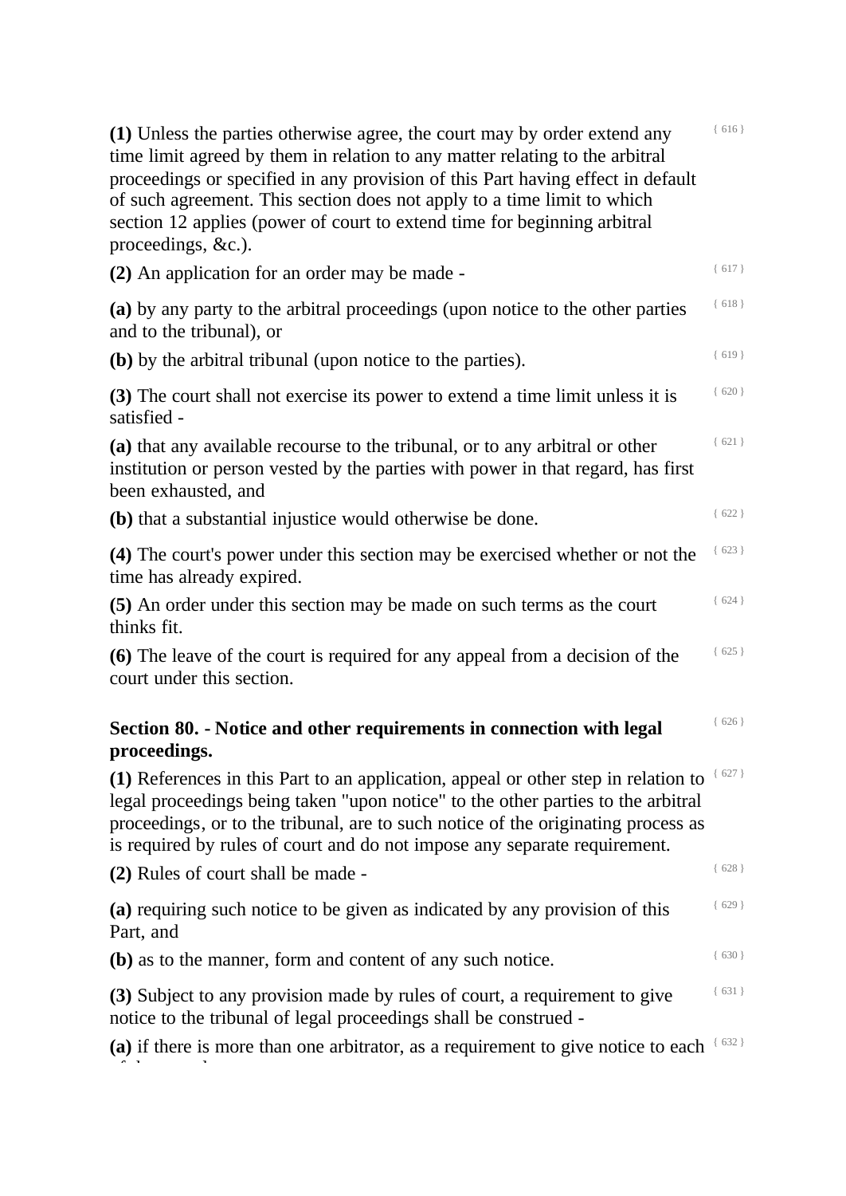**(1)** Unless the parties otherwise agree, the court may by order extend any time limit agreed by them in relation to any matter relating to the arbitral proceedings or specified in any provision of this Part having effect in default of such agreement. This section does not apply to a time limit to which section 12 applies (power of court to extend time for beginning arbitral proceedings, &c.). { 616 }

**(2)** An application for an order may be made - { 617 }

**(a)** by any party to the arbitral proceedings (upon notice to the other parties and to the tribunal), or { 618 }

**(b)** by the arbitral tribunal (upon notice to the parties). { 619 }

**(3)** The court shall not exercise its power to extend a time limit unless it is satisfied - { 620 }

**(a)** that any available recourse to the tribunal, or to any arbitral or other institution or person vested by the parties with power in that regard, has first been exhausted, and { 621 }

**(b)** that a substantial injustice would otherwise be done. { 622 }

**(4)** The court's power under this section may be exercised whether or not the time has already expired. { 623 }

**(5)** An order under this section may be made on such terms as the court thinks fit. { 624 }

**(6)** The leave of the court is required for any appeal from a decision of the court under this section. { 625 }

### Section 80. - Notice and other requirements in connection with legal proceedings. { 626 }

**(1)** References in this Part to an application, appeal or other step in relation to legal proceedings being taken "upon notice" to the other parties to the arbitral proceedings, or to the tribunal, are to such notice of the originating process as is required by rules of court and do not impose any separate requirement. { 627 }

**(2)** Rules of court shall be made - { 628 }

**(a)** requiring such notice to be given as indicated by any provision of this Part, and { 629 }

**(b)** as to the manner, form and content of any such notice. { 630 }

**(3)** Subject to any provision made by rules of court, a requirement to give notice to the tribunal of legal proceedings shall be construed - { 631 }

**(a)** if there is more than one arbitrator, as a requirement to give notice to each { 632 }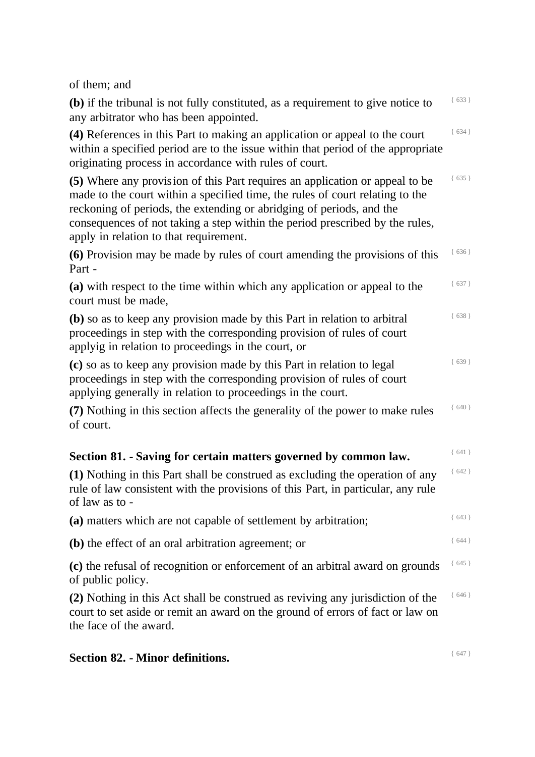of them; and

**(b)** if the tribunal is not fully constituted, as a requirement to give notice to any arbitrator who has been appointed.

**(4)** References in this Part to making an application or appeal to the court within a specified period are to the issue within that period of the appropriate originating process in accordance with rules of court.

**(5)** Where any provision of this Part requires an application or appeal to be made to the court within a specified time, the rules of court relating to the reckoning of periods, the extending or abridging of periods, and the consequences of not taking a step within the period prescribed by the rules, apply in relation to that requirement.

**(6)** Provision may be made by rules of court amending the provisions of this Part -

**(a)** with respect to the time within which any application or appeal to the court must be made,

**(b)** so as to keep any provision made by this Part in relation to arbitral proceedings in step with the corresponding provision of rules of court applyig in relation to proceedings in the court, or

**(c)** so as to keep any provision made by this Part in relation to legal proceedings in step with the corresponding provision of rules of court applying generally in relation to proceedings in the court.

**(7)** Nothing in this section affects the generality of the power to make rules of court.

## Section 81. - Saving for certain matters governed by common law.

**(1)** Nothing in this Part shall be construed as excluding the operation of any rule of law consistent with the provisions of this Part, in particular, any rule of law as to -

**(a)** matters which are not capable of settlement by arbitration;

**(b)** the effect of an oral arbitration agreement; or

**(c)** the refusal of recognition or enforcement of an arbitral award on grounds of public policy.

**(2)** Nothing in this Act shall be construed as reviving any jurisdiction of the court to set aside or remit an award on the ground of errors of fact or law on the face of the award.

## Section 82. - Minor definitions.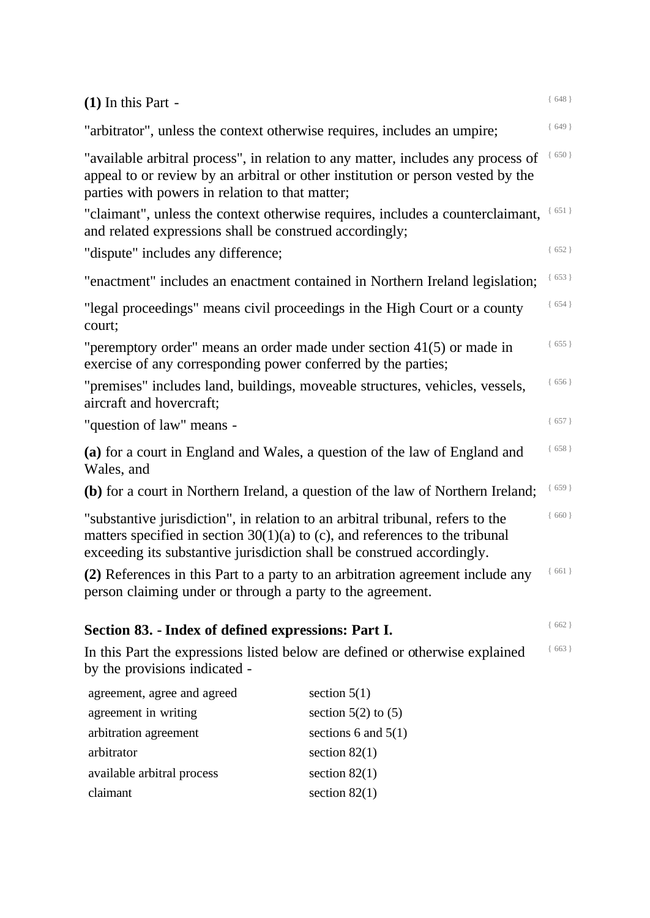**(1)** In this Part -

"arbitrator", unless the context otherwise requires, includes an umpire;

"available arbitral process", in relation to any matter, includes any process of appeal to or review by an arbitral or other institution or person vested by the parties with powers in relation to that matter;

"claimant", unless the context otherwise requires, includes a counterclaimant, and related expressions shall be construed accordingly;

"dispute" includes any difference;

"enactment" includes an enactment contained in Northern Ireland legislation;

"legal proceedings" means civil proceedings in the High Court or a county court;

"peremptory order" means an order made under section 41(5) or made in exercise of any corresponding power conferred by the parties;

"premises" includes land, buildings, moveable structures, vehicles, vessels, aircraft and hovercraft;

"question of law" means -

**(a)** for a court in England and Wales, a question of the law of England and Wales, and

**(b)** for a court in Northern Ireland, a question of the law of Northern Ireland;

"substantive jurisdiction", in relation to an arbitral tribunal, refers to the matters specified in section 30(1)(a) to (c), and references to the tribunal exceeding its substantive jurisdiction shall be construed accordingly.

**(2)** References in this Part to a party to an arbitration agreement include any person claiming under or through a party to the agreement.

## Section 83. - Index of defined expressions: Part I.

In this Part the expressions listed below are defined or otherwise explained by the provisions indicated -

| | |
|---|---|
| agreement, agree and agreed | section 5(1) |
| agreement in writing | section 5(2) to (5) |
| arbitration agreement | sections 6 and 5(1) |
| arbitrator | section 82(1) |
| available arbitral process | section 82(1) |
| claimant | section 82(1) |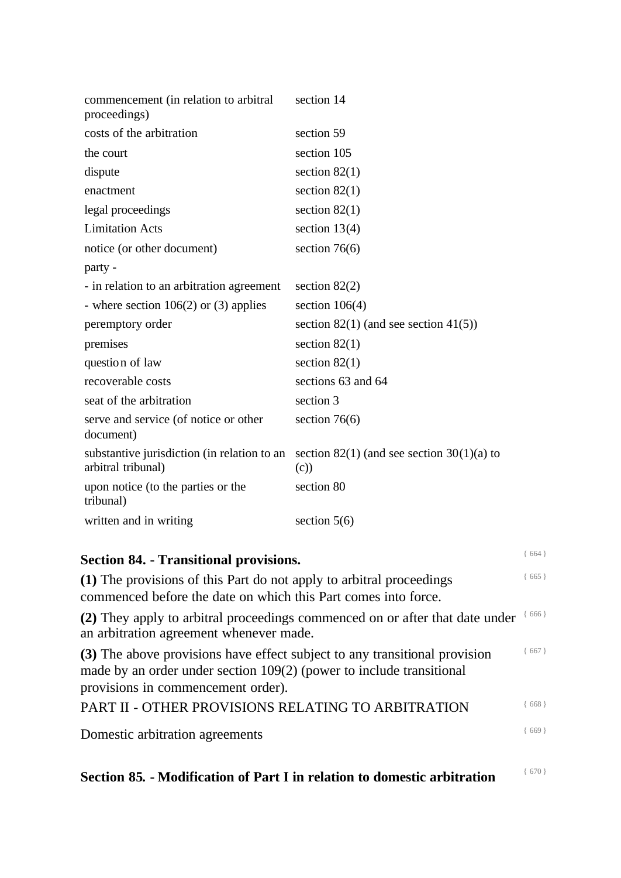| | |
|---|---|
| commencement (in relation to arbitral proceedings) | section 14 |
| costs of the arbitration | section 59 |
| the court | section 105 |
| dispute | section 82(1) |
| enactment | section 82(1) |
| legal proceedings | section 82(1) |
| Limitation Acts | section 13(4) |
| notice (or other document) | section 76(6) |
| party - | |
| - in relation to an arbitration agreement | section 82(2) |
| - where section 106(2) or (3) applies | section 106(4) |
| peremptory order | section 82(1) (and see section 41(5)) |
| premises | section 82(1) |
| question of law | section 82(1) |
| recoverable costs | sections 63 and 64 |
| seat of the arbitration | section 3 |
| serve and service (of notice or other document) | section 76(6) |
| substantive jurisdiction (in relation to an arbitral tribunal) | section 82(1) (and see section 30(1)(a) to (c)) |
| upon notice (to the parties or the tribunal) | section 80 |
| written and in writing | section 5(6) |

### Section 84. - Transitional provisions.

{ 664 }

**(1)** The provisions of this Part do not apply to arbitral proceedings commenced before the date on which this Part comes into force. { 665 }

**(2)** They apply to arbitral proceedings commenced on or after that date under an arbitration agreement whenever made. { 666 }

**(3)** The above provisions have effect subject to any transitional provision made by an order under section 109(2) (power to include transitional provisions in commencement order). { 667 }

## PART II - OTHER PROVISIONS RELATING TO ARBITRATION

{ 668 }

Domestic arbitration agreements { 669 }

### Section 85. - Modification of Part I in relation to domestic arbitration

{ 670 }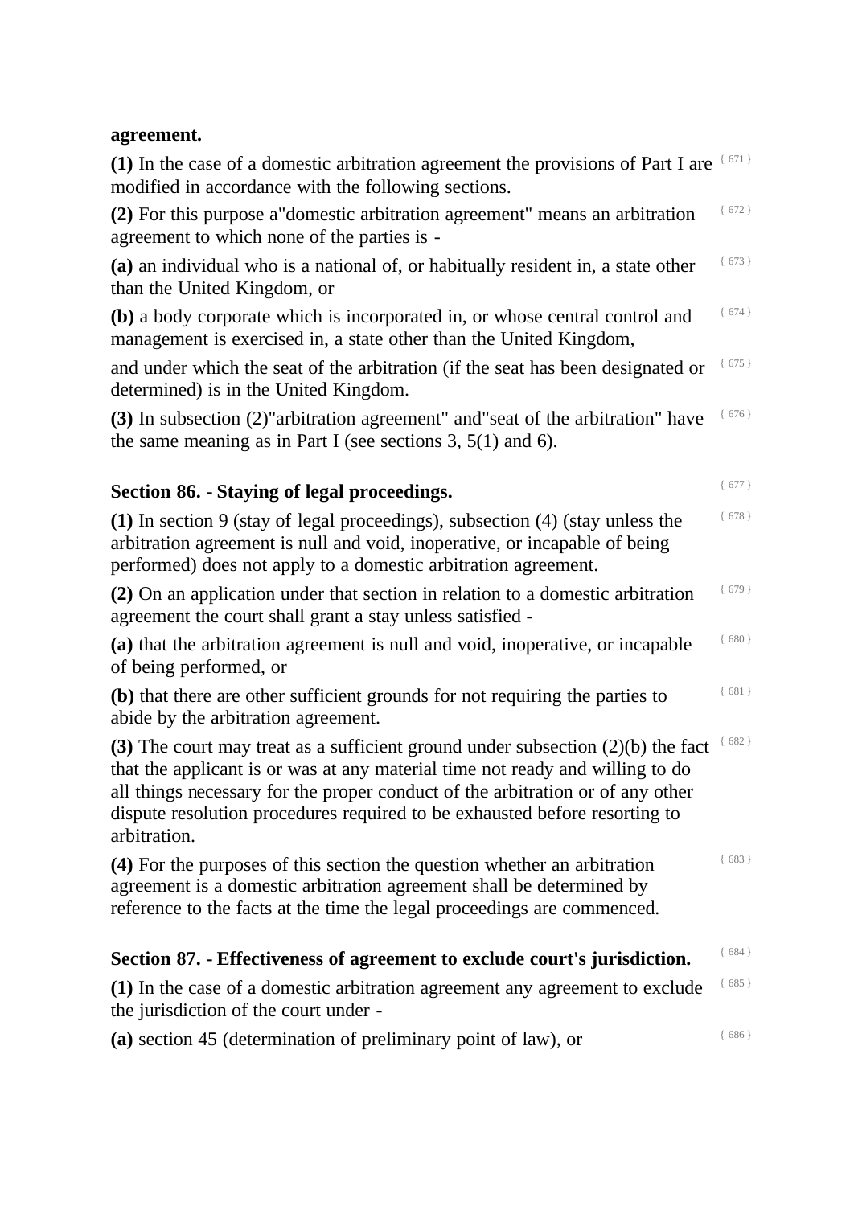**agreement.**

**(1)** In the case of a domestic arbitration agreement the provisions of Part I are modified in accordance with the following sections. { 671 }

**(2)** For this purpose a"domestic arbitration agreement" means an arbitration agreement to which none of the parties is - { 672 }

**(a)** an individual who is a national of, or habitually resident in, a state other than the United Kingdom, or { 673 }

**(b)** a body corporate which is incorporated in, or whose central control and management is exercised in, a state other than the United Kingdom, { 674 }

and under which the seat of the arbitration (if the seat has been designated or determined) is in the United Kingdom. { 675 }

**(3)** In subsection (2)"arbitration agreement" and"seat of the arbitration" have the same meaning as in Part I (see sections 3, 5(1) and 6). { 676 }

## Section 86. - Staying of legal proceedings. { 677 }

**(1)** In section 9 (stay of legal proceedings), subsection (4) (stay unless the arbitration agreement is null and void, inoperative, or incapable of being performed) does not apply to a domestic arbitration agreement. { 678 }

**(2)** On an application under that section in relation to a domestic arbitration agreement the court shall grant a stay unless satisfied - { 679 }

**(a)** that the arbitration agreement is null and void, inoperative, or incapable of being performed, or { 680 }

**(b)** that there are other sufficient grounds for not requiring the parties to abide by the arbitration agreement. { 681 }

**(3)** The court may treat as a sufficient ground under subsection (2)(b) the fact that the applicant is or was at any material time not ready and willing to do all things necessary for the proper conduct of the arbitration or of any other dispute resolution procedures required to be exhausted before resorting to arbitration. { 682 }

**(4)** For the purposes of this section the question whether an arbitration agreement is a domestic arbitration agreement shall be determined by reference to the facts at the time the legal proceedings are commenced. { 683 }

## Section 87. - Effectiveness of agreement to exclude court's jurisdiction. { 684 }

**(1)** In the case of a domestic arbitration agreement any agreement to exclude the jurisdiction of the court under - { 685 }

**(a)** section 45 (determination of preliminary point of law), or { 686 }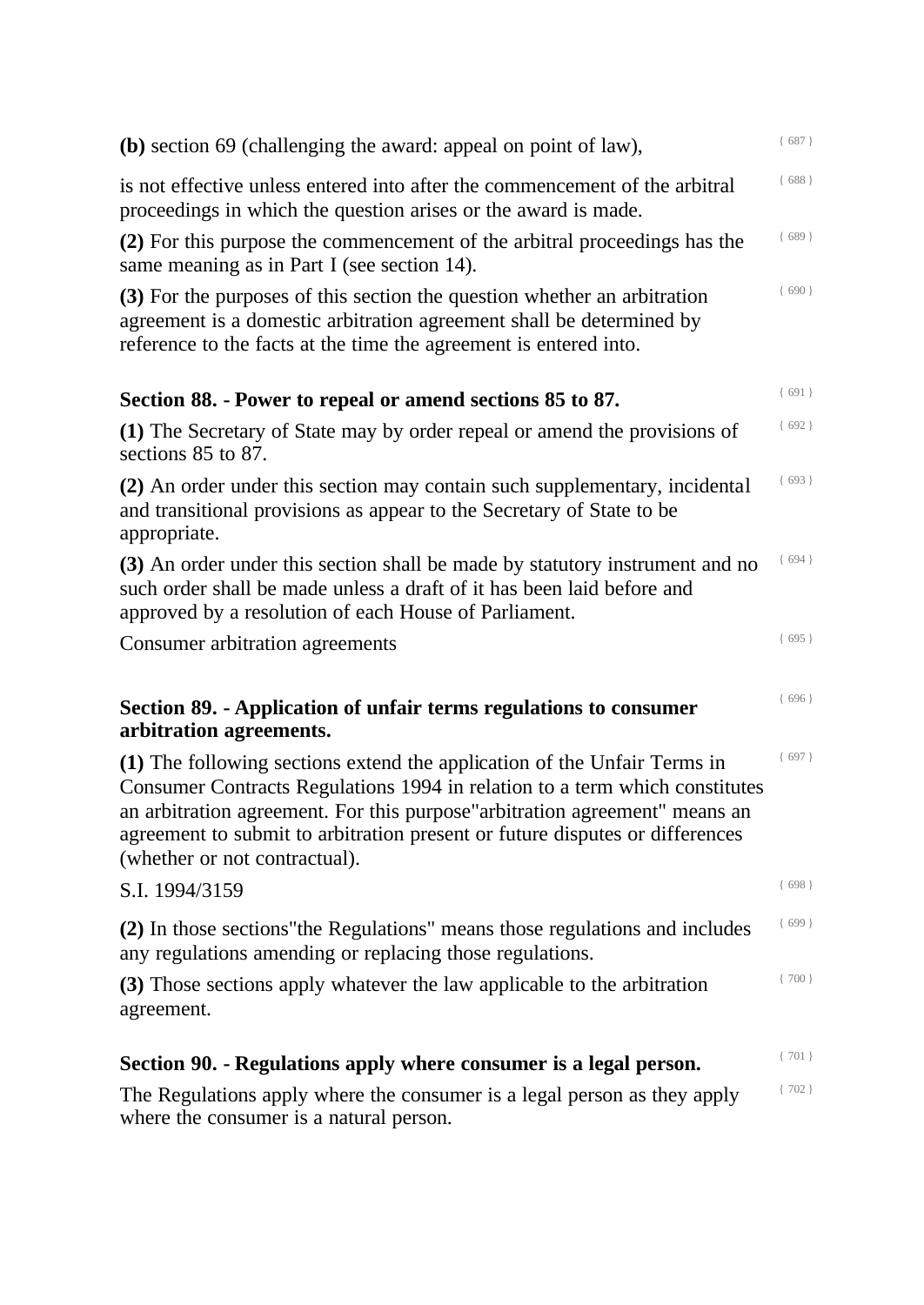**(b)** section 69 (challenging the award: appeal on point of law), { 687 }

is not effective unless entered into after the commencement of the arbitral proceedings in which the question arises or the award is made. { 688 }

**(2)** For this purpose the commencement of the arbitral proceedings has the same meaning as in Part I (see section 14). { 689 }

**(3)** For the purposes of this section the question whether an arbitration agreement is a domestic arbitration agreement shall be determined by reference to the facts at the time the agreement is entered into. { 690 }

## Section 88. - Power to repeal or amend sections 85 to 87. { 691 }

**(1)** The Secretary of State may by order repeal or amend the provisions of sections 85 to 87. { 692 }

**(2)** An order under this section may contain such supplementary, incidental and transitional provisions as appear to the Secretary of State to be appropriate. { 693 }

**(3)** An order under this section shall be made by statutory instrument and no such order shall be made unless a draft of it has been laid before and approved by a resolution of each House of Parliament. { 694 }

Consumer arbitration agreements { 695 }

## Section 89. - Application of unfair terms regulations to consumer arbitration agreements. { 696 }

**(1)** The following sections extend the application of the Unfair Terms in Consumer Contracts Regulations 1994 in relation to a term which constitutes an arbitration agreement. For this purpose"arbitration agreement" means an agreement to submit to arbitration present or future disputes or differences (whether or not contractual). { 697 }

S.I. 1994/3159 { 698 }

**(2)** In those sections"the Regulations" means those regulations and includes any regulations amending or replacing those regulations. { 699 }

**(3)** Those sections apply whatever the law applicable to the arbitration agreement. { 700 }

## Section 90. - Regulations apply where consumer is a legal person. { 701 }

The Regulations apply where the consumer is a legal person as they apply where the consumer is a natural person. { 702 }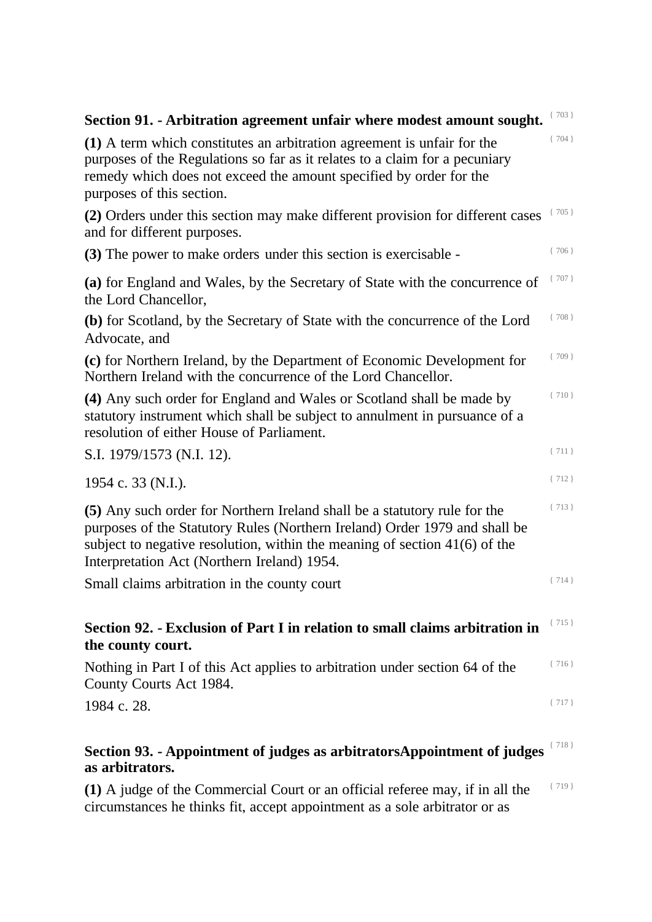### Section 91. - Arbitration agreement unfair where modest amount sought.

**(1)** A term which constitutes an arbitration agreement is unfair for the purposes of the Regulations so far as it relates to a claim for a pecuniary remedy which does not exceed the amount specified by order for the purposes of this section.

**(2)** Orders under this section may make different provision for different cases and for different purposes.

**(3)** The power to make orders under this section is exercisable -

**(a)** for England and Wales, by the Secretary of State with the concurrence of the Lord Chancellor,

**(b)** for Scotland, by the Secretary of State with the concurrence of the Lord Advocate, and

**(c)** for Northern Ireland, by the Department of Economic Development for Northern Ireland with the concurrence of the Lord Chancellor.

**(4)** Any such order for England and Wales or Scotland shall be made by statutory instrument which shall be subject to annulment in pursuance of a resolution of either House of Parliament.

S.I. 1979/1573 (N.I. 12).

1954 c. 33 (N.I.).

**(5)** Any such order for Northern Ireland shall be a statutory rule for the purposes of the Statutory Rules (Northern Ireland) Order 1979 and shall be subject to negative resolution, within the meaning of section 41(6) of the Interpretation Act (Northern Ireland) 1954.

Small claims arbitration in the county court

### Section 92. - Exclusion of Part I in relation to small claims arbitration in the county court.

Nothing in Part I of this Act applies to arbitration under section 64 of the County Courts Act 1984.

1984 c. 28.

### Section 93. - Appointment of judges as arbitratorsAppointment of judges as arbitrators.

**(1)** A judge of the Commercial Court or an official referee may, if in all the circumstances he thinks fit, accept appointment as a sole arbitrator or as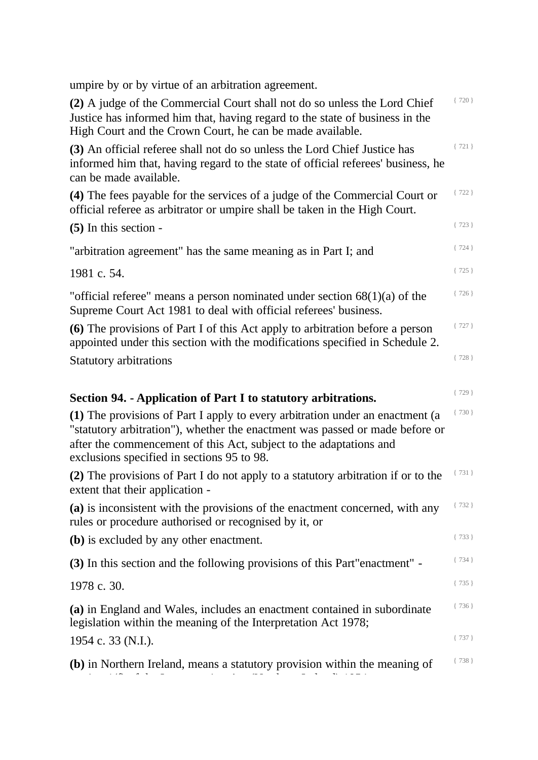umpire by or by virtue of an arbitration agreement.

**(2)** A judge of the Commercial Court shall not do so unless the Lord Chief Justice has informed him that, having regard to the state of business in the High Court and the Crown Court, he can be made available. { 720 }

**(3)** An official referee shall not do so unless the Lord Chief Justice has informed him that, having regard to the state of official referees' business, he can be made available. { 721 }

**(4)** The fees payable for the services of a judge of the Commercial Court or official referee as arbitrator or umpire shall be taken in the High Court. { 722 }

**(5)** In this section - { 723 }

"arbitration agreement" has the same meaning as in Part I; and { 724 }

1981 c. 54. { 725 }

"official referee" means a person nominated under section 68(1)(a) of the Supreme Court Act 1981 to deal with official referees' business. { 726 }

**(6)** The provisions of Part I of this Act apply to arbitration before a person appointed under this section with the modifications specified in Schedule 2. { 727 }

Statutory arbitrations { 728 }

## Section 94. - Application of Part I to statutory arbitrations. { 729 }

**(1)** The provisions of Part I apply to every arbitration under an enactment (a "statutory arbitration"), whether the enactment was passed or made before or after the commencement of this Act, subject to the adaptations and exclusions specified in sections 95 to 98. { 730 }

**(2)** The provisions of Part I do not apply to a statutory arbitration if or to the extent that their application - { 731 }

**(a)** is inconsistent with the provisions of the enactment concerned, with any rules or procedure authorised or recognised by it, or { 732 }

**(b)** is excluded by any other enactment. { 733 }

**(3)** In this section and the following provisions of this Part"enactment" - { 734 }

1978 c. 30. { 735 }

**(a)** in England and Wales, includes an enactment contained in subordinate legislation within the meaning of the Interpretation Act 1978; { 736 }

1954 c. 33 (N.I.). { 737 }

**(b)** in Northern Ireland, means a statutory provision within the meaning of { 738 }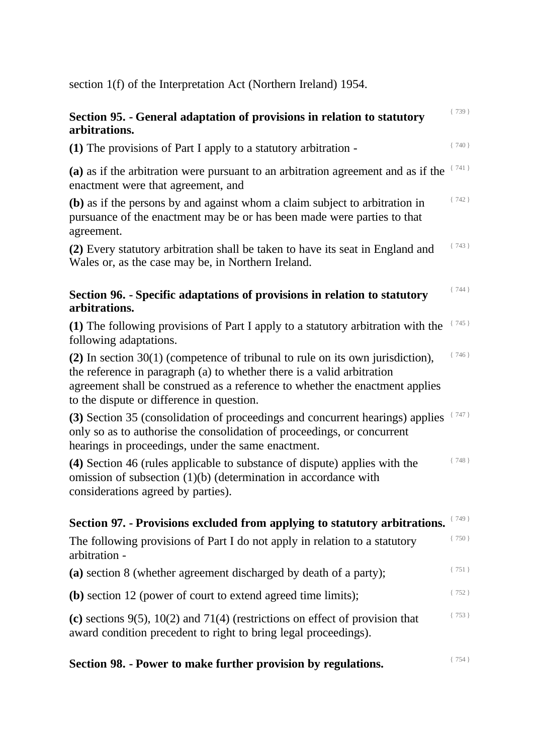section 1(f) of the Interpretation Act (Northern Ireland) 1954.

### Section 95. - General adaptation of provisions in relation to statutory arbitrations.

{ 739 }

**(1)** The provisions of Part I apply to a statutory arbitration - { 740 }

**(a)** as if the arbitration were pursuant to an arbitration agreement and as if the enactment were that agreement, and { 741 }

**(b)** as if the persons by and against whom a claim subject to arbitration in pursuance of the enactment may be or has been made were parties to that agreement. { 742 }

**(2)** Every statutory arbitration shall be taken to have its seat in England and Wales or, as the case may be, in Northern Ireland. { 743 }

### Section 96. - Specific adaptations of provisions in relation to statutory arbitrations.

{ 744 }

**(1)** The following provisions of Part I apply to a statutory arbitration with the following adaptations. { 745 }

**(2)** In section 30(1) (competence of tribunal to rule on its own jurisdiction), the reference in paragraph (a) to whether there is a valid arbitration agreement shall be construed as a reference to whether the enactment applies to the dispute or difference in question. { 746 }

**(3)** Section 35 (consolidation of proceedings and concurrent hearings) applies only so as to authorise the consolidation of proceedings, or concurrent hearings in proceedings, under the same enactment. { 747 }

**(4)** Section 46 (rules applicable to substance of dispute) applies with the omission of subsection (1)(b) (determination in accordance with considerations agreed by parties). { 748 }

### Section 97. - Provisions excluded from applying to statutory arbitrations.

{ 749 }

The following provisions of Part I do not apply in relation to a statutory arbitration - { 750 }

**(a)** section 8 (whether agreement discharged by death of a party); { 751 }

**(b)** section 12 (power of court to extend agreed time limits); { 752 }

**(c)** sections 9(5), 10(2) and 71(4) (restrictions on effect of provision that award condition precedent to right to bring legal proceedings). { 753 }

### Section 98. - Power to make further provision by regulations.

{ 754 }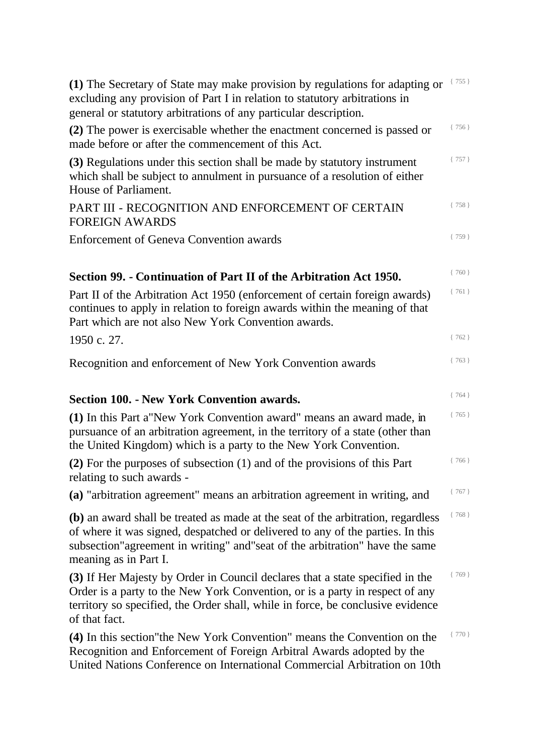**(1)** The Secretary of State may make provision by regulations for adapting or excluding any provision of Part I in relation to statutory arbitrations in general or statutory arbitrations of any particular description.

**(2)** The power is exercisable whether the enactment concerned is passed or made before or after the commencement of this Act.

**(3)** Regulations under this section shall be made by statutory instrument which shall be subject to annulment in pursuance of a resolution of either House of Parliament.

PART III - RECOGNITION AND ENFORCEMENT OF CERTAIN FOREIGN AWARDS

Enforcement of Geneva Convention awards

### Section 99. - Continuation of Part II of the Arbitration Act 1950.

Part II of the Arbitration Act 1950 (enforcement of certain foreign awards) continues to apply in relation to foreign awards within the meaning of that Part which are not also New York Convention awards.

1950 c. 27.

Recognition and enforcement of New York Convention awards

### Section 100. - New York Convention awards.

**(1)** In this Part a"New York Convention award" means an award made, in pursuance of an arbitration agreement, in the territory of a state (other than the United Kingdom) which is a party to the New York Convention.

**(2)** For the purposes of subsection (1) and of the provisions of this Part relating to such awards -

**(a)** "arbitration agreement" means an arbitration agreement in writing, and

**(b)** an award shall be treated as made at the seat of the arbitration, regardless of where it was signed, despatched or delivered to any of the parties. In this subsection"agreement in writing" and"seat of the arbitration" have the same meaning as in Part I.

**(3)** If Her Majesty by Order in Council declares that a state specified in the Order is a party to the New York Convention, or is a party in respect of any territory so specified, the Order shall, while in force, be conclusive evidence of that fact.

**(4)** In this section"the New York Convention" means the Convention on the Recognition and Enforcement of Foreign Arbitral Awards adopted by the United Nations Conference on International Commercial Arbitration on 10th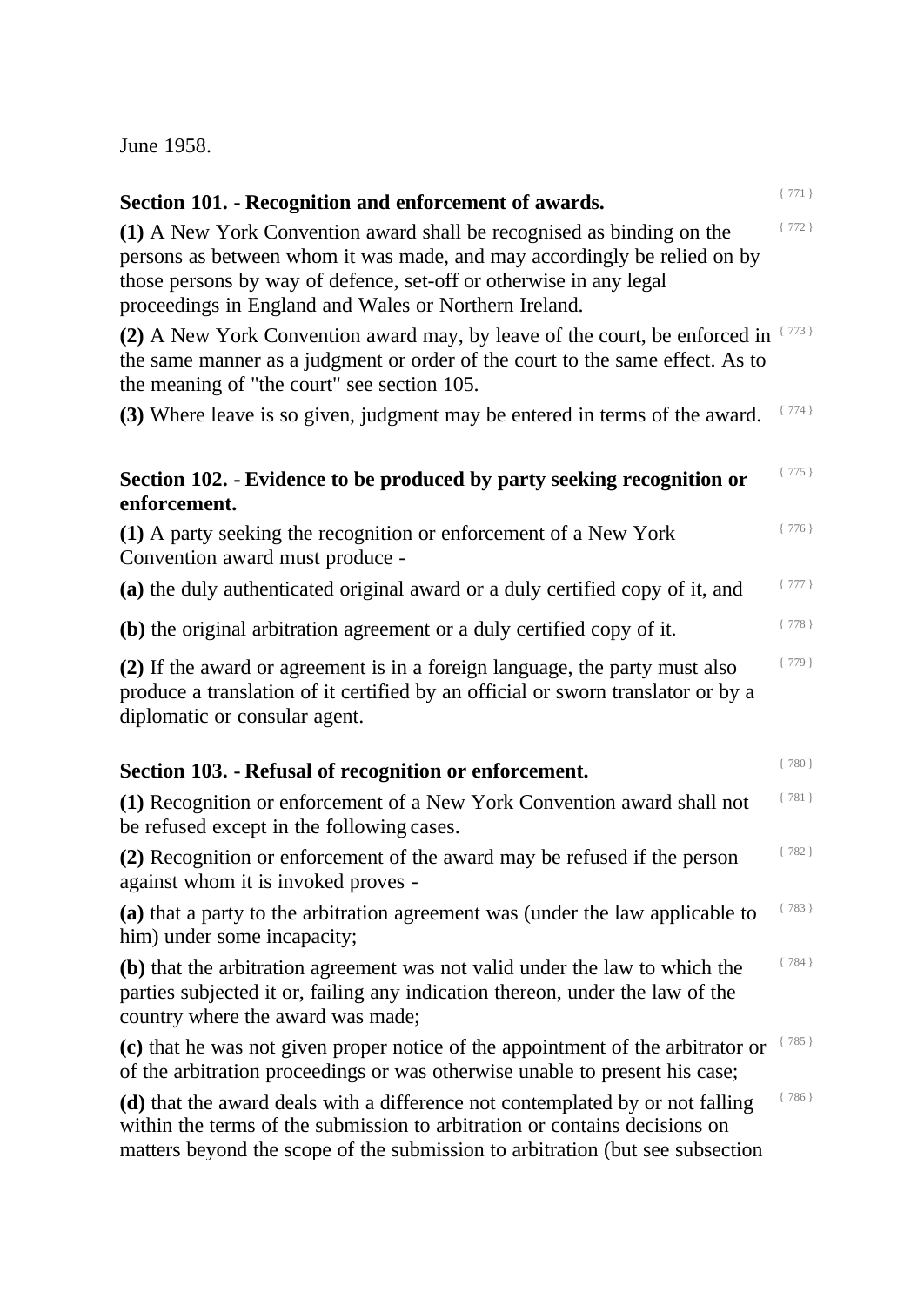June 1958.

### Section 101. - Recognition and enforcement of awards.

**(1)** A New York Convention award shall be recognised as binding on the persons as between whom it was made, and may accordingly be relied on by those persons by way of defence, set-off or otherwise in any legal proceedings in England and Wales or Northern Ireland.

**(2)** A New York Convention award may, by leave of the court, be enforced in the same manner as a judgment or order of the court to the same effect. As to the meaning of "the court" see section 105.

**(3)** Where leave is so given, judgment may be entered in terms of the award.

### Section 102. - Evidence to be produced by party seeking recognition or enforcement.

**(1)** A party seeking the recognition or enforcement of a New York Convention award must produce -

**(a)** the duly authenticated original award or a duly certified copy of it, and

**(b)** the original arbitration agreement or a duly certified copy of it.

**(2)** If the award or agreement is in a foreign language, the party must also produce a translation of it certified by an official or sworn translator or by a diplomatic or consular agent.

### Section 103. - Refusal of recognition or enforcement.

**(1)** Recognition or enforcement of a New York Convention award shall not be refused except in the following cases.

**(2)** Recognition or enforcement of the award may be refused if the person against whom it is invoked proves -

**(a)** that a party to the arbitration agreement was (under the law applicable to him) under some incapacity;

**(b)** that the arbitration agreement was not valid under the law to which the parties subjected it or, failing any indication thereon, under the law of the country where the award was made;

**(c)** that he was not given proper notice of the appointment of the arbitrator or of the arbitration proceedings or was otherwise unable to present his case;

**(d)** that the award deals with a difference not contemplated by or not falling within the terms of the submission to arbitration or contains decisions on matters beyond the scope of the submission to arbitration (but see subsection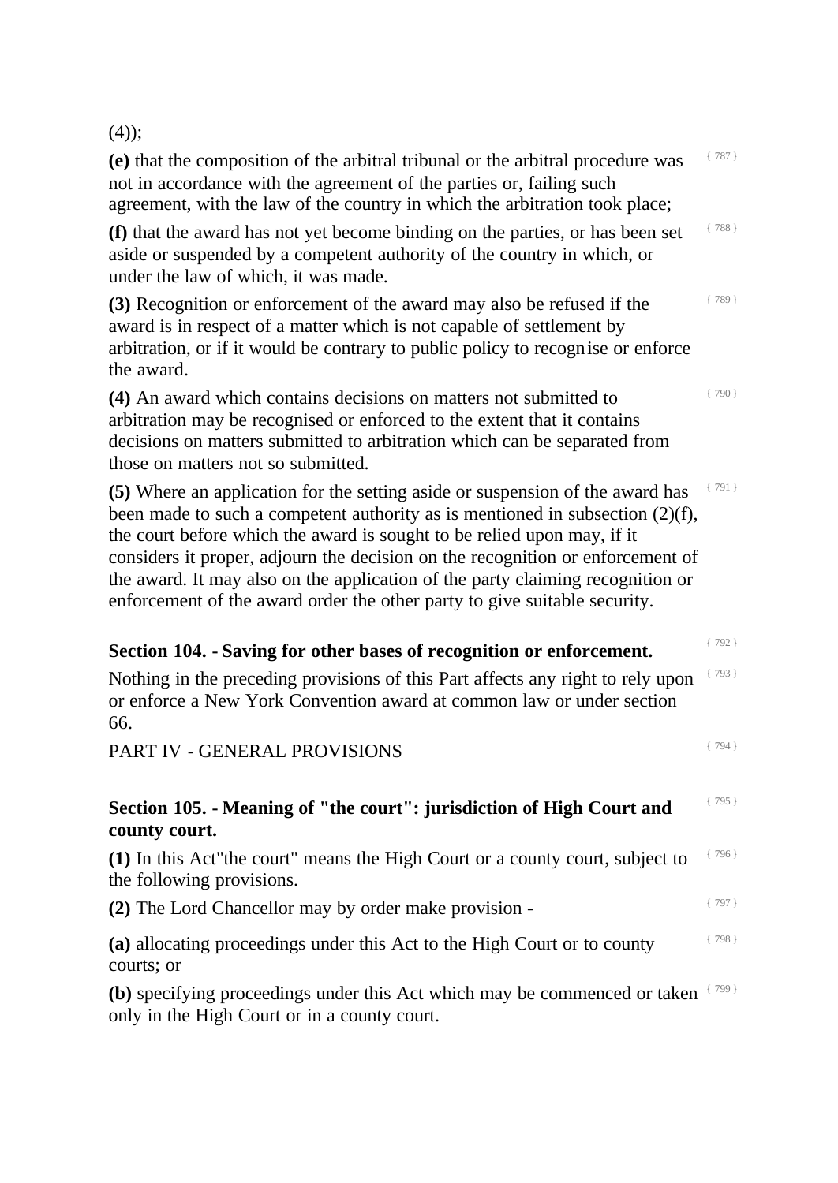(4));

**(e)** that the composition of the arbitral tribunal or the arbitral procedure was not in accordance with the agreement of the parties or, failing such agreement, with the law of the country in which the arbitration took place;

**(f)** that the award has not yet become binding on the parties, or has been set aside or suspended by a competent authority of the country in which, or under the law of which, it was made.

**(3)** Recognition or enforcement of the award may also be refused if the award is in respect of a matter which is not capable of settlement by arbitration, or if it would be contrary to public policy to recognise or enforce the award.

**(4)** An award which contains decisions on matters not submitted to arbitration may be recognised or enforced to the extent that it contains decisions on matters submitted to arbitration which can be separated from those on matters not so submitted.

**(5)** Where an application for the setting aside or suspension of the award has been made to such a competent authority as is mentioned in subsection (2)(f), the court before which the award is sought to be relied upon may, if it considers it proper, adjourn the decision on the recognition or enforcement of the award. It may also on the application of the party claiming recognition or enforcement of the award order the other party to give suitable security.

### Section 104. - Saving for other bases of recognition or enforcement.

Nothing in the preceding provisions of this Part affects any right to rely upon or enforce a New York Convention award at common law or under section 66.

## PART IV - GENERAL PROVISIONS

### Section 105. - Meaning of "the court": jurisdiction of High Court and county court.

**(1)** In this Act"the court" means the High Court or a county court, subject to the following provisions.

**(2)** The Lord Chancellor may by order make provision -

**(a)** allocating proceedings under this Act to the High Court or to county courts; or

**(b)** specifying proceedings under this Act which may be commenced or taken only in the High Court or in a county court.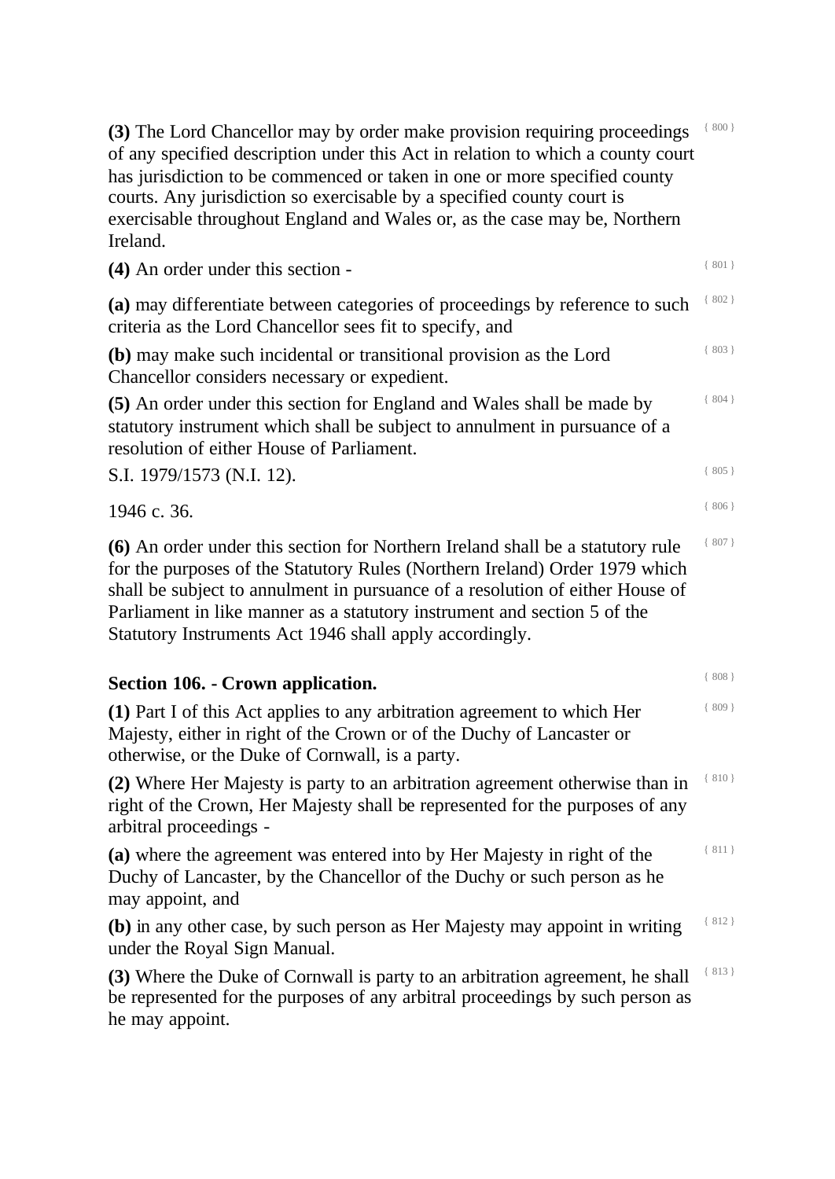**(3)** The Lord Chancellor may by order make provision requiring proceedings of any specified description under this Act in relation to which a county court has jurisdiction to be commenced or taken in one or more specified county courts. Any jurisdiction so exercisable by a specified county court is exercisable throughout England and Wales or, as the case may be, Northern Ireland. { 800 }

**(4)** An order under this section - { 801 }

**(a)** may differentiate between categories of proceedings by reference to such criteria as the Lord Chancellor sees fit to specify, and { 802 }

**(b)** may make such incidental or transitional provision as the Lord Chancellor considers necessary or expedient. { 803 }

**(5)** An order under this section for England and Wales shall be made by statutory instrument which shall be subject to annulment in pursuance of a resolution of either House of Parliament. { 804 }

S.I. 1979/1573 (N.I. 12). { 805 }

1946 c. 36. { 806 }

**(6)** An order under this section for Northern Ireland shall be a statutory rule for the purposes of the Statutory Rules (Northern Ireland) Order 1979 which shall be subject to annulment in pursuance of a resolution of either House of Parliament in like manner as a statutory instrument and section 5 of the Statutory Instruments Act 1946 shall apply accordingly. { 807 }

## Section 106. - Crown application. { 808 }

**(1)** Part I of this Act applies to any arbitration agreement to which Her Majesty, either in right of the Crown or of the Duchy of Lancaster or otherwise, or the Duke of Cornwall, is a party. { 809 }

**(2)** Where Her Majesty is party to an arbitration agreement otherwise than in right of the Crown, Her Majesty shall be represented for the purposes of any arbitral proceedings - { 810 }

**(a)** where the agreement was entered into by Her Majesty in right of the Duchy of Lancaster, by the Chancellor of the Duchy or such person as he may appoint, and { 811 }

**(b)** in any other case, by such person as Her Majesty may appoint in writing under the Royal Sign Manual. { 812 }

**(3)** Where the Duke of Cornwall is party to an arbitration agreement, he shall be represented for the purposes of any arbitral proceedings by such person as he may appoint. { 813 }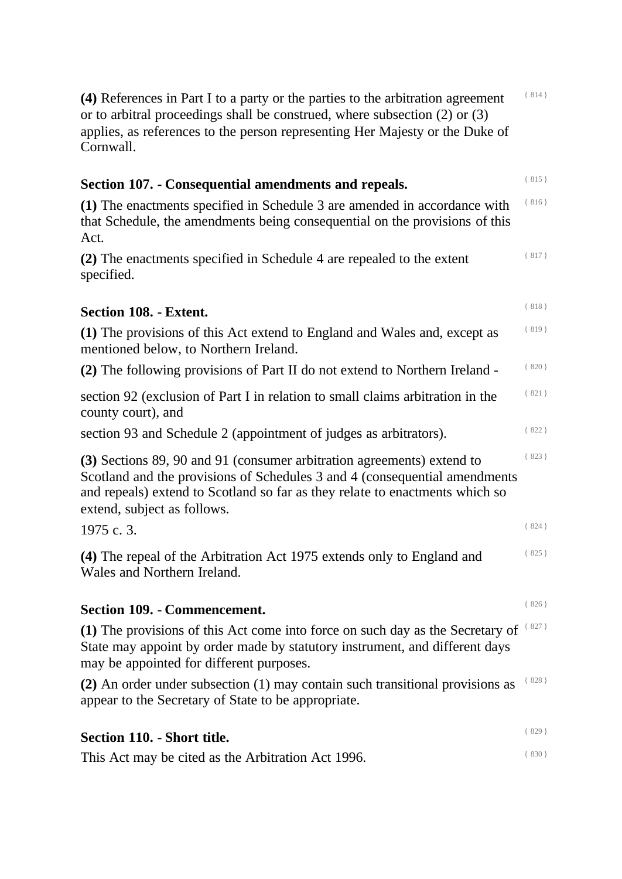**(4)** References in Part I to a party or the parties to the arbitration agreement or to arbitral proceedings shall be construed, where subsection (2) or (3) applies, as references to the person representing Her Majesty or the Duke of Cornwall.

### Section 107. - Consequential amendments and repeals.

**(1)** The enactments specified in Schedule 3 are amended in accordance with that Schedule, the amendments being consequential on the provisions of this Act.

**(2)** The enactments specified in Schedule 4 are repealed to the extent specified.

### Section 108. - Extent.

**(1)** The provisions of this Act extend to England and Wales and, except as mentioned below, to Northern Ireland.

**(2)** The following provisions of Part II do not extend to Northern Ireland -

section 92 (exclusion of Part I in relation to small claims arbitration in the county court), and

section 93 and Schedule 2 (appointment of judges as arbitrators).

**(3)** Sections 89, 90 and 91 (consumer arbitration agreements) extend to Scotland and the provisions of Schedules 3 and 4 (consequential amendments and repeals) extend to Scotland so far as they relate to enactments which so extend, subject as follows.

1975 c. 3.

**(4)** The repeal of the Arbitration Act 1975 extends only to England and Wales and Northern Ireland.

### Section 109. - Commencement.

**(1)** The provisions of this Act come into force on such day as the Secretary of State may appoint by order made by statutory instrument, and different days may be appointed for different purposes.

**(2)** An order under subsection (1) may contain such transitional provisions as appear to the Secretary of State to be appropriate.

### Section 110. - Short title.

This Act may be cited as the Arbitration Act 1996.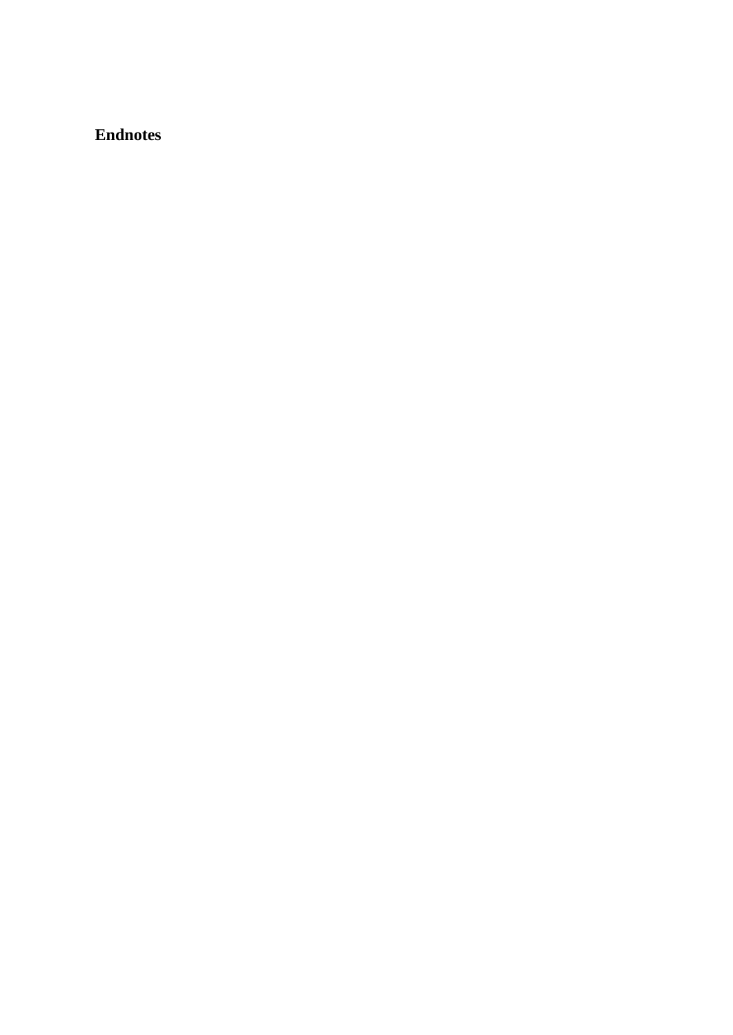**Endnotes**